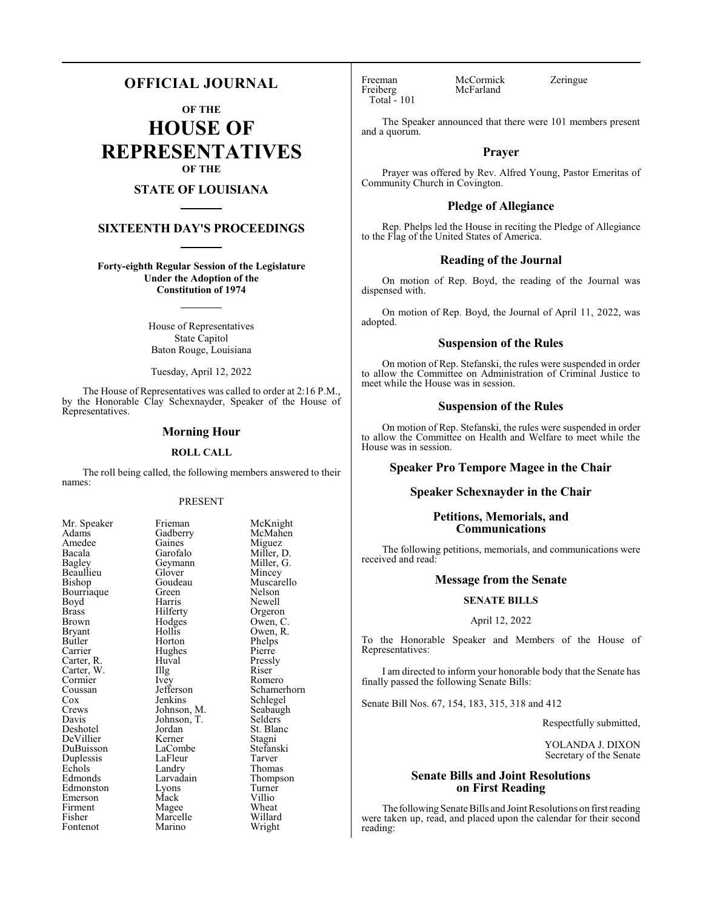# OFFICIAL JOURNAL

## OF THE

# HOUSE OF REPRESENTATIVES

## OF THE

## STATE OF LOUISIANA

## SIXTEENTH DAY'S PROCEEDINGS

**Forty-eighth Regular Session of the Legislature Under the Adoption of the Constitution of 1974**

House of Representatives
State Capitol
Baton Rouge, Louisiana

Tuesday, April 12, 2022

The House of Representatives was called to order at 2:16 P.M., by the Honorable Clay Schexnayder, Speaker of the House of Representatives.

### Morning Hour

#### ROLL CALL

The roll being called, the following members answered to their names:

PRESENT

| | | |
|---|---|---|
| Mr. Speaker | Frieman | McKnight |
| Adams | Gadberry | McMahen |
| Amedee | Gaines | Miguez |
| Bacala | Garofalo | Miller, D. |
| Bagley | Geymann | Miller, G. |
| Beaullieu | Glover | Mincey |
| Bishop | Goudeau | Muscarello |
| Bourriaque | Green | Nelson |
| Boyd | Harris | Newell |
| Brass | Hilferty | Orgeron |
| Brown | Hodges | Owen, C. |
| Bryant | Hollis | Owen, R. |
| Butler | Horton | Phelps |
| Carrier | Hughes | Pierre |
| Carter, R. | Huval | Pressly |
| Carter, W. | Illg | Riser |
| Cormier | Ivey | Romero |
| Coussan | Jefferson | Schamerhorn |
| Cox | Jenkins | Schlegel |
| Crews | Johnson, M. | Seabaugh |
| Davis | Johnson, T. | Selders |
| Deshotel | Jordan | St. Blanc |
| DeVillier | Kerner | Stagni |
| DuBuisson | LaCombe | Stefanski |
| Duplessis | LaFleur | Tarver |
| Echols | Landry | Thomas |
| Edmonds | Larvadain | Thompson |
| Edmonston | Lyons | Turner |
| Emerson | Mack | Villio |
| Firment | Magee | Wheat |
| Fisher | Marcelle | Willard |
| Fontenot | Marino | Wright |
| Freeman | McCormick | Zeringue |
| Freiberg | McFarland | |

Total - 101

The Speaker announced that there were 101 members present and a quorum.

### Prayer

Prayer was offered by Rev. Alfred Young, Pastor Emeritas of Community Church in Covington.

### Pledge of Allegiance

Rep. Phelps led the House in reciting the Pledge of Allegiance to the Flag of the United States of America.

### Reading of the Journal

On motion of Rep. Boyd, the reading of the Journal was dispensed with.

On motion of Rep. Boyd, the Journal of April 11, 2022, was adopted.

### Suspension of the Rules

On motion of Rep. Stefanski, the rules were suspended in order to allow the Committee on Administration of Criminal Justice to meet while the House was in session.

### Suspension of the Rules

On motion of Rep. Stefanski, the rules were suspended in order to allow the Committee on Health and Welfare to meet while the House was in session.

### Speaker Pro Tempore Magee in the Chair

### Speaker Schexnayder in the Chair

### Petitions, Memorials, and Communications

The following petitions, memorials, and communications were received and read:

### Message from the Senate

#### SENATE BILLS

April 12, 2022

To the Honorable Speaker and Members of the House of Representatives:

I am directed to inform your honorable body that the Senate has finally passed the following Senate Bills:

Senate Bill Nos. 67, 154, 183, 315, 318 and 412

Respectfully submitted,

YOLANDA J. DIXON
Secretary of the Senate

### Senate Bills and Joint Resolutions on First Reading

The following Senate Bills and Joint Resolutions on first reading were taken up, read, and placed upon the calendar for their second reading: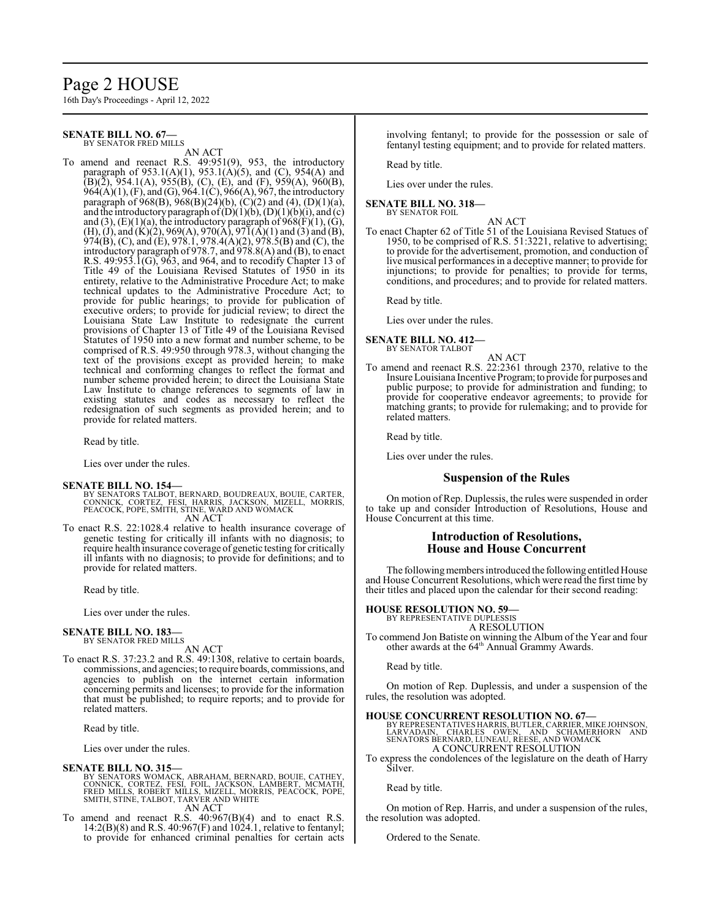**SENATE BILL NO. 67—**
BY SENATOR FRED MILLS

AN ACT

To amend and reenact R.S. 49:951(9), 953, the introductory paragraph of 953.1(A)(1), 953.1(A)(5), and (C), 954(A) and (B)(2), 954.1(A), 955(B), (C), (E), and (F), 959(A), 960(B), 964(A)(1), (F), and (G), 964.1(C), 966(A), 967, the introductory paragraph of 968(B), 968(B)(24)(b), (C)(2) and (4), (D)(1)(a), and the introductory paragraph of (D)(1)(b), (D)(1)(b)(i), and (c) and (3), (E)(1)(a), the introductory paragraph of 968(F)(1), (G), (H), (J), and (K)(2), 969(A), 970(A), 971(A)(1) and (3) and (B), 974(B), (C), and (E), 978.1, 978.4(A)(2), 978.5(B) and (C), the introductory paragraph of 978.7, and 978.8(A) and (B), to enact R.S. 49:953.1(G), 963, and 964, and to recodify Chapter 13 of Title 49 of the Louisiana Revised Statutes of 1950 in its entirety, relative to the Administrative Procedure Act; to make technical updates to the Administrative Procedure Act; to provide for public hearings; to provide for publication of executive orders; to provide for judicial review; to direct the Louisiana State Law Institute to redesignate the current provisions of Chapter 13 of Title 49 of the Louisiana Revised Statutes of 1950 into a new format and number scheme, to be comprised of R.S. 49:950 through 978.3, without changing the text of the provisions except as provided herein; to make technical and conforming changes to reflect the format and number scheme provided herein; to direct the Louisiana State Law Institute to change references to segments of law in existing statutes and codes as necessary to reflect the redesignation of such segments as provided herein; and to provide for related matters.

Read by title.

Lies over under the rules.

**SENATE BILL NO. 154—**
BY SENATORS TALBOT, BERNARD, BOUDREAUX, BOUIE, CARTER, CONNICK, CORTEZ, FESI, HARRIS, JACKSON, MIZELL, MORRIS, PEACOCK, POPE, SMITH, STINE, WARD AND WOMACK

AN ACT

To enact R.S. 22:1028.4 relative to health insurance coverage of genetic testing for critically ill infants with no diagnosis; to require health insurance coverage of genetic testing for critically ill infants with no diagnosis; to provide for definitions; and to provide for related matters.

Read by title.

Lies over under the rules.

**SENATE BILL NO. 183—**
BY SENATOR FRED MILLS

AN ACT

To enact R.S. 37:23.2 and R.S. 49:1308, relative to certain boards, commissions, and agencies; to require boards, commissions, and agencies to publish on the internet certain information concerning permits and licenses; to provide for the information that must be published; to require reports; and to provide for related matters.

Read by title.

Lies over under the rules.

**SENATE BILL NO. 315—**
BY SENATORS WOMACK, ABRAHAM, BERNARD, BOUIE, CATHEY, CONNICK, CORTEZ, FESI, FOIL, JACKSON, LAMBERT, MCMATH, FRED MILLS, ROBERT MILLS, MIZELL, MORRIS, PEACOCK, POPE, SMITH, STINE, TALBOT, TARVER AND WHITE

AN ACT

To amend and reenact R.S. 40:967(B)(4) and to enact R.S. 14:2(B)(8) and R.S. 40:967(F) and 1024.1, relative to fentanyl; to provide for enhanced criminal penalties for certain acts involving fentanyl; to provide for the possession or sale of fentanyl testing equipment; and to provide for related matters.

Read by title.

Lies over under the rules.

**SENATE BILL NO. 318—**
BY SENATOR FOIL

AN ACT

To enact Chapter 62 of Title 51 of the Louisiana Revised Statues of 1950, to be comprised of R.S. 51:3221, relative to advertising; to provide for the advertisement, promotion, and conduction of live musical performances in a deceptive manner; to provide for injunctions; to provide for penalties; to provide for terms, conditions, and procedures; and to provide for related matters.

Read by title.

Lies over under the rules.

**SENATE BILL NO. 412—**
BY SENATOR TALBOT

AN ACT

To amend and reenact R.S. 22:2361 through 2370, relative to the Insure Louisiana Incentive Program; to provide for purposes and public purpose; to provide for administration and funding; to provide for cooperative endeavor agreements; to provide for matching grants; to provide for rulemaking; and to provide for related matters.

Read by title.

Lies over under the rules.

## Suspension of the Rules

On motion of Rep. Duplessis, the rules were suspended in order to take up and consider Introduction of Resolutions, House and House Concurrent at this time.

## Introduction of Resolutions, House and House Concurrent

The following members introduced the following entitled House and House Concurrent Resolutions, which were read the first time by their titles and placed upon the calendar for their second reading:

**HOUSE RESOLUTION NO. 59—**
BY REPRESENTATIVE DUPLESSIS

A RESOLUTION

To commend Jon Batiste on winning the Album of the Year and four other awards at the 64th Annual Grammy Awards.

Read by title.

On motion of Rep. Duplessis, and under a suspension of the rules, the resolution was adopted.

**HOUSE CONCURRENT RESOLUTION NO. 67—**
BY REPRESENTATIVES HARRIS, BUTLER, CARRIER, MIKE JOHNSON, LARVADAIN, CHARLES OWEN, AND SCHAMERHORN AND SENATORS BERNARD, LUNEAU, REESE, AND WOMACK

A CONCURRENT RESOLUTION

To express the condolences of the legislature on the death of Harry Silver.

Read by title.

On motion of Rep. Harris, and under a suspension of the rules, the resolution was adopted.

Ordered to the Senate.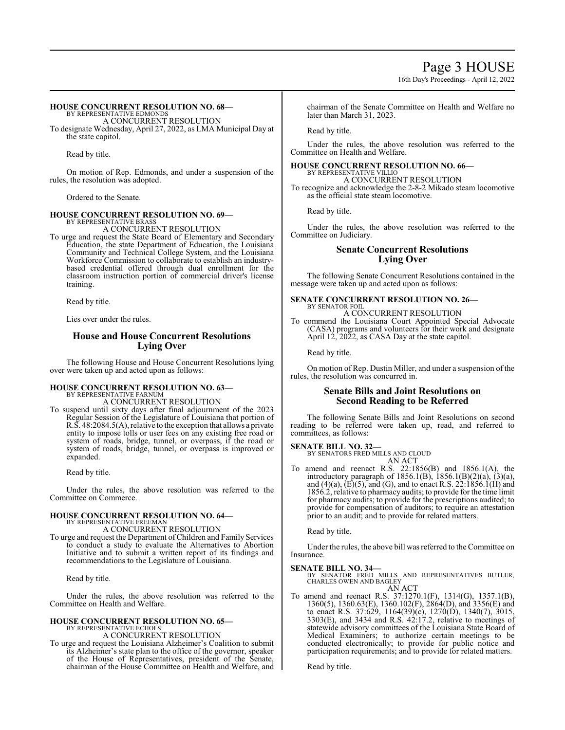**HOUSE CONCURRENT RESOLUTION NO. 68—**
BY REPRESENTATIVE EDMONDS
A CONCURRENT RESOLUTION
To designate Wednesday, April 27, 2022, as LMA Municipal Day at the state capitol.

Read by title.

On motion of Rep. Edmonds, and under a suspension of the rules, the resolution was adopted.

Ordered to the Senate.

**HOUSE CONCURRENT RESOLUTION NO. 69—**
BY REPRESENTATIVE BRASS
A CONCURRENT RESOLUTION
To urge and request the State Board of Elementary and Secondary Education, the state Department of Education, the Louisiana Community and Technical College System, and the Louisiana Workforce Commission to collaborate to establish an industry-based credential offered through dual enrollment for the classroom instruction portion of commercial driver's license training.

Read by title.

Lies over under the rules.

## House and House Concurrent Resolutions Lying Over

The following House and House Concurrent Resolutions lying over were taken up and acted upon as follows:

**HOUSE CONCURRENT RESOLUTION NO. 63—**
BY REPRESENTATIVE FARNUM
A CONCURRENT RESOLUTION
To suspend until sixty days after final adjournment of the 2023 Regular Session of the Legislature of Louisiana that portion of R.S. 48:2084.5(A), relative to the exception that allows a private entity to impose tolls or user fees on any existing free road or system of roads, bridge, tunnel, or overpass, if the road or system of roads, bridge, tunnel, or overpass is improved or expanded.

Read by title.

Under the rules, the above resolution was referred to the Committee on Commerce.

**HOUSE CONCURRENT RESOLUTION NO. 64—**
BY REPRESENTATIVE FREEMAN
A CONCURRENT RESOLUTION
To urge and request the Department of Children and Family Services to conduct a study to evaluate the Alternatives to Abortion Initiative and to submit a written report of its findings and recommendations to the Legislature of Louisiana.

Read by title.

Under the rules, the above resolution was referred to the Committee on Health and Welfare.

**HOUSE CONCURRENT RESOLUTION NO. 65—**
BY REPRESENTATIVE ECHOLS
A CONCURRENT RESOLUTION
To urge and request the Louisiana Alzheimer's Coalition to submit its Alzheimer's state plan to the office of the governor, speaker of the House of Representatives, president of the Senate, chairman of the House Committee on Health and Welfare, and chairman of the Senate Committee on Health and Welfare no later than March 31, 2023.

Read by title.

Under the rules, the above resolution was referred to the Committee on Health and Welfare.

**HOUSE CONCURRENT RESOLUTION NO. 66—**
BY REPRESENTATIVE VILLIO
A CONCURRENT RESOLUTION
To recognize and acknowledge the 2-8-2 Mikado steam locomotive as the official state steam locomotive.

Read by title.

Under the rules, the above resolution was referred to the Committee on Judiciary.

## Senate Concurrent Resolutions Lying Over

The following Senate Concurrent Resolutions contained in the message were taken up and acted upon as follows:

**SENATE CONCURRENT RESOLUTION NO. 26—**
BY SENATOR FOIL
A CONCURRENT RESOLUTION
To commend the Louisiana Court Appointed Special Advocate (CASA) programs and volunteers for their work and designate April 12, 2022, as CASA Day at the state capitol.

Read by title.

On motion of Rep. Dustin Miller, and under a suspension of the rules, the resolution was concurred in.

## Senate Bills and Joint Resolutions on Second Reading to be Referred

The following Senate Bills and Joint Resolutions on second reading to be referred were taken up, read, and referred to committees, as follows:

**SENATE BILL NO. 32—**
BY SENATORS FRED MILLS AND CLOUD
AN ACT
To amend and reenact R.S. 22:1856(B) and 1856.1(A), the introductory paragraph of 1856.1(B), 1856.1(B)(2)(a), (3)(a), and (4)(a), (E)(5), and (G), and to enact R.S. 22:1856.1(H) and 1856.2, relative to pharmacy audits; to provide for the time limit for pharmacy audits; to provide for the prescriptions audited; to provide for compensation of auditors; to require an attestation prior to an audit; and to provide for related matters.

Read by title.

Under the rules, the above bill was referred to the Committee on Insurance.

**SENATE BILL NO. 34—**
BY SENATOR FRED MILLS AND REPRESENTATIVES BUTLER, CHARLES OWEN AND BAGLEY
AN ACT
To amend and reenact R.S. 37:1270.1(F), 1314(G), 1357.1(B), 1360(5), 1360.63(E), 1360.102(F), 2864(D), and 3356(E) and to enact R.S. 37:629, 1164(39)(c), 1270(D), 1340(7), 3015, 3303(E), and 3434 and R.S. 42:17.2, relative to meetings of statewide advisory committees of the Louisiana State Board of Medical Examiners; to authorize certain meetings to be conducted electronically; to provide for public notice and participation requirements; and to provide for related matters.

Read by title.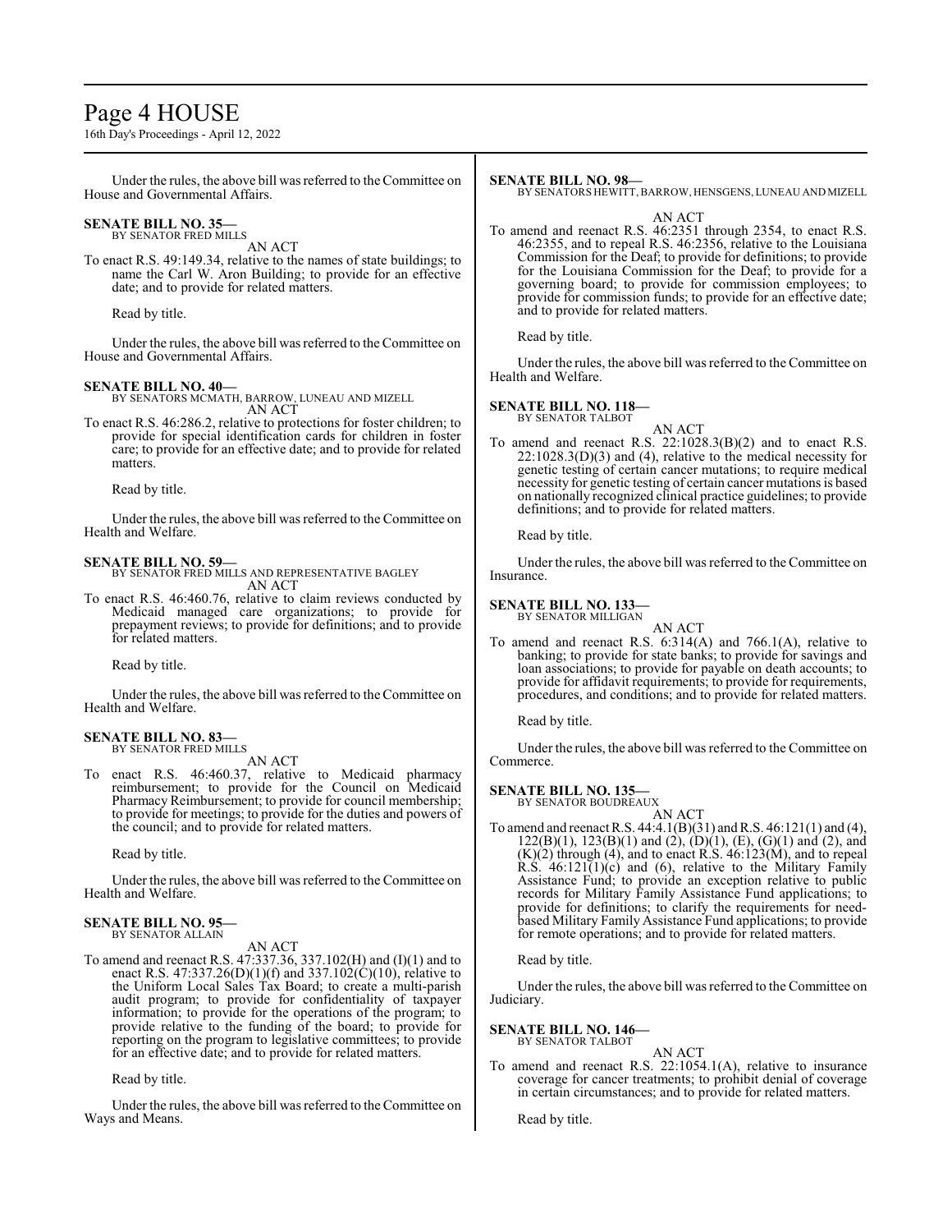Under the rules, the above bill was referred to the Committee on House and Governmental Affairs.

**SENATE BILL NO. 35—**
BY SENATOR FRED MILLS

AN ACT

To enact R.S. 49:149.34, relative to the names of state buildings; to name the Carl W. Aron Building; to provide for an effective date; and to provide for related matters.

Read by title.

Under the rules, the above bill was referred to the Committee on House and Governmental Affairs.

**SENATE BILL NO. 40—**
BY SENATORS MCMATH, BARROW, LUNEAU AND MIZELL

AN ACT

To enact R.S. 46:286.2, relative to protections for foster children; to provide for special identification cards for children in foster care; to provide for an effective date; and to provide for related matters.

Read by title.

Under the rules, the above bill was referred to the Committee on Health and Welfare.

**SENATE BILL NO. 59—**
BY SENATOR FRED MILLS AND REPRESENTATIVE BAGLEY

AN ACT

To enact R.S. 46:460.76, relative to claim reviews conducted by Medicaid managed care organizations; to provide for prepayment reviews; to provide for definitions; and to provide for related matters.

Read by title.

Under the rules, the above bill was referred to the Committee on Health and Welfare.

**SENATE BILL NO. 83—**
BY SENATOR FRED MILLS

AN ACT

To enact R.S. 46:460.37, relative to Medicaid pharmacy reimbursement; to provide for the Council on Medicaid Pharmacy Reimbursement; to provide for council membership; to provide for meetings; to provide for the duties and powers of the council; and to provide for related matters.

Read by title.

Under the rules, the above bill was referred to the Committee on Health and Welfare.

**SENATE BILL NO. 95—**
BY SENATOR ALLAIN

AN ACT

To amend and reenact R.S. 47:337.36, 337.102(H) and (I)(1) and to enact R.S. 47:337.26(D)(1)(f) and 337.102(C)(10), relative to the Uniform Local Sales Tax Board; to create a multi-parish audit program; to provide for confidentiality of taxpayer information; to provide for the operations of the program; to provide relative to the funding of the board; to provide for reporting on the program to legislative committees; to provide for an effective date; and to provide for related matters.

Read by title.

Under the rules, the above bill was referred to the Committee on Ways and Means.

**SENATE BILL NO. 98—**
BY SENATORS HEWITT, BARROW, HENSGENS, LUNEAU AND MIZELL

AN ACT

To amend and reenact R.S. 46:2351 through 2354, to enact R.S. 46:2355, and to repeal R.S. 46:2356, relative to the Louisiana Commission for the Deaf; to provide for definitions; to provide for the Louisiana Commission for the Deaf; to provide for a governing board; to provide for commission employees; to provide for commission funds; to provide for an effective date; and to provide for related matters.

Read by title.

Under the rules, the above bill was referred to the Committee on Health and Welfare.

**SENATE BILL NO. 118—**
BY SENATOR TALBOT

AN ACT

To amend and reenact R.S. 22:1028.3(B)(2) and to enact R.S. 22:1028.3(D)(3) and (4), relative to the medical necessity for genetic testing of certain cancer mutations; to require medical necessity for genetic testing of certain cancer mutations is based on nationally recognized clinical practice guidelines; to provide definitions; and to provide for related matters.

Read by title.

Under the rules, the above bill was referred to the Committee on Insurance.

**SENATE BILL NO. 133—**
BY SENATOR MILLIGAN

AN ACT

To amend and reenact R.S. 6:314(A) and 766.1(A), relative to banking; to provide for state banks; to provide for savings and loan associations; to provide for payable on death accounts; to provide for affidavit requirements; to provide for requirements, procedures, and conditions; and to provide for related matters.

Read by title.

Under the rules, the above bill was referred to the Committee on Commerce.

**SENATE BILL NO. 135—**
BY SENATOR BOUDREAUX

AN ACT

To amend and reenact R.S. 44:4.1(B)(31) and R.S. 46:121(1) and (4), 122(B)(1), 123(B)(1) and (2), (D)(1), (E), (G)(1) and (2), and (K)(2) through (4), and to enact R.S. 46:123(M), and to repeal R.S. 46:121(1)(c) and (6), relative to the Military Family Assistance Fund; to provide an exception relative to public records for Military Family Assistance Fund applications; to provide for definitions; to clarify the requirements for need-based Military Family Assistance Fund applications; to provide for remote operations; and to provide for related matters.

Read by title.

Under the rules, the above bill was referred to the Committee on Judiciary.

**SENATE BILL NO. 146—**
BY SENATOR TALBOT

AN ACT

To amend and reenact R.S. 22:1054.1(A), relative to insurance coverage for cancer treatments; to prohibit denial of coverage in certain circumstances; and to provide for related matters.

Read by title.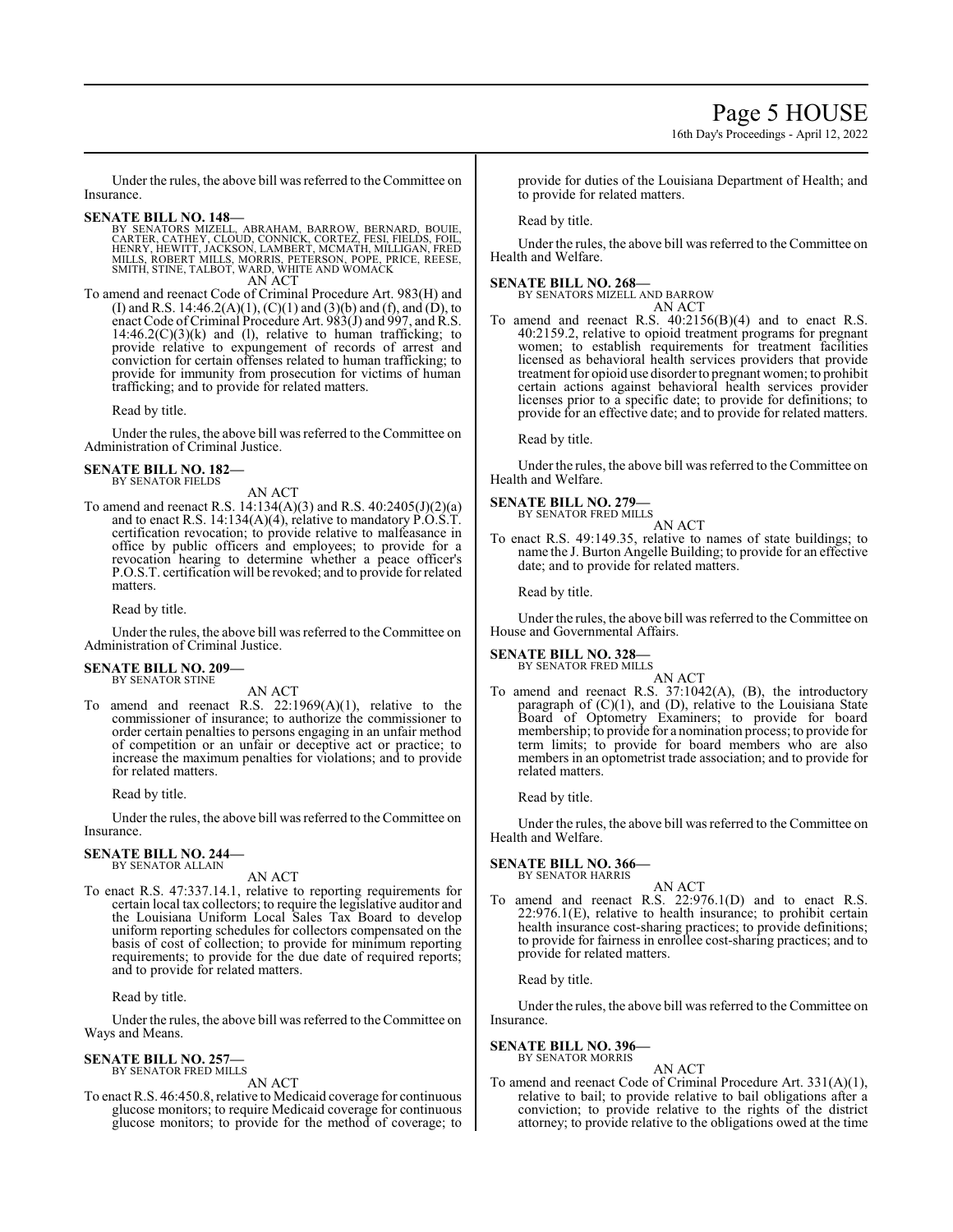Under the rules, the above bill was referred to the Committee on Insurance.

**SENATE BILL NO. 148—**
BY SENATORS MIZELL, ABRAHAM, BARROW, BERNARD, BOUIE, CARTER, CATHEY, CLOUD, CONNICK, CORTEZ, FESI, FIELDS, FOIL, HENRY, HEWITT, JACKSON, LAMBERT, MCMATH, MILLIGAN, FRED MILLS, ROBERT MILLS, MORRIS, PETERSON, POPE, PRICE, REESE, SMITH, STINE, TALBOT, WARD, WHITE AND WOMACK

AN ACT

To amend and reenact Code of Criminal Procedure Art. 983(H) and (I) and R.S. 14:46.2(A)(1), (C)(1) and (3)(b) and (f), and (D), to enact Code of Criminal Procedure Art. 983(J) and 997, and R.S. 14:46.2(C)(3)(k) and (l), relative to human trafficking; to provide relative to expungement of records of arrest and conviction for certain offenses related to human trafficking; to provide for immunity from prosecution for victims of human trafficking; and to provide for related matters.

Read by title.

Under the rules, the above bill was referred to the Committee on Administration of Criminal Justice.

**SENATE BILL NO. 182—**
BY SENATOR FIELDS

AN ACT

To amend and reenact R.S. 14:134(A)(3) and R.S. 40:2405(J)(2)(a) and to enact R.S. 14:134(A)(4), relative to mandatory P.O.S.T. certification revocation; to provide relative to malfeasance in office by public officers and employees; to provide for a revocation hearing to determine whether a peace officer's P.O.S.T. certification will be revoked; and to provide for related matters.

Read by title.

Under the rules, the above bill was referred to the Committee on Administration of Criminal Justice.

**SENATE BILL NO. 209—**
BY SENATOR STINE

AN ACT

To amend and reenact R.S. 22:1969(A)(1), relative to the commissioner of insurance; to authorize the commissioner to order certain penalties to persons engaging in an unfair method of competition or an unfair or deceptive act or practice; to increase the maximum penalties for violations; and to provide for related matters.

Read by title.

Under the rules, the above bill was referred to the Committee on Insurance.

**SENATE BILL NO. 244—**
BY SENATOR ALLAIN

AN ACT

To enact R.S. 47:337.14.1, relative to reporting requirements for certain local tax collectors; to require the legislative auditor and the Louisiana Uniform Local Sales Tax Board to develop uniform reporting schedules for collectors compensated on the basis of cost of collection; to provide for minimum reporting requirements; to provide for the due date of required reports; and to provide for related matters.

Read by title.

Under the rules, the above bill was referred to the Committee on Ways and Means.

**SENATE BILL NO. 257—**
BY SENATOR FRED MILLS

AN ACT

To enact R.S. 46:450.8, relative to Medicaid coverage for continuous glucose monitors; to require Medicaid coverage for continuous glucose monitors; to provide for the method of coverage; to provide for duties of the Louisiana Department of Health; and to provide for related matters.

Read by title.

Under the rules, the above bill was referred to the Committee on Health and Welfare.

**SENATE BILL NO. 268—**
BY SENATORS MIZELL AND BARROW

AN ACT

To amend and reenact R.S. 40:2156(B)(4) and to enact R.S. 40:2159.2, relative to opioid treatment programs for pregnant women; to establish requirements for treatment facilities licensed as behavioral health services providers that provide treatment for opioid use disorder to pregnant women; to prohibit certain actions against behavioral health services provider licenses prior to a specific date; to provide for definitions; to provide for an effective date; and to provide for related matters.

Read by title.

Under the rules, the above bill was referred to the Committee on Health and Welfare.

**SENATE BILL NO. 279—**
BY SENATOR FRED MILLS

AN ACT

To enact R.S. 49:149.35, relative to names of state buildings; to name the J. Burton Angelle Building; to provide for an effective date; and to provide for related matters.

Read by title.

Under the rules, the above bill was referred to the Committee on House and Governmental Affairs.

**SENATE BILL NO. 328—**
BY SENATOR FRED MILLS

AN ACT

To amend and reenact R.S. 37:1042(A), (B), the introductory paragraph of (C)(1), and (D), relative to the Louisiana State Board of Optometry Examiners; to provide for board membership; to provide for a nomination process; to provide for term limits; to provide for board members who are also members in an optometrist trade association; and to provide for related matters.

Read by title.

Under the rules, the above bill was referred to the Committee on Health and Welfare.

**SENATE BILL NO. 366—**
BY SENATOR HARRIS

AN ACT

To amend and reenact R.S. 22:976.1(D) and to enact R.S. 22:976.1(E), relative to health insurance; to prohibit certain health insurance cost-sharing practices; to provide definitions; to provide for fairness in enrollee cost-sharing practices; and to provide for related matters.

Read by title.

Under the rules, the above bill was referred to the Committee on Insurance.

**SENATE BILL NO. 396—**
BY SENATOR MORRIS

AN ACT

To amend and reenact Code of Criminal Procedure Art. 331(A)(1), relative to bail; to provide relative to bail obligations after a conviction; to provide relative to the rights of the district attorney; to provide relative to the obligations owed at the time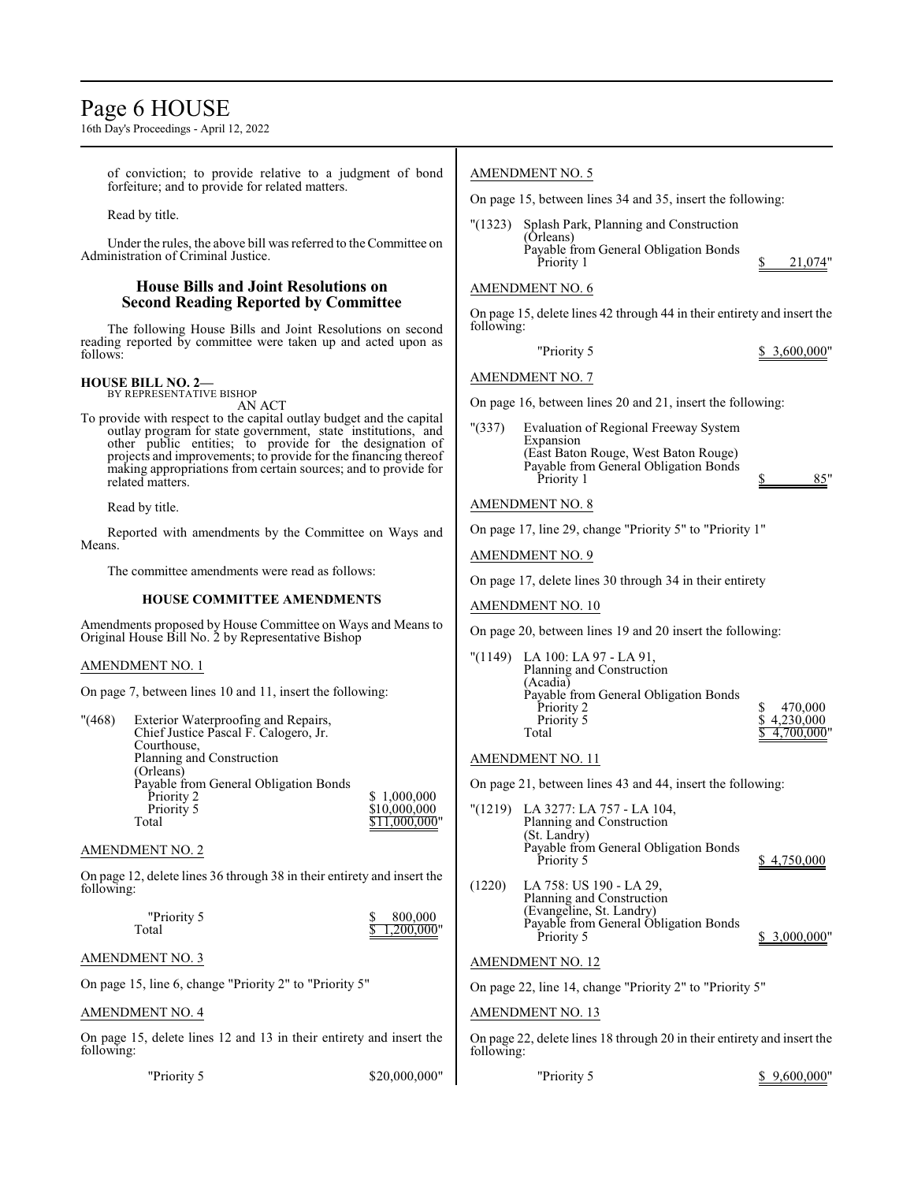of conviction; to provide relative to a judgment of bond forfeiture; and to provide for related matters.

Read by title.

Under the rules, the above bill was referred to the Committee on Administration of Criminal Justice.

## House Bills and Joint Resolutions on Second Reading Reported by Committee

The following House Bills and Joint Resolutions on second reading reported by committee were taken up and acted upon as follows:

**HOUSE BILL NO. 2—**
BY REPRESENTATIVE BISHOP

AN ACT

To provide with respect to the capital outlay budget and the capital outlay program for state government, state institutions, and other public entities; to provide for the designation of projects and improvements; to provide for the financing thereof making appropriations from certain sources; and to provide for related matters.

Read by title.

Reported with amendments by the Committee on Ways and Means.

The committee amendments were read as follows:

### HOUSE COMMITTEE AMENDMENTS

Amendments proposed by House Committee on Ways and Means to Original House Bill No. 2 by Representative Bishop

AMENDMENT NO. 1

On page 7, between lines 10 and 11, insert the following:

"(468) Exterior Waterproofing and Repairs, Chief Justice Pascal F. Calogero, Jr. Courthouse, Planning and Construction
(Orleans)
Payable from General Obligation Bonds
Priority 2 $ 1,000,000
Priority 5 $10,000,000
Total $11,000,000"

AMENDMENT NO. 2

On page 12, delete lines 36 through 38 in their entirety and insert the following:

"Priority 5 $ 800,000
Total $ 1,200,000"

AMENDMENT NO. 3

On page 15, line 6, change "Priority 2" to "Priority 5"

AMENDMENT NO. 4

On page 15, delete lines 12 and 13 in their entirety and insert the following:

"Priority 5 $20,000,000"

AMENDMENT NO. 5

On page 15, between lines 34 and 35, insert the following:

"(1323) Splash Park, Planning and Construction
(Orleans)
Payable from General Obligation Bonds
Priority 1 $ 21,074"

AMENDMENT NO. 6

On page 15, delete lines 42 through 44 in their entirety and insert the following:

"Priority 5 $ 3,600,000"

AMENDMENT NO. 7

On page 16, between lines 20 and 21, insert the following:

"(337) Evaluation of Regional Freeway System Expansion
(East Baton Rouge, West Baton Rouge)
Payable from General Obligation Bonds
Priority 1 $ 85"

AMENDMENT NO. 8

On page 17, line 29, change "Priority 5" to "Priority 1"

AMENDMENT NO. 9

On page 17, delete lines 30 through 34 in their entirety

AMENDMENT NO. 10

On page 20, between lines 19 and 20 insert the following:

"(1149) LA 100: LA 97 - LA 91, Planning and Construction
(Acadia)
Payable from General Obligation Bonds
Priority 2 $ 470,000
Priority 5 $ 4,230,000
Total $ 4,700,000"

AMENDMENT NO. 11

On page 21, between lines 43 and 44, insert the following:

"(1219) LA 3277: LA 757 - LA 104, Planning and Construction
(St. Landry)
Payable from General Obligation Bonds
Priority 5 $ 4,750,000

(1220) LA 758: US 190 - LA 29, Planning and Construction
(Evangeline, St. Landry)
Payable from General Obligation Bonds
Priority 5 $ 3,000,000"

AMENDMENT NO. 12

On page 22, line 14, change "Priority 2" to "Priority 5"

AMENDMENT NO. 13

On page 22, delete lines 18 through 20 in their entirety and insert the following:

"Priority 5 $ 9,600,000"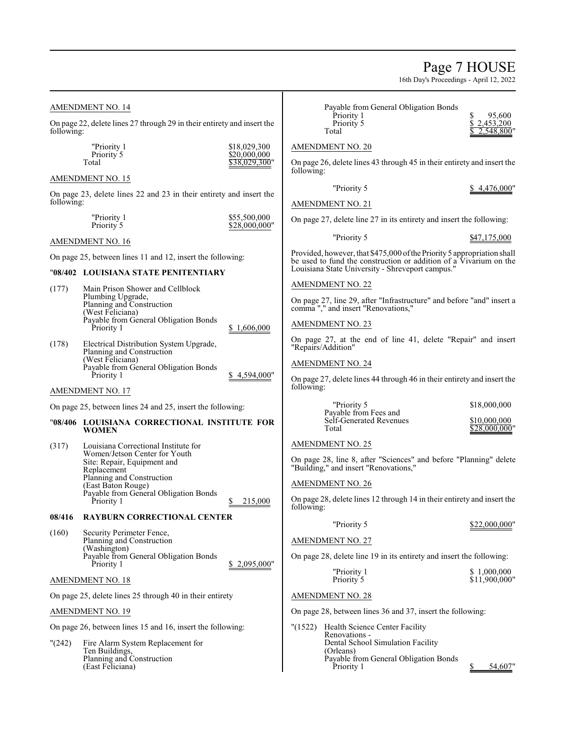AMENDMENT NO. 14

On page 22, delete lines 27 through 29 in their entirety and insert the following:

| | |
|---|---|
| "Priority 1 | $18,029,300 |
| Priority 5 | $20,000,000 |
| Total | $38,029,300" |

AMENDMENT NO. 15

On page 23, delete lines 22 and 23 in their entirety and insert the following:

| | |
|---|---|
| "Priority 1 | $55,500,000 |
| Priority 5 | $28,000,000" |

AMENDMENT NO. 16

On page 25, between lines 11 and 12, insert the following:

"**08/402 LOUISIANA STATE PENITENTIARY**

(177) Main Prison Shower and Cellblock Plumbing Upgrade, Planning and Construction (West Feliciana)
Payable from General Obligation Bonds
Priority 1 $ 1,606,000

(178) Electrical Distribution System Upgrade, Planning and Construction (West Feliciana)
Payable from General Obligation Bonds
Priority 1 $ 4,594,000"

AMENDMENT NO. 17

On page 25, between lines 24 and 25, insert the following:

"**08/406 LOUISIANA CORRECTIONAL INSTITUTE FOR WOMEN**

(317) Louisiana Correctional Institute for Women/Jetson Center for Youth Site: Repair, Equipment and Replacement Planning and Construction (East Baton Rouge)
Payable from General Obligation Bonds
Priority 1 $ 215,000

**08/416 RAYBURN CORRECTIONAL CENTER**

(160) Security Perimeter Fence, Planning and Construction (Washington)
Payable from General Obligation Bonds
Priority 1 $ 2,095,000"

AMENDMENT NO. 18

On page 25, delete lines 25 through 40 in their entirety

AMENDMENT NO. 19

On page 26, between lines 15 and 16, insert the following:

"(242) Fire Alarm System Replacement for Ten Buildings, Planning and Construction (East Feliciana)
Payable from General Obligation Bonds

| | |
|---|---|
| Priority 1 | $ 95,600 |
| Priority 5 | $ 2,453,200 |
| Total | $ 2,548,800" |

AMENDMENT NO. 20

On page 26, delete lines 43 through 45 in their entirety and insert the following:

"Priority 5 $ 4,476,000"

AMENDMENT NO. 21

On page 27, delete line 27 in its entirety and insert the following:

"Priority 5 $47,175,000

Provided, however, that $475,000 of the Priority 5 appropriation shall be used to fund the construction or addition of a Vivarium on the Louisiana State University - Shreveport campus."

AMENDMENT NO. 22

On page 27, line 29, after "Infrastructure" and before "and" insert a comma "," and insert "Renovations,"

AMENDMENT NO. 23

On page 27, at the end of line 41, delete "Repair" and insert "Repairs/Addition"

AMENDMENT NO. 24

On page 27, delete lines 44 through 46 in their entirety and insert the following:

| | |
|---|---|
| "Priority 5 | $18,000,000 |
| Payable from Fees and Self-Generated Revenues | $10,000,000 |
| Total | $28,000,000" |

AMENDMENT NO. 25

On page 28, line 8, after "Sciences" and before "Planning" delete "Building," and insert "Renovations,"

AMENDMENT NO. 26

On page 28, delete lines 12 through 14 in their entirety and insert the following:

"Priority 5 $22,000,000"

AMENDMENT NO. 27

On page 28, delete line 19 in its entirety and insert the following:

| | |
|---|---|
| "Priority 1 | $ 1,000,000 |
| Priority 5 | $11,900,000" |

AMENDMENT NO. 28

On page 28, between lines 36 and 37, insert the following:

"(1522) Health Science Center Facility Renovations - Dental School Simulation Facility (Orleans)
Payable from General Obligation Bonds
Priority 1 $ 54,607"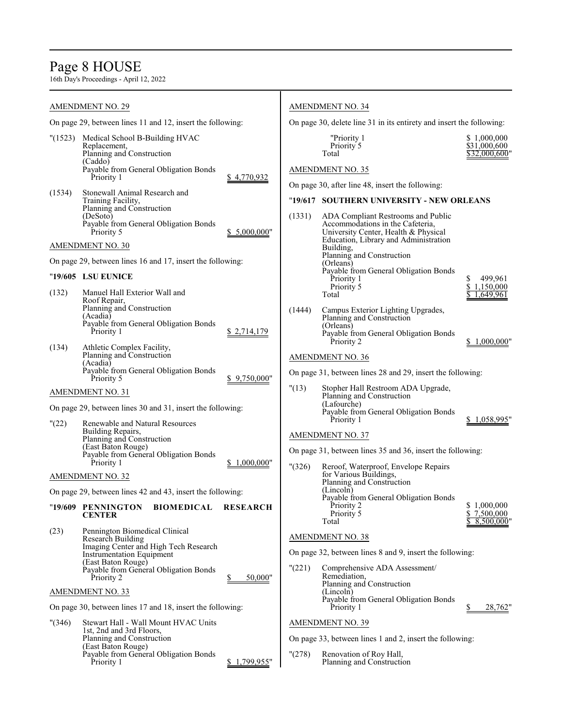AMENDMENT NO. 29

On page 29, between lines 11 and 12, insert the following:

"(1523) Medical School B-Building HVAC Replacement,
Planning and Construction
(Caddo)
Payable from General Obligation Bonds
Priority 1 $ 4,770,932

(1534) Stonewall Animal Research and Training Facility,
Planning and Construction
(DeSoto)
Payable from General Obligation Bonds
Priority 5 $ 5,000,000"

AMENDMENT NO. 30

On page 29, between lines 16 and 17, insert the following:

"**19/605 LSU EUNICE**

(132) Manuel Hall Exterior Wall and Roof Repair,
Planning and Construction
(Acadia)
Payable from General Obligation Bonds
Priority 1 $ 2,714,179

(134) Athletic Complex Facility,
Planning and Construction
(Acadia)
Payable from General Obligation Bonds
Priority 5 $ 9,750,000"

AMENDMENT NO. 31

On page 29, between lines 30 and 31, insert the following:

"(22) Renewable and Natural Resources Building Repairs,
Planning and Construction
(East Baton Rouge)
Payable from General Obligation Bonds
Priority 1 $ 1,000,000"

AMENDMENT NO. 32

On page 29, between lines 42 and 43, insert the following:

"**19/609 PENNINGTON BIOMEDICAL RESEARCH CENTER**

(23) Pennington Biomedical Clinical Research Building
Imaging Center and High Tech Research Instrumentation Equipment
(East Baton Rouge)
Payable from General Obligation Bonds
Priority 2 $ 50,000"

AMENDMENT NO. 33

On page 30, between lines 17 and 18, insert the following:

"(346) Stewart Hall - Wall Mount HVAC Units 1st, 2nd and 3rd Floors,
Planning and Construction
(East Baton Rouge)
Payable from General Obligation Bonds
Priority 1 $ 1,799,955"

AMENDMENT NO. 34

On page 30, delete line 31 in its entirety and insert the following:

"Priority 1 $ 1,000,000
Priority 5 $31,000,600
Total $32,000,600"

AMENDMENT NO. 35

On page 30, after line 48, insert the following:

"**19/617 SOUTHERN UNIVERSITY - NEW ORLEANS**

(1331) ADA Compliant Restrooms and Public Accommodations in the Cafeteria, University Center, Health & Physical Education, Library and Administration Building,
Planning and Construction
(Orleans)
Payable from General Obligation Bonds
Priority 1 $ 499,961
Priority 5 $ 1,150,000
Total $ 1,649,961

(1444) Campus Exterior Lighting Upgrades,
Planning and Construction
(Orleans)
Payable from General Obligation Bonds
Priority 2 $ 1,000,000"

AMENDMENT NO. 36

On page 31, between lines 28 and 29, insert the following:

"(13) Stopher Hall Restroom ADA Upgrade,
Planning and Construction
(Lafourche)
Payable from General Obligation Bonds
Priority 1 $ 1,058,995"

AMENDMENT NO. 37

On page 31, between lines 35 and 36, insert the following:

"(326) Reroof, Waterproof, Envelope Repairs for Various Buildings,
Planning and Construction
(Lincoln)
Payable from General Obligation Bonds
Priority 2 $ 1,000,000
Priority 5 $ 7,500,000
Total $ 8,500,000"

AMENDMENT NO. 38

On page 32, between lines 8 and 9, insert the following:

"(221) Comprehensive ADA Assessment/ Remediation,
Planning and Construction
(Lincoln)
Payable from General Obligation Bonds
Priority 1 $ 28,762"

AMENDMENT NO. 39

On page 33, between lines 1 and 2, insert the following:

"(278) Renovation of Roy Hall,
Planning and Construction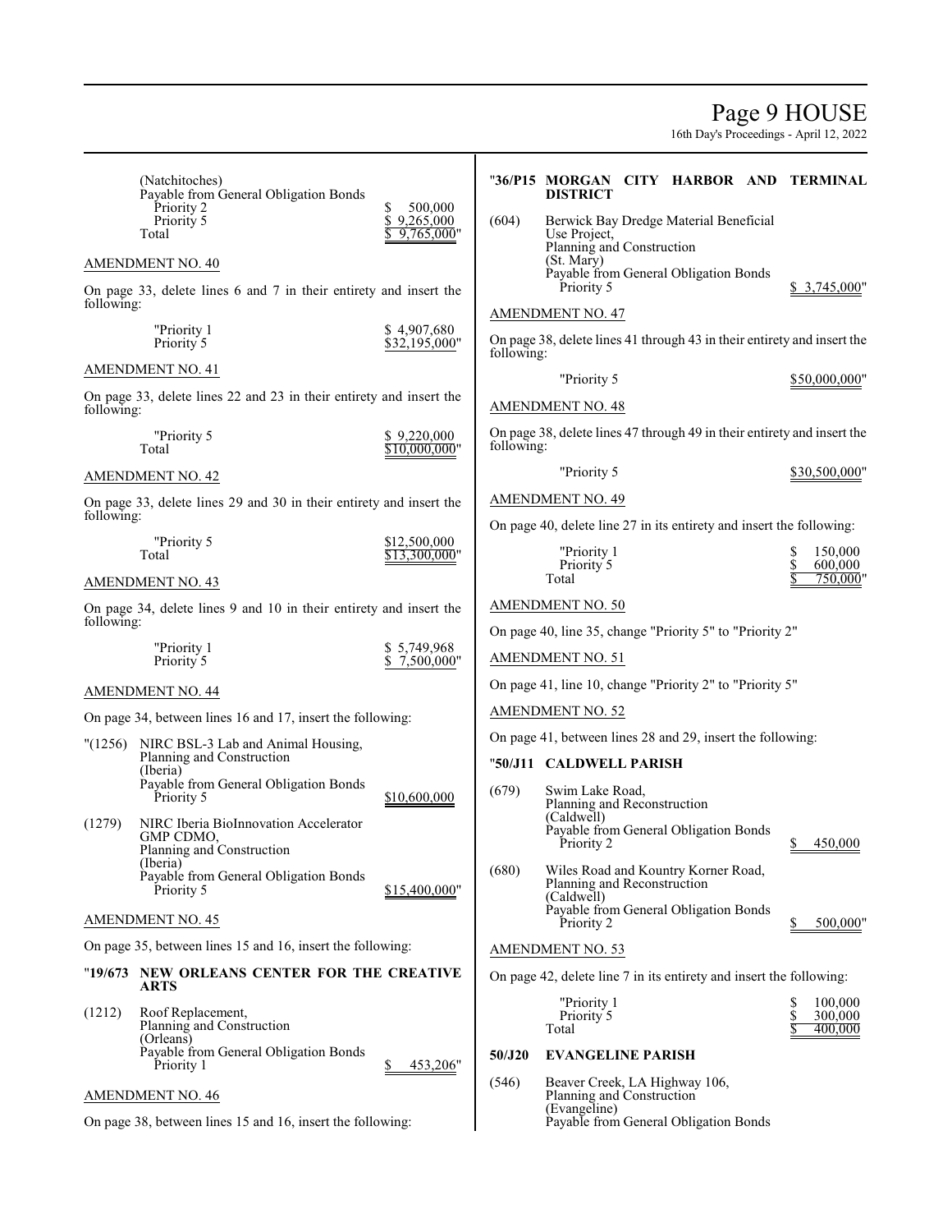(Natchitoches)
Payable from General Obligation Bonds

| | |
|---|---|
| Priority 2 | $ 500,000 |
| Priority 5 | $ 9,265,000 |
| Total | $ 9,765,000" |

AMENDMENT NO. 40

On page 33, delete lines 6 and 7 in their entirety and insert the following:

| | |
|---|---|
| "Priority 1 | $ 4,907,680 |
| Priority 5 | $32,195,000" |

AMENDMENT NO. 41

On page 33, delete lines 22 and 23 in their entirety and insert the following:

| | |
|---|---|
| "Priority 5 | $ 9,220,000 |
| Total | $10,000,000" |

AMENDMENT NO. 42

On page 33, delete lines 29 and 30 in their entirety and insert the following:

| | |
|---|---|
| "Priority 5 | $12,500,000 |
| Total | $13,300,000" |

AMENDMENT NO. 43

On page 34, delete lines 9 and 10 in their entirety and insert the following:

| | |
|---|---|
| "Priority 1 | $ 5,749,968 |
| Priority 5 | $ 7,500,000" |

AMENDMENT NO. 44

On page 34, between lines 16 and 17, insert the following:

"(1256) NIRC BSL-3 Lab and Animal Housing, Planning and Construction (Iberia)
Payable from General Obligation Bonds
Priority 5 $10,600,000

(1279) NIRC Iberia BioInnovation Accelerator GMP CDMO, Planning and Construction (Iberia)
Payable from General Obligation Bonds
Priority 5 $15,400,000"

AMENDMENT NO. 45

On page 35, between lines 15 and 16, insert the following:

"**19/673 NEW ORLEANS CENTER FOR THE CREATIVE ARTS**

(1212) Roof Replacement, Planning and Construction (Orleans)
Payable from General Obligation Bonds
Priority 1 $ 453,206"

AMENDMENT NO. 46

On page 38, between lines 15 and 16, insert the following:

"**36/P15 MORGAN CITY HARBOR AND TERMINAL DISTRICT**

(604) Berwick Bay Dredge Material Beneficial Use Project, Planning and Construction (St. Mary)
Payable from General Obligation Bonds
Priority 5 $ 3,745,000"

AMENDMENT NO. 47

On page 38, delete lines 41 through 43 in their entirety and insert the following:

"Priority 5 $50,000,000"

AMENDMENT NO. 48

On page 38, delete lines 47 through 49 in their entirety and insert the following:

"Priority 5 $30,500,000"

AMENDMENT NO. 49

On page 40, delete line 27 in its entirety and insert the following:

| | |
|---|---|
| "Priority 1 | $ 150,000 |
| Priority 5 | $ 600,000 |
| Total | $ 750,000" |

AMENDMENT NO. 50

On page 40, line 35, change "Priority 5" to "Priority 2"

AMENDMENT NO. 51

On page 41, line 10, change "Priority 2" to "Priority 5"

AMENDMENT NO. 52

On page 41, between lines 28 and 29, insert the following:

"**50/J11 CALDWELL PARISH**

(679) Swim Lake Road, Planning and Reconstruction (Caldwell)
Payable from General Obligation Bonds
Priority 2 $ 450,000

(680) Wiles Road and Kountry Korner Road, Planning and Reconstruction (Caldwell)
Payable from General Obligation Bonds
Priority 2 $ 500,000"

AMENDMENT NO. 53

On page 42, delete line 7 in its entirety and insert the following:

| | |
|---|---|
| "Priority 1 | $ 100,000 |
| Priority 5 | $ 300,000 |
| Total | $ 400,000 |

**50/J20 EVANGELINE PARISH**

(546) Beaver Creek, LA Highway 106, Planning and Construction (Evangeline)
Payable from General Obligation Bonds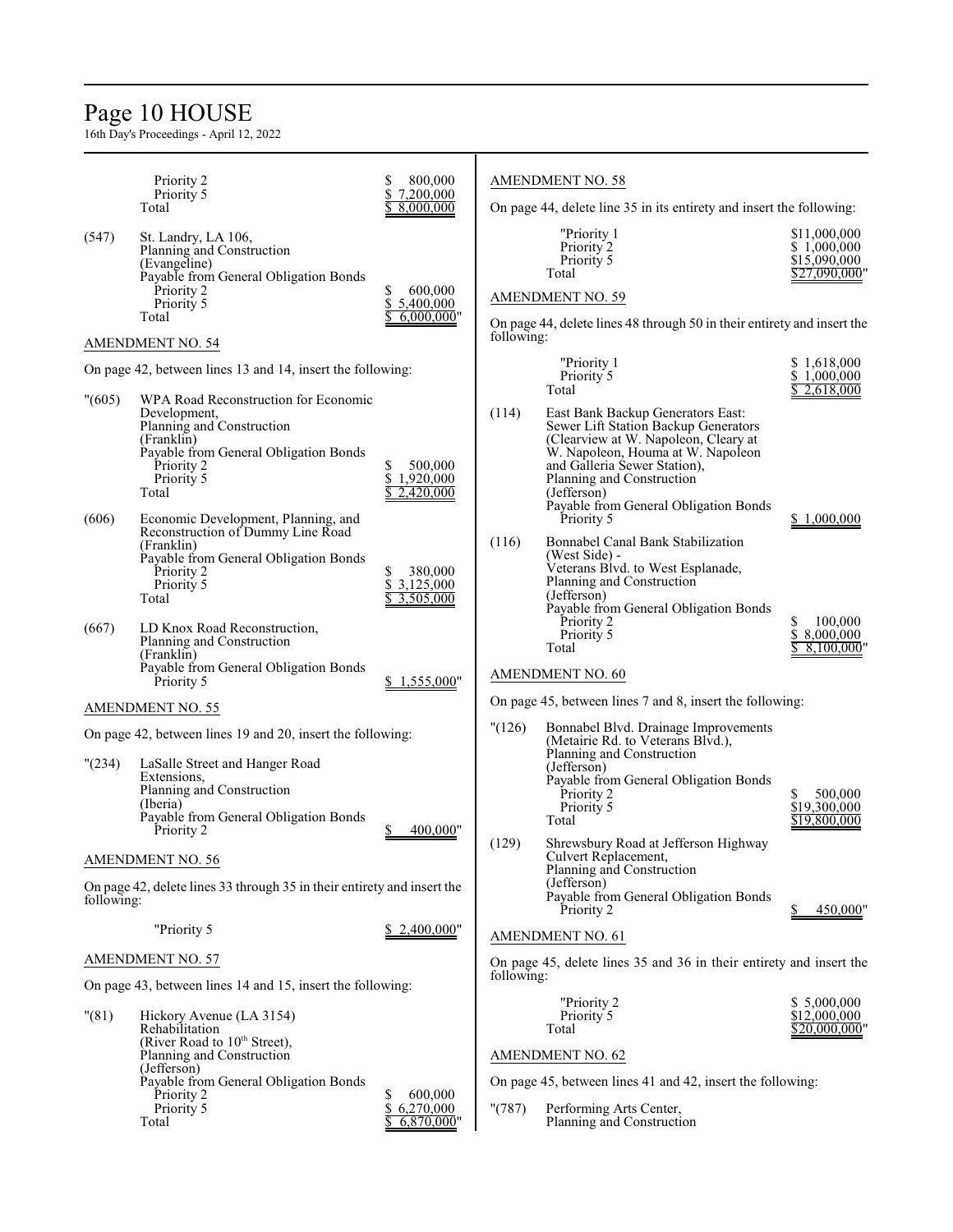| | | |
|---|---|---|
| | Priority 2 | $ 800,000 |
| | Priority 5 | $ 7,200,000 |
| | Total | $ 8,000,000 |
| (547) | St. Landry, LA 106, Planning and Construction (Evangeline) Payable from General Obligation Bonds | |
| | Priority 2 | $ 600,000 |
| | Priority 5 | $ 5,400,000 |
| | Total | $ 6,000,000" |

AMENDMENT NO. 54

On page 42, between lines 13 and 14, insert the following:

| | | |
|---|---|---|
| "(605) | WPA Road Reconstruction for Economic Development, Planning and Construction (Franklin) Payable from General Obligation Bonds | |
| | Priority 2 | $ 500,000 |
| | Priority 5 | $ 1,920,000 |
| | Total | $ 2,420,000 |
| (606) | Economic Development, Planning, and Reconstruction of Dummy Line Road (Franklin) Payable from General Obligation Bonds | |
| | Priority 2 | $ 380,000 |
| | Priority 5 | $ 3,125,000 |
| | Total | $ 3,505,000 |
| (667) | LD Knox Road Reconstruction, Planning and Construction (Franklin) Payable from General Obligation Bonds | |
| | Priority 5 | $ 1,555,000" |

AMENDMENT NO. 55

On page 42, between lines 19 and 20, insert the following:

| | | |
|---|---|---|
| "(234) | LaSalle Street and Hanger Road Extensions, Planning and Construction (Iberia) Payable from General Obligation Bonds | |
| | Priority 2 | $ 400,000" |

AMENDMENT NO. 56

On page 42, delete lines 33 through 35 in their entirety and insert the following:

| | |
|---|---|
| "Priority 5 | $ 2,400,000" |

AMENDMENT NO. 57

On page 43, between lines 14 and 15, insert the following:

| | | |
|---|---|---|
| "(81) | Hickory Avenue (LA 3154) Rehabilitation (River Road to 10th Street), Planning and Construction (Jefferson) Payable from General Obligation Bonds | |
| | Priority 2 | $ 600,000 |
| | Priority 5 | $ 6,270,000 |
| | Total | $ 6,870,000" |

AMENDMENT NO. 58

On page 44, delete line 35 in its entirety and insert the following:

| | |
|---|---|
| "Priority 1 | $11,000,000 |
| Priority 2 | $ 1,000,000 |
| Priority 5 | $15,090,000 |
| Total | $27,090,000" |

AMENDMENT NO. 59

On page 44, delete lines 48 through 50 in their entirety and insert the following:

| | | |
|---|---|---|
| | "Priority 1 | $ 1,618,000 |
| | Priority 5 | $ 1,000,000 |
| | Total | $ 2,618,000 |
| (114) | East Bank Backup Generators East: Sewer Lift Station Backup Generators (Clearview at W. Napoleon, Cleary at W. Napoleon, Houma at W. Napoleon and Galleria Sewer Station), Planning and Construction (Jefferson) Payable from General Obligation Bonds | |
| | Priority 5 | $ 1,000,000 |
| (116) | Bonnabel Canal Bank Stabilization (West Side) - Veterans Blvd. to West Esplanade, Planning and Construction (Jefferson) Payable from General Obligation Bonds | |
| | Priority 2 | $ 100,000 |
| | Priority 5 | $ 8,000,000 |
| | Total | $ 8,100,000" |

AMENDMENT NO. 60

On page 45, between lines 7 and 8, insert the following:

| | | |
|---|---|---|
| "(126) | Bonnabel Blvd. Drainage Improvements (Metairie Rd. to Veterans Blvd.), Planning and Construction (Jefferson) Payable from General Obligation Bonds | |
| | Priority 2 | $ 500,000 |
| | Priority 5 | $19,300,000 |
| | Total | $19,800,000 |
| (129) | Shrewsbury Road at Jefferson Highway Culvert Replacement, Planning and Construction (Jefferson) Payable from General Obligation Bonds | |
| | Priority 2 | $ 450,000" |

AMENDMENT NO. 61

On page 45, delete lines 35 and 36 in their entirety and insert the following:

| | |
|---|---|
| "Priority 2 | $ 5,000,000 |
| Priority 5 | $12,000,000 |
| Total | $20,000,000" |

AMENDMENT NO. 62

On page 45, between lines 41 and 42, insert the following:

"(787) Performing Arts Center, Planning and Construction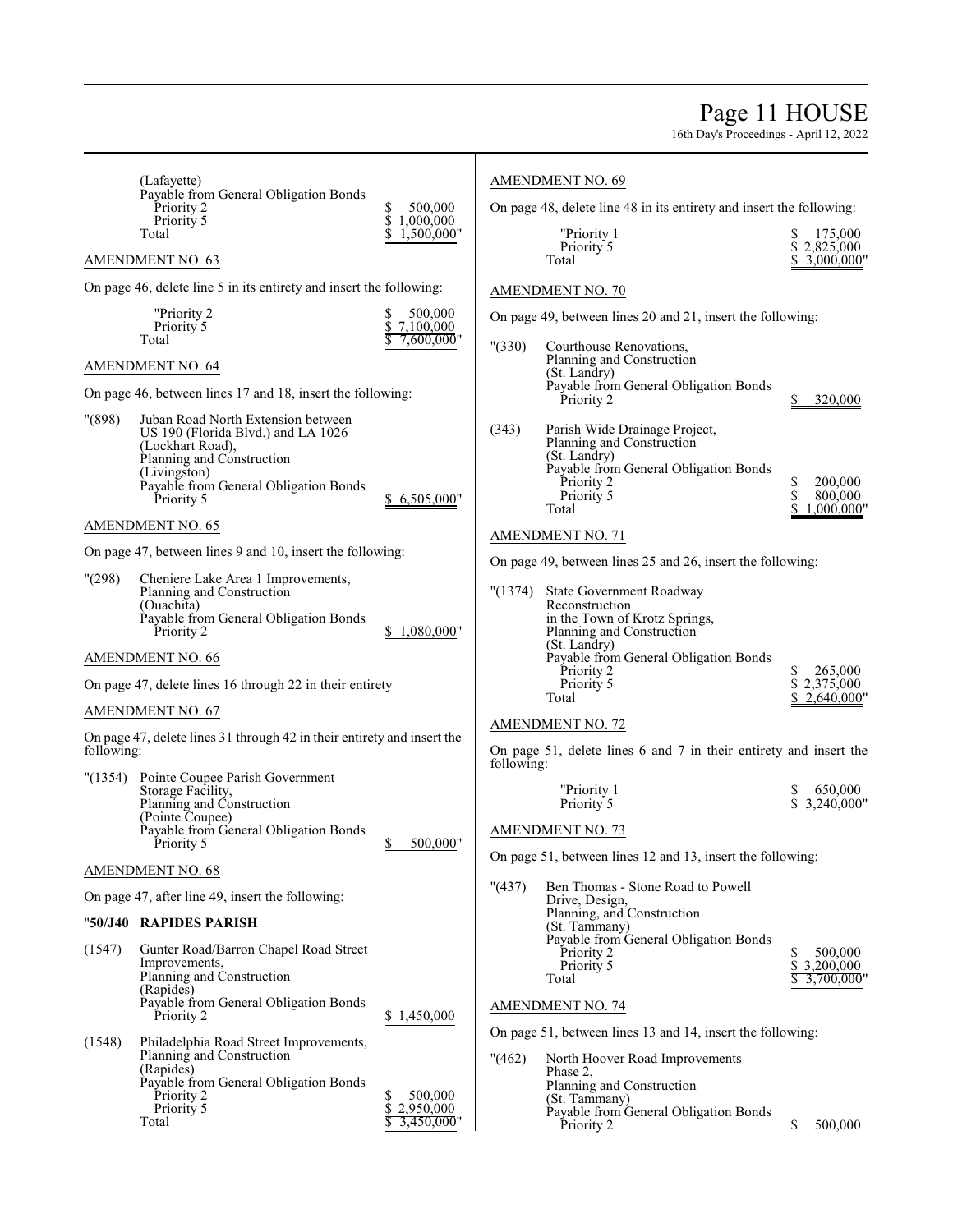(Lafayette)
Payable from General Obligation Bonds
Priority 2 $ 500,000
Priority 5 $ 1,000,000
Total $ 1,500,000"

AMENDMENT NO. 63

On page 46, delete line 5 in its entirety and insert the following:

"Priority 2 $ 500,000
Priority 5 $ 7,100,000
Total $ 7,600,000"

AMENDMENT NO. 64

On page 46, between lines 17 and 18, insert the following:

"(898) Juban Road North Extension between US 190 (Florida Blvd.) and LA 1026 (Lockhart Road),
Planning and Construction
(Livingston)
Payable from General Obligation Bonds
Priority 5 $ 6,505,000"

AMENDMENT NO. 65

On page 47, between lines 9 and 10, insert the following:

"(298) Cheniere Lake Area 1 Improvements,
Planning and Construction
(Ouachita)
Payable from General Obligation Bonds
Priority 2 $ 1,080,000"

AMENDMENT NO. 66

On page 47, delete lines 16 through 22 in their entirety

AMENDMENT NO. 67

On page 47, delete lines 31 through 42 in their entirety and insert the following:

"(1354) Pointe Coupee Parish Government Storage Facility,
Planning and Construction
(Pointe Coupee)
Payable from General Obligation Bonds
Priority 5 $ 500,000"

AMENDMENT NO. 68

On page 47, after line 49, insert the following:

"**50/J40 RAPIDES PARISH**

(1547) Gunter Road/Barron Chapel Road Street Improvements,
Planning and Construction
(Rapides)
Payable from General Obligation Bonds
Priority 2 $ 1,450,000

(1548) Philadelphia Road Street Improvements,
Planning and Construction
(Rapides)
Payable from General Obligation Bonds
Priority 2 $ 500,000
Priority 5 $ 2,950,000
Total $ 3,450,000"

AMENDMENT NO. 69

On page 48, delete line 48 in its entirety and insert the following:

"Priority 1 $ 175,000
Priority 5 $ 2,825,000
Total $ 3,000,000"

AMENDMENT NO. 70

On page 49, between lines 20 and 21, insert the following:

"(330) Courthouse Renovations,
Planning and Construction
(St. Landry)
Payable from General Obligation Bonds
Priority 2 $ 320,000

(343) Parish Wide Drainage Project,
Planning and Construction
(St. Landry)
Payable from General Obligation Bonds
Priority 2 $ 200,000
Priority 5 $ 800,000
Total $ 1,000,000"

AMENDMENT NO. 71

On page 49, between lines 25 and 26, insert the following:

"(1374) State Government Roadway Reconstruction in the Town of Krotz Springs,
Planning and Construction
(St. Landry)
Payable from General Obligation Bonds
Priority 2 $ 265,000
Priority 5 $ 2,375,000
Total $ 2,640,000"

AMENDMENT NO. 72

On page 51, delete lines 6 and 7 in their entirety and insert the following:

"Priority 1 $ 650,000
Priority 5 $ 3,240,000"

AMENDMENT NO. 73

On page 51, between lines 12 and 13, insert the following:

"(437) Ben Thomas - Stone Road to Powell Drive, Design,
Planning, and Construction
(St. Tammany)
Payable from General Obligation Bonds
Priority 2 $ 500,000
Priority 5 $ 3,200,000
Total $ 3,700,000"

AMENDMENT NO. 74

On page 51, between lines 13 and 14, insert the following:

"(462) North Hoover Road Improvements Phase 2,
Planning and Construction
(St. Tammany)
Payable from General Obligation Bonds
Priority 2 $ 500,000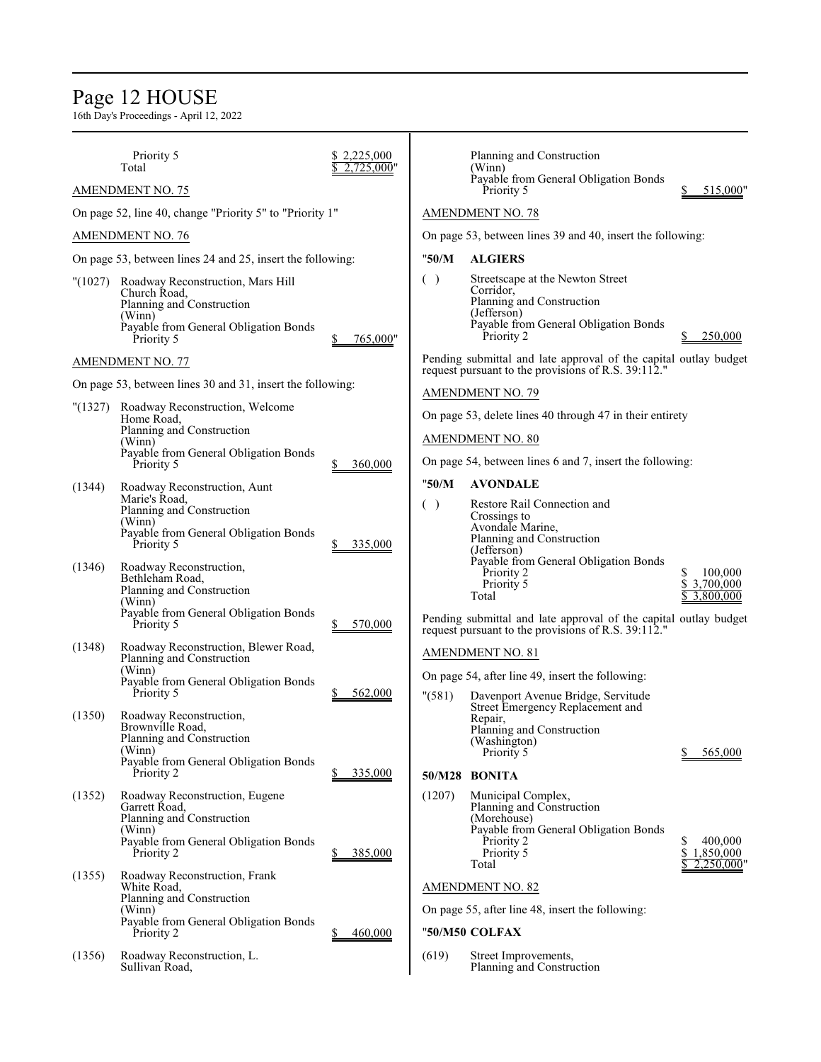Priority 5 $ 2,225,000
Total $ 2,725,000"

AMENDMENT NO. 75

On page 52, line 40, change "Priority 5" to "Priority 1"

AMENDMENT NO. 76

On page 53, between lines 24 and 25, insert the following:

"(1027) Roadway Reconstruction, Mars Hill Church Road,
Planning and Construction
(Winn)
Payable from General Obligation Bonds
Priority 5 $ 765,000"

AMENDMENT NO. 77

On page 53, between lines 30 and 31, insert the following:

"(1327) Roadway Reconstruction, Welcome Home Road,
Planning and Construction
(Winn)
Payable from General Obligation Bonds
Priority 5 $ 360,000

(1344) Roadway Reconstruction, Aunt Marie's Road,
Planning and Construction
(Winn)
Payable from General Obligation Bonds
Priority 5 $ 335,000

(1346) Roadway Reconstruction, Bethleham Road,
Planning and Construction
(Winn)
Payable from General Obligation Bonds
Priority 5 $ 570,000

(1348) Roadway Reconstruction, Blewer Road,
Planning and Construction
(Winn)
Payable from General Obligation Bonds
Priority 5 $ 562,000

(1350) Roadway Reconstruction, Brownville Road,
Planning and Construction
(Winn)
Payable from General Obligation Bonds
Priority 2 $ 335,000

(1352) Roadway Reconstruction, Eugene Garrett Road,
Planning and Construction
(Winn)
Payable from General Obligation Bonds
Priority 2 $ 385,000

(1355) Roadway Reconstruction, Frank White Road,
Planning and Construction
(Winn)
Payable from General Obligation Bonds
Priority 2 $ 460,000

(1356) Roadway Reconstruction, L. Sullivan Road,
Planning and Construction
(Winn)
Payable from General Obligation Bonds
Priority 5 $ 515,000"

AMENDMENT NO. 78

On page 53, between lines 39 and 40, insert the following:

"**50/M ALGIERS**

( ) Streetscape at the Newton Street Corridor,
Planning and Construction
(Jefferson)
Payable from General Obligation Bonds
Priority 2 $ 250,000

Pending submittal and late approval of the capital outlay budget request pursuant to the provisions of R.S. 39:112."

AMENDMENT NO. 79

On page 53, delete lines 40 through 47 in their entirety

AMENDMENT NO. 80

On page 54, between lines 6 and 7, insert the following:

"**50/M AVONDALE**

( ) Restore Rail Connection and Crossings to Avondale Marine,
Planning and Construction
(Jefferson)
Payable from General Obligation Bonds
Priority 2 $ 100,000
Priority 5 $ 3,700,000
Total $ 3,800,000

Pending submittal and late approval of the capital outlay budget request pursuant to the provisions of R.S. 39:112."

AMENDMENT NO. 81

On page 54, after line 49, insert the following:

"(581) Davenport Avenue Bridge, Servitude Street Emergency Replacement and Repair,
Planning and Construction
(Washington)
Priority 5 $ 565,000

**50/M28 BONITA**

(1207) Municipal Complex,
Planning and Construction
(Morehouse)
Payable from General Obligation Bonds
Priority 2 $ 400,000
Priority 5 $ 1,850,000
Total $ 2,250,000"

AMENDMENT NO. 82

On page 55, after line 48, insert the following:

"**50/M50 COLFAX**

(619) Street Improvements,
Planning and Construction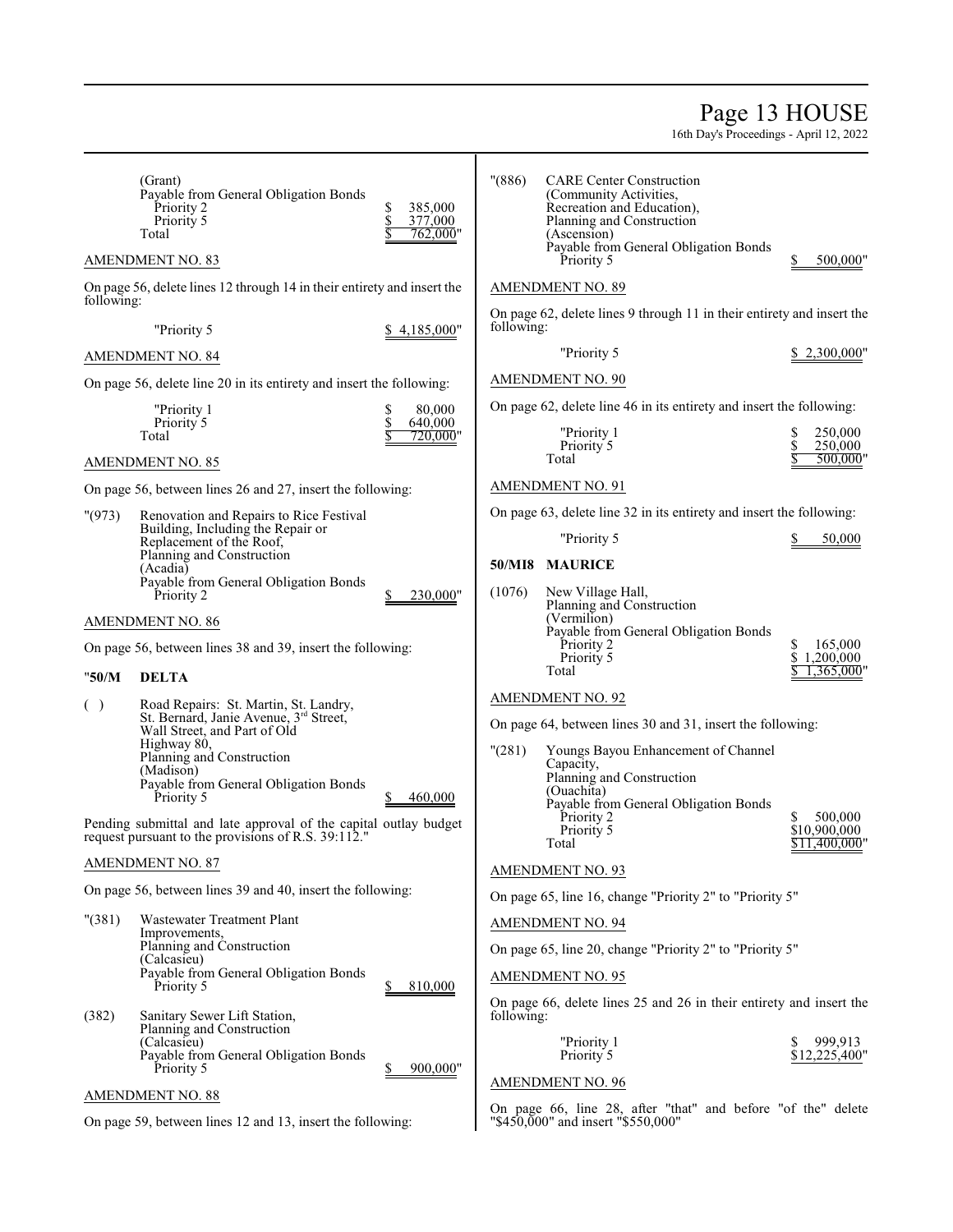(Grant)
Payable from General Obligation Bonds
Priority 2 $ 385,000
Priority 5 $ 377,000
Total $ 762,000"

AMENDMENT NO. 83

On page 56, delete lines 12 through 14 in their entirety and insert the following:

"Priority 5 $ 4,185,000"

AMENDMENT NO. 84

On page 56, delete line 20 in its entirety and insert the following:

"Priority 1 $ 80,000
Priority 5 $ 640,000
Total $ 720,000"

AMENDMENT NO. 85

On page 56, between lines 26 and 27, insert the following:

"(973) Renovation and Repairs to Rice Festival Building, Including the Repair or Replacement of the Roof, Planning and Construction
(Acadia)
Payable from General Obligation Bonds
Priority 2 $ 230,000"

AMENDMENT NO. 86

On page 56, between lines 38 and 39, insert the following:

"**50/M DELTA**

( ) Road Repairs: St. Martin, St. Landry, St. Bernard, Janie Avenue, 3rd Street, Wall Street, and Part of Old Highway 80,
Planning and Construction
(Madison)
Payable from General Obligation Bonds
Priority 5 $ 460,000

Pending submittal and late approval of the capital outlay budget request pursuant to the provisions of R.S. 39:112."

AMENDMENT NO. 87

On page 56, between lines 39 and 40, insert the following:

"(381) Wastewater Treatment Plant Improvements,
Planning and Construction
(Calcasieu)
Payable from General Obligation Bonds
Priority 5 $ 810,000

(382) Sanitary Sewer Lift Station,
Planning and Construction
(Calcasieu)
Payable from General Obligation Bonds
Priority 5 $ 900,000"

AMENDMENT NO. 88

On page 59, between lines 12 and 13, insert the following:

"(886) CARE Center Construction (Community Activities, Recreation and Education),
Planning and Construction
(Ascension)
Payable from General Obligation Bonds
Priority 5 $ 500,000"

AMENDMENT NO. 89

On page 62, delete lines 9 through 11 in their entirety and insert the following:

"Priority 5 $ 2,300,000"

AMENDMENT NO. 90

On page 62, delete line 46 in its entirety and insert the following:

"Priority 1 $ 250,000
Priority 5 $ 250,000
Total $ 500,000"

AMENDMENT NO. 91

On page 63, delete line 32 in its entirety and insert the following:

"Priority 5 $ 50,000

**50/MI8 MAURICE**

(1076) New Village Hall,
Planning and Construction
(Vermilion)
Payable from General Obligation Bonds
Priority 2 $ 165,000
Priority 5 $ 1,200,000
Total $ 1,365,000"

AMENDMENT NO. 92

On page 64, between lines 30 and 31, insert the following:

"(281) Youngs Bayou Enhancement of Channel Capacity,
Planning and Construction
(Ouachita)
Payable from General Obligation Bonds
Priority 2 $ 500,000
Priority 5 $10,900,000
Total $11,400,000"

AMENDMENT NO. 93

On page 65, line 16, change "Priority 2" to "Priority 5"

AMENDMENT NO. 94

On page 65, line 20, change "Priority 2" to "Priority 5"

AMENDMENT NO. 95

On page 66, delete lines 25 and 26 in their entirety and insert the following:

"Priority 1 $ 999,913
Priority 5 $12,225,400"

AMENDMENT NO. 96

On page 66, line 28, after "that" and before "of the" delete "$450,000" and insert "$550,000"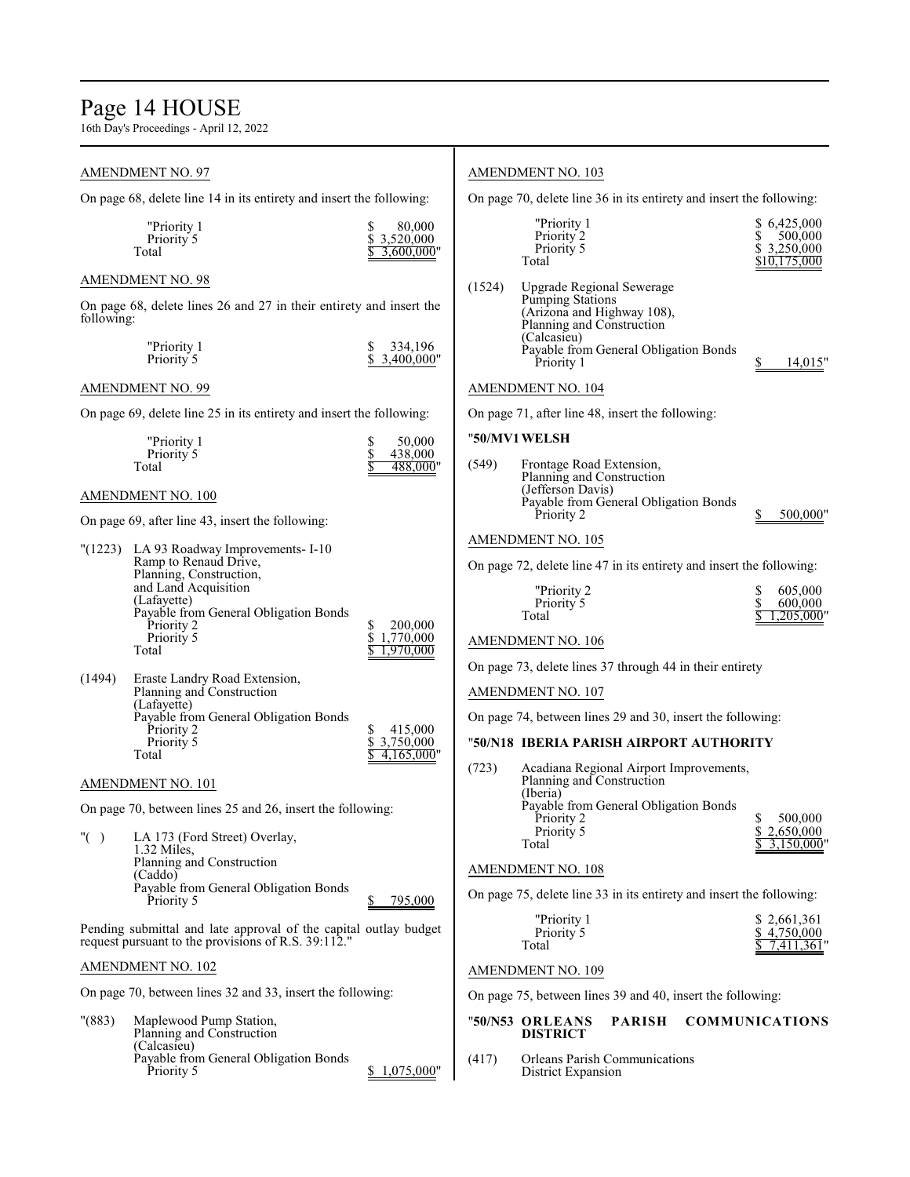AMENDMENT NO. 97

On page 68, delete line 14 in its entirety and insert the following:

| | |
|---|---|
| "Priority 1 | $ 80,000 |
| Priority 5 | $ 3,520,000 |
| Total | $ 3,600,000" |

AMENDMENT NO. 98

On page 68, delete lines 26 and 27 in their entirety and insert the following:

| | |
|---|---|
| "Priority 1 | $ 334,196 |
| Priority 5 | $ 3,400,000" |

AMENDMENT NO. 99

On page 69, delete line 25 in its entirety and insert the following:

| | |
|---|---|
| "Priority 1 | $ 50,000 |
| Priority 5 | $ 438,000 |
| Total | $ 488,000" |

AMENDMENT NO. 100

On page 69, after line 43, insert the following:

"(1223) LA 93 Roadway Improvements- I-10 Ramp to Renaud Drive, Planning, Construction, and Land Acquisition (Lafayette)
Payable from General Obligation Bonds

| | |
|---|---|
| Priority 2 | $ 200,000 |
| Priority 5 | $ 1,770,000 |
| Total | $ 1,970,000 |

(1494) Eraste Landry Road Extension, Planning and Construction (Lafayette)
Payable from General Obligation Bonds

| | |
|---|---|
| Priority 2 | $ 415,000 |
| Priority 5 | $ 3,750,000 |
| Total | $ 4,165,000" |

AMENDMENT NO. 101

On page 70, between lines 25 and 26, insert the following:

"( ) LA 173 (Ford Street) Overlay, 1.32 Miles, Planning and Construction (Caddo)
Payable from General Obligation Bonds
Priority 5 $ 795,000

Pending submittal and late approval of the capital outlay budget request pursuant to the provisions of R.S. 39:112."

AMENDMENT NO. 102

On page 70, between lines 32 and 33, insert the following:

"(883) Maplewood Pump Station, Planning and Construction (Calcasieu)
Payable from General Obligation Bonds
Priority 5 $ 1,075,000"

AMENDMENT NO. 103

On page 70, delete line 36 in its entirety and insert the following:

| | |
|---|---|
| "Priority 1 | $ 6,425,000 |
| Priority 2 | $ 500,000 |
| Priority 5 | $ 3,250,000 |
| Total | $10,175,000 |

(1524) Upgrade Regional Sewerage Pumping Stations (Arizona and Highway 108), Planning and Construction (Calcasieu)
Payable from General Obligation Bonds
Priority 1 $ 14,015"

AMENDMENT NO. 104

On page 71, after line 48, insert the following:

"**50/MV1 WELSH**

(549) Frontage Road Extension, Planning and Construction (Jefferson Davis)
Payable from General Obligation Bonds
Priority 2 $ 500,000"

AMENDMENT NO. 105

On page 72, delete line 47 in its entirety and insert the following:

| | |
|---|---|
| "Priority 2 | $ 605,000 |
| Priority 5 | $ 600,000 |
| Total | $ 1,205,000" |

AMENDMENT NO. 106

On page 73, delete lines 37 through 44 in their entirety

AMENDMENT NO. 107

On page 74, between lines 29 and 30, insert the following:

"**50/N18 IBERIA PARISH AIRPORT AUTHORITY**

(723) Acadiana Regional Airport Improvements, Planning and Construction (Iberia)
Payable from General Obligation Bonds

| | |
|---|---|
| Priority 2 | $ 500,000 |
| Priority 5 | $ 2,650,000 |
| Total | $ 3,150,000" |

AMENDMENT NO. 108

On page 75, delete line 33 in its entirety and insert the following:

| | |
|---|---|
| "Priority 1 | $ 2,661,361 |
| Priority 5 | $ 4,750,000 |
| Total | $ 7,411,361" |

AMENDMENT NO. 109

On page 75, between lines 39 and 40, insert the following:

"**50/N53 ORLEANS PARISH COMMUNICATIONS DISTRICT**

(417) Orleans Parish Communications District Expansion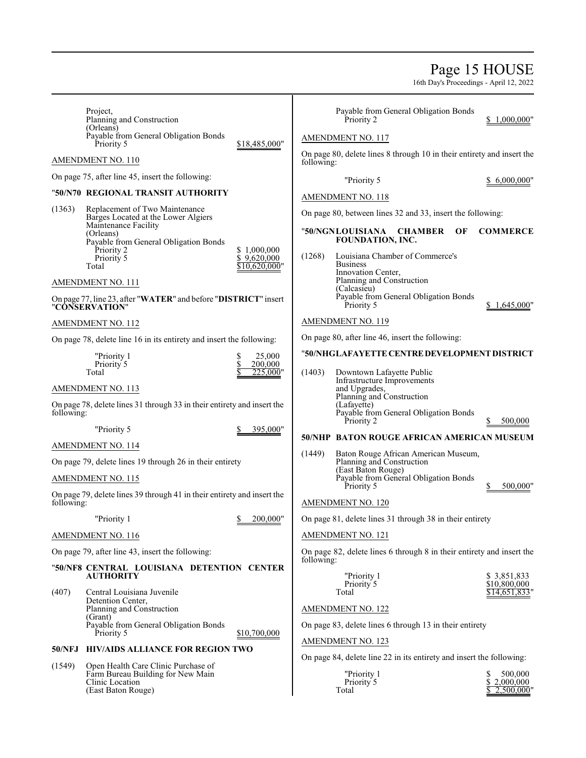Project,
Planning and Construction
(Orleans)
Payable from General Obligation Bonds
Priority 5 $18,485,000"

AMENDMENT NO. 110

On page 75, after line 45, insert the following:

"**50/N70 REGIONAL TRANSIT AUTHORITY**

(1363) Replacement of Two Maintenance Barges Located at the Lower Algiers Maintenance Facility
(Orleans)
Payable from General Obligation Bonds

| | |
|---|---|
| Priority 2 | $ 1,000,000 |
| Priority 5 | $ 9,620,000 |
| Total | $10,620,000" |

AMENDMENT NO. 111

On page 77, line 23, after "**WATER**" and before "**DISTRICT**" insert "**CONSERVATION**"

AMENDMENT NO. 112

On page 78, delete line 16 in its entirety and insert the following:

| | |
|---|---|
| "Priority 1 | $ 25,000 |
| Priority 5 | $ 200,000 |
| Total | $ 225,000" |

AMENDMENT NO. 113

On page 78, delete lines 31 through 33 in their entirety and insert the following:

"Priority 5 $ 395,000"

AMENDMENT NO. 114

On page 79, delete lines 19 through 26 in their entirety

AMENDMENT NO. 115

On page 79, delete lines 39 through 41 in their entirety and insert the following:

"Priority 1 $ 200,000"

AMENDMENT NO. 116

On page 79, after line 43, insert the following:

"**50/NF8 CENTRAL LOUISIANA DETENTION CENTER AUTHORITY**

(407) Central Louisiana Juvenile Detention Center,
Planning and Construction
(Grant)
Payable from General Obligation Bonds
Priority 5 $10,700,000

**50/NFJ HIV/AIDS ALLIANCE FOR REGION TWO**

(1549) Open Health Care Clinic Purchase of Farm Bureau Building for New Main Clinic Location
(East Baton Rouge)
Payable from General Obligation Bonds
Priority 2 $ 1,000,000"

AMENDMENT NO. 117

On page 80, delete lines 8 through 10 in their entirety and insert the following:

"Priority 5 $ 6,000,000"

AMENDMENT NO. 118

On page 80, between lines 32 and 33, insert the following:

"**50/NGN LOUISIANA CHAMBER OF COMMERCE FOUNDATION, INC.**

(1268) Louisiana Chamber of Commerce's Business Innovation Center,
Planning and Construction
(Calcasieu)
Payable from General Obligation Bonds
Priority 5 $ 1,645,000"

AMENDMENT NO. 119

On page 80, after line 46, insert the following:

"**50/NHG LAFAYETTE CENTRE DEVELOPMENT DISTRICT**

(1403) Downtown Lafayette Public Infrastructure Improvements and Upgrades,
Planning and Construction
(Lafayette)
Payable from General Obligation Bonds
Priority 2 $ 500,000

**50/NHP BATON ROUGE AFRICAN AMERICAN MUSEUM**

(1449) Baton Rouge African American Museum,
Planning and Construction
(East Baton Rouge)
Payable from General Obligation Bonds
Priority 5 $ 500,000"

AMENDMENT NO. 120

On page 81, delete lines 31 through 38 in their entirety

AMENDMENT NO. 121

On page 82, delete lines 6 through 8 in their entirety and insert the following:

| | |
|---|---|
| "Priority 1 | $ 3,851,833 |
| Priority 5 | $10,800,000 |
| Total | $14,651,833" |

AMENDMENT NO. 122

On page 83, delete lines 6 through 13 in their entirety

AMENDMENT NO. 123

On page 84, delete line 22 in its entirety and insert the following:

| | |
|---|---|
| "Priority 1 | $ 500,000 |
| Priority 5 | $ 2,000,000 |
| Total | $ 2,500,000" |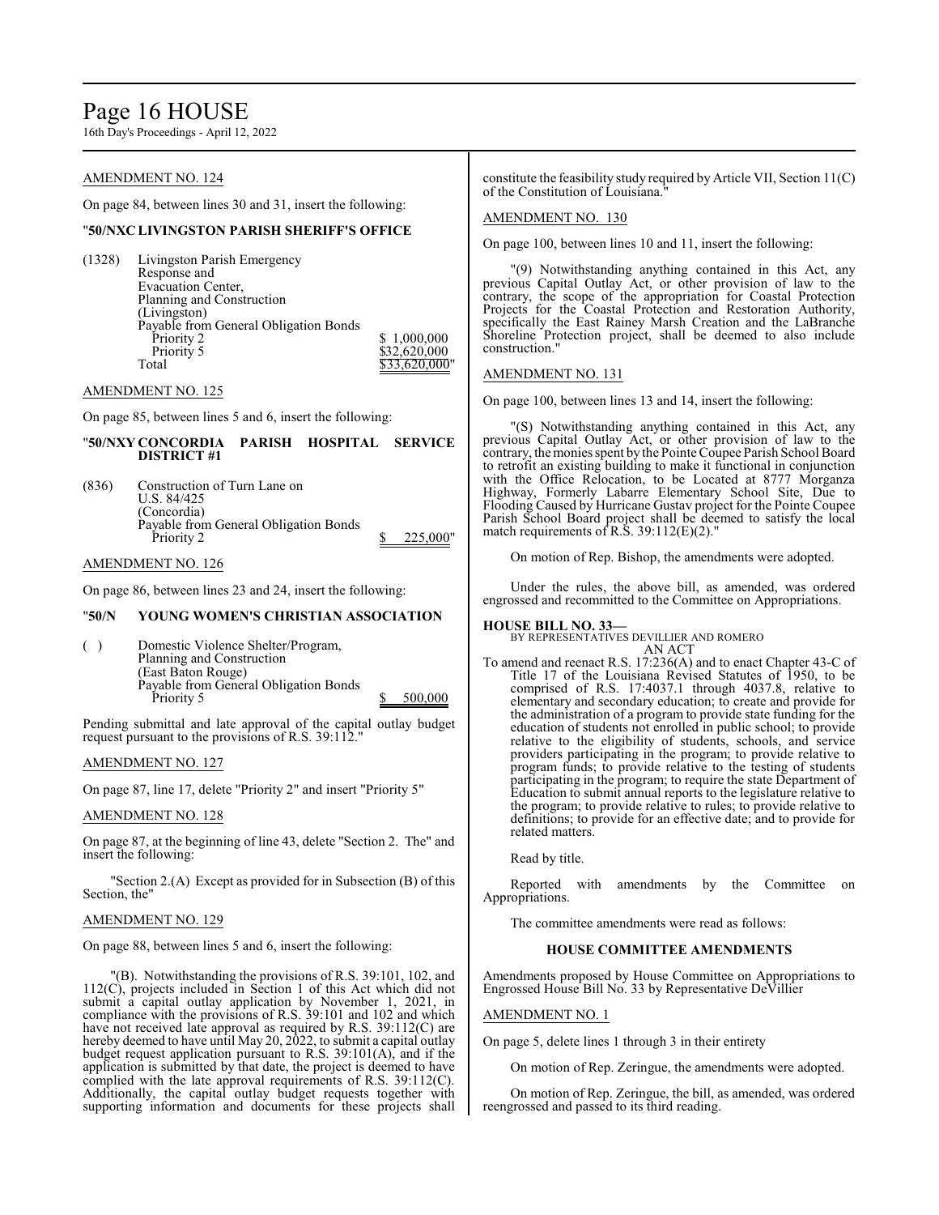AMENDMENT NO. 124

On page 84, between lines 30 and 31, insert the following:

"**50/NXC LIVINGSTON PARISH SHERIFF'S OFFICE**

(1328) Livingston Parish Emergency Response and Evacuation Center, Planning and Construction (Livingston)
Payable from General Obligation Bonds

| | |
|---|---|
| Priority 2 | $ 1,000,000 |
| Priority 5 | $32,620,000 |
| Total | $33,620,000" |

AMENDMENT NO. 125

On page 85, between lines 5 and 6, insert the following:

"**50/NXY CONCORDIA PARISH HOSPITAL SERVICE DISTRICT #1**

(836) Construction of Turn Lane on U.S. 84/425 (Concordia)
Payable from General Obligation Bonds
Priority 2 $ 225,000"

AMENDMENT NO. 126

On page 86, between lines 23 and 24, insert the following:

"**50/N YOUNG WOMEN'S CHRISTIAN ASSOCIATION**

( ) Domestic Violence Shelter/Program, Planning and Construction (East Baton Rouge)
Payable from General Obligation Bonds
Priority 5 $ 500,000

Pending submittal and late approval of the capital outlay budget request pursuant to the provisions of R.S. 39:112."

AMENDMENT NO. 127

On page 87, line 17, delete "Priority 2" and insert "Priority 5"

AMENDMENT NO. 128

On page 87, at the beginning of line 43, delete "Section 2. The" and insert the following:

"Section 2.(A) Except as provided for in Subsection (B) of this Section, the"

AMENDMENT NO. 129

On page 88, between lines 5 and 6, insert the following:

"(B). Notwithstanding the provisions of R.S. 39:101, 102, and 112(C), projects included in Section 1 of this Act which did not submit a capital outlay application by November 1, 2021, in compliance with the provisions of R.S. 39:101 and 102 and which have not received late approval as required by R.S. 39:112(C) are hereby deemed to have until May 20, 2022, to submit a capital outlay budget request application pursuant to R.S. 39:101(A), and if the application is submitted by that date, the project is deemed to have complied with the late approval requirements of R.S. 39:112(C). Additionally, the capital outlay budget requests together with supporting information and documents for these projects shall constitute the feasibility study required by Article VII, Section 11(C) of the Constitution of Louisiana."

AMENDMENT NO. 130

On page 100, between lines 10 and 11, insert the following:

"(9) Notwithstanding anything contained in this Act, any previous Capital Outlay Act, or other provision of law to the contrary, the scope of the appropriation for Coastal Protection Projects for the Coastal Protection and Restoration Authority, specifically the East Rainey Marsh Creation and the LaBranche Shoreline Protection project, shall be deemed to also include construction."

AMENDMENT NO. 131

On page 100, between lines 13 and 14, insert the following:

"(S) Notwithstanding anything contained in this Act, any previous Capital Outlay Act, or other provision of law to the contrary, the monies spent by the Pointe Coupee Parish School Board to retrofit an existing building to make it functional in conjunction with the Office Relocation, to be Located at 8777 Morganza Highway, Formerly Labarre Elementary School Site, Due to Flooding Caused by Hurricane Gustav project for the Pointe Coupee Parish School Board project shall be deemed to satisfy the local match requirements of R.S. 39:112(E)(2)."

On motion of Rep. Bishop, the amendments were adopted.

Under the rules, the above bill, as amended, was ordered engrossed and recommitted to the Committee on Appropriations.

**HOUSE BILL NO. 33—**
BY REPRESENTATIVES DEVILLIER AND ROMERO
AN ACT

To amend and reenact R.S. 17:236(A) and to enact Chapter 43-C of Title 17 of the Louisiana Revised Statutes of 1950, to be comprised of R.S. 17:4037.1 through 4037.8, relative to elementary and secondary education; to create and provide for the administration of a program to provide state funding for the education of students not enrolled in public school; to provide relative to the eligibility of students, schools, and service providers participating in the program; to provide relative to program funds; to provide relative to the testing of students participating in the program; to require the state Department of Education to submit annual reports to the legislature relative to the program; to provide relative to rules; to provide relative to definitions; to provide for an effective date; and to provide for related matters.

Read by title.

Reported with amendments by the Committee on Appropriations.

The committee amendments were read as follows:

**HOUSE COMMITTEE AMENDMENTS**

Amendments proposed by House Committee on Appropriations to Engrossed House Bill No. 33 by Representative DeVillier

AMENDMENT NO. 1

On page 5, delete lines 1 through 3 in their entirety

On motion of Rep. Zeringue, the amendments were adopted.

On motion of Rep. Zeringue, the bill, as amended, was ordered reengrossed and passed to its third reading.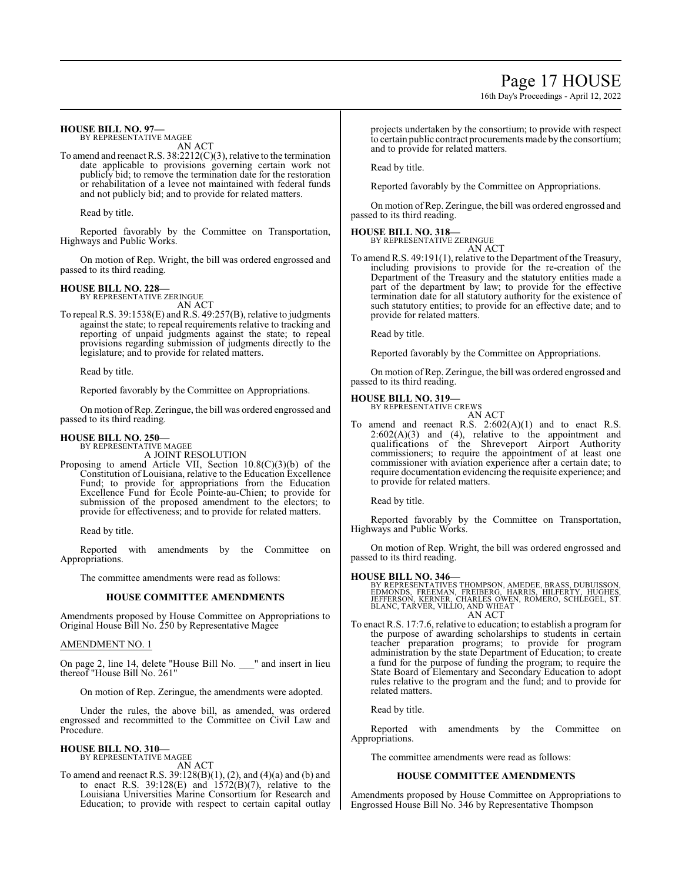**HOUSE BILL NO. 97—**
BY REPRESENTATIVE MAGEE
AN ACT

To amend and reenact R.S. 38:2212(C)(3), relative to the termination date applicable to provisions governing certain work not publicly bid; to remove the termination date for the restoration or rehabilitation of a levee not maintained with federal funds and not publicly bid; and to provide for related matters.

Read by title.

Reported favorably by the Committee on Transportation, Highways and Public Works.

On motion of Rep. Wright, the bill was ordered engrossed and passed to its third reading.

**HOUSE BILL NO. 228—**
BY REPRESENTATIVE ZERINGUE
AN ACT

To repeal R.S. 39:1538(E) and R.S. 49:257(B), relative to judgments against the state; to repeal requirements relative to tracking and reporting of unpaid judgments against the state; to repeal provisions regarding submission of judgments directly to the legislature; and to provide for related matters.

Read by title.

Reported favorably by the Committee on Appropriations.

On motion of Rep. Zeringue, the bill was ordered engrossed and passed to its third reading.

**HOUSE BILL NO. 250—**
BY REPRESENTATIVE MAGEE
A JOINT RESOLUTION

Proposing to amend Article VII, Section 10.8(C)(3)(b) of the Constitution of Louisiana, relative to the Education Excellence Fund; to provide for appropriations from the Education Excellence Fund for École Pointe-au-Chien; to provide for submission of the proposed amendment to the electors; to provide for effectiveness; and to provide for related matters.

Read by title.

Reported with amendments by the Committee on Appropriations.

The committee amendments were read as follows:

### HOUSE COMMITTEE AMENDMENTS

Amendments proposed by House Committee on Appropriations to Original House Bill No. 250 by Representative Magee

AMENDMENT NO. 1

On page 2, line 14, delete "House Bill No. ___" and insert in lieu thereof "House Bill No. 261"

On motion of Rep. Zeringue, the amendments were adopted.

Under the rules, the above bill, as amended, was ordered engrossed and recommitted to the Committee on Civil Law and Procedure.

**HOUSE BILL NO. 310—**
BY REPRESENTATIVE MAGEE
AN ACT

To amend and reenact R.S. 39:128(B)(1), (2), and (4)(a) and (b) and to enact R.S. 39:128(E) and 1572(B)(7), relative to the Louisiana Universities Marine Consortium for Research and Education; to provide with respect to certain capital outlay projects undertaken by the consortium; to provide with respect to certain public contract procurements made by the consortium; and to provide for related matters.

Read by title.

Reported favorably by the Committee on Appropriations.

On motion of Rep. Zeringue, the bill was ordered engrossed and passed to its third reading.

**HOUSE BILL NO. 318—**
BY REPRESENTATIVE ZERINGUE
AN ACT

To amend R.S. 49:191(1), relative to the Department of the Treasury, including provisions to provide for the re-creation of the Department of the Treasury and the statutory entities made a part of the department by law; to provide for the effective termination date for all statutory authority for the existence of such statutory entities; to provide for an effective date; and to provide for related matters.

Read by title.

Reported favorably by the Committee on Appropriations.

On motion of Rep. Zeringue, the bill was ordered engrossed and passed to its third reading.

**HOUSE BILL NO. 319—**
BY REPRESENTATIVE CREWS
AN ACT

To amend and reenact R.S. 2:602(A)(1) and to enact R.S. 2:602(A)(3) and (4), relative to the appointment and qualifications of the Shreveport Airport Authority commissioners; to require the appointment of at least one commissioner with aviation experience after a certain date; to require documentation evidencing the requisite experience; and to provide for related matters.

Read by title.

Reported favorably by the Committee on Transportation, Highways and Public Works.

On motion of Rep. Wright, the bill was ordered engrossed and passed to its third reading.

**HOUSE BILL NO. 346—**
BY REPRESENTATIVES THOMPSON, AMEDEE, BRASS, DUBUISSON, EDMONDS, FREEMAN, FREIBERG, HARRIS, HILFERTY, HUGHES, JEFFERSON, KERNER, CHARLES OWEN, ROMERO, SCHLEGEL, ST. BLANC, TARVER, VILLIO, AND WHEAT
AN ACT

To enact R.S. 17:7.6, relative to education; to establish a program for the purpose of awarding scholarships to students in certain teacher preparation programs; to provide for program administration by the state Department of Education; to create a fund for the purpose of funding the program; to require the State Board of Elementary and Secondary Education to adopt rules relative to the program and the fund; and to provide for related matters.

Read by title.

Reported with amendments by the Committee on Appropriations.

The committee amendments were read as follows:

### HOUSE COMMITTEE AMENDMENTS

Amendments proposed by House Committee on Appropriations to Engrossed House Bill No. 346 by Representative Thompson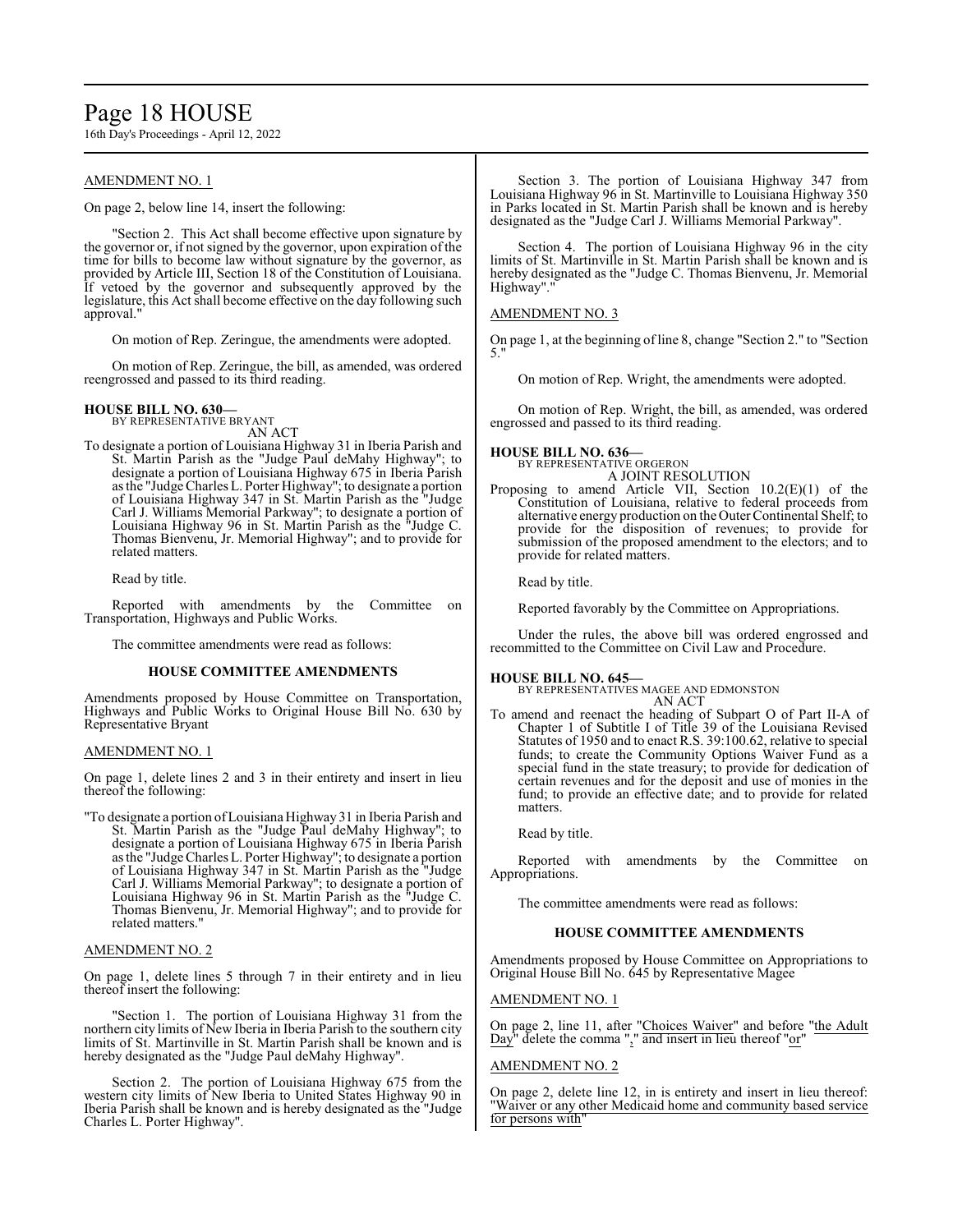AMENDMENT NO. 1

On page 2, below line 14, insert the following:

"Section 2. This Act shall become effective upon signature by the governor or, if not signed by the governor, upon expiration of the time for bills to become law without signature by the governor, as provided by Article III, Section 18 of the Constitution of Louisiana. If vetoed by the governor and subsequently approved by the legislature, this Act shall become effective on the day following such approval."

On motion of Rep. Zeringue, the amendments were adopted.

On motion of Rep. Zeringue, the bill, as amended, was ordered reengrossed and passed to its third reading.

**HOUSE BILL NO. 630—**
BY REPRESENTATIVE BRYANT
AN ACT

To designate a portion of Louisiana Highway 31 in Iberia Parish and St. Martin Parish as the "Judge Paul deMahy Highway"; to designate a portion of Louisiana Highway 675 in Iberia Parish as the "Judge Charles L. Porter Highway"; to designate a portion of Louisiana Highway 347 in St. Martin Parish as the "Judge Carl J. Williams Memorial Parkway"; to designate a portion of Louisiana Highway 96 in St. Martin Parish as the "Judge C. Thomas Bienvenu, Jr. Memorial Highway"; and to provide for related matters.

Read by title.

Reported with amendments by the Committee on Transportation, Highways and Public Works.

The committee amendments were read as follows:

**HOUSE COMMITTEE AMENDMENTS**

Amendments proposed by House Committee on Transportation, Highways and Public Works to Original House Bill No. 630 by Representative Bryant

AMENDMENT NO. 1

On page 1, delete lines 2 and 3 in their entirety and insert in lieu thereof the following:

"To designate a portion of Louisiana Highway 31 in Iberia Parish and St. Martin Parish as the "Judge Paul deMahy Highway"; to designate a portion of Louisiana Highway 675 in Iberia Parish as the "Judge Charles L. Porter Highway"; to designate a portion of Louisiana Highway 347 in St. Martin Parish as the "Judge Carl J. Williams Memorial Parkway"; to designate a portion of Louisiana Highway 96 in St. Martin Parish as the "Judge C. Thomas Bienvenu, Jr. Memorial Highway"; and to provide for related matters."

AMENDMENT NO. 2

On page 1, delete lines 5 through 7 in their entirety and in lieu thereof insert the following:

"Section 1. The portion of Louisiana Highway 31 from the northern city limits of New Iberia in Iberia Parish to the southern city limits of St. Martinville in St. Martin Parish shall be known and is hereby designated as the "Judge Paul deMahy Highway".

Section 2. The portion of Louisiana Highway 675 from the western city limits of New Iberia to United States Highway 90 in Iberia Parish shall be known and is hereby designated as the "Judge Charles L. Porter Highway".

Section 3. The portion of Louisiana Highway 347 from Louisiana Highway 96 in St. Martinville to Louisiana Highway 350 in Parks located in St. Martin Parish shall be known and is hereby designated as the "Judge Carl J. Williams Memorial Parkway".

Section 4. The portion of Louisiana Highway 96 in the city limits of St. Martinville in St. Martin Parish shall be known and is hereby designated as the "Judge C. Thomas Bienvenu, Jr. Memorial Highway"."

AMENDMENT NO. 3

On page 1, at the beginning of line 8, change "Section 2." to "Section 5."

On motion of Rep. Wright, the amendments were adopted.

On motion of Rep. Wright, the bill, as amended, was ordered engrossed and passed to its third reading.

**HOUSE BILL NO. 636—**
BY REPRESENTATIVE ORGERON
A JOINT RESOLUTION

Proposing to amend Article VII, Section 10.2(E)(1) of the Constitution of Louisiana, relative to federal proceeds from alternative energy production on the Outer Continental Shelf; to provide for the disposition of revenues; to provide for submission of the proposed amendment to the electors; and to provide for related matters.

Read by title.

Reported favorably by the Committee on Appropriations.

Under the rules, the above bill was ordered engrossed and recommitted to the Committee on Civil Law and Procedure.

**HOUSE BILL NO. 645—**
BY REPRESENTATIVES MAGEE AND EDMONSTON
AN ACT

To amend and reenact the heading of Subpart O of Part II-A of Chapter 1 of Subtitle I of Title 39 of the Louisiana Revised Statutes of 1950 and to enact R.S. 39:100.62, relative to special funds; to create the Community Options Waiver Fund as a special fund in the state treasury; to provide for dedication of certain revenues and for the deposit and use of monies in the fund; to provide an effective date; and to provide for related matters.

Read by title.

Reported with amendments by the Committee on Appropriations.

The committee amendments were read as follows:

**HOUSE COMMITTEE AMENDMENTS**

Amendments proposed by House Committee on Appropriations to Original House Bill No. 645 by Representative Magee

AMENDMENT NO. 1

On page 2, line 11, after "Choices Waiver" and before "the Adult Day" delete the comma "," and insert in lieu thereof "or"

AMENDMENT NO. 2

On page 2, delete line 12, in is entirety and insert in lieu thereof: "Waiver or any other Medicaid home and community based service for persons with"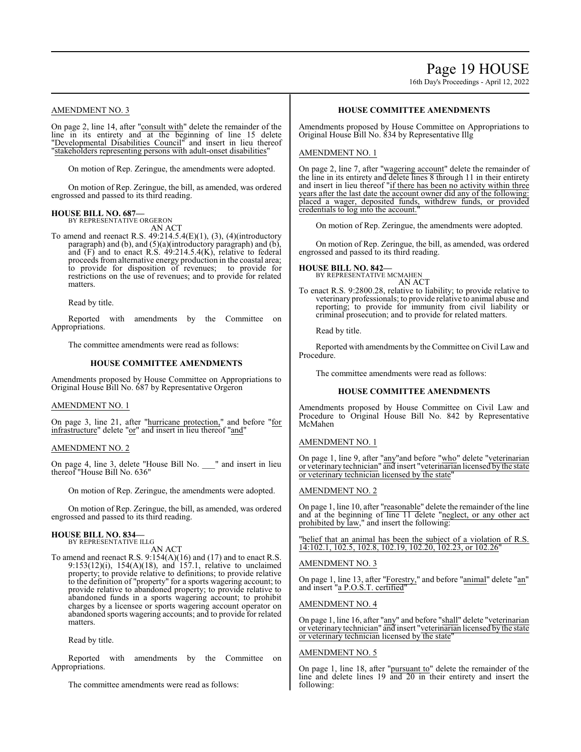AMENDMENT NO. 3

On page 2, line 14, after "consult with" delete the remainder of the line in its entirety and at the beginning of line 15 delete "Developmental Disabilities Council" and insert in lieu thereof "stakeholders representing persons with adult-onset disabilities"

On motion of Rep. Zeringue, the amendments were adopted.

On motion of Rep. Zeringue, the bill, as amended, was ordered engrossed and passed to its third reading.

**HOUSE BILL NO. 687—**
BY REPRESENTATIVE ORGERON
AN ACT

To amend and reenact R.S. 49:214.5.4(E)(1), (3), (4)(introductory paragraph) and (b), and (5)(a)(introductory paragraph) and (b), and (F) and to enact R.S. 49:214.5.4(K), relative to federal proceeds from alternative energy production in the coastal area; to provide for disposition of revenues; to provide for restrictions on the use of revenues; and to provide for related matters.

Read by title.

Reported with amendments by the Committee on Appropriations.

The committee amendments were read as follows:

**HOUSE COMMITTEE AMENDMENTS**

Amendments proposed by House Committee on Appropriations to Original House Bill No. 687 by Representative Orgeron

AMENDMENT NO. 1

On page 3, line 21, after "hurricane protection," and before "for infrastructure" delete "or" and insert in lieu thereof "and"

AMENDMENT NO. 2

On page 4, line 3, delete "House Bill No. ___" and insert in lieu thereof "House Bill No. 636"

On motion of Rep. Zeringue, the amendments were adopted.

On motion of Rep. Zeringue, the bill, as amended, was ordered engrossed and passed to its third reading.

**HOUSE BILL NO. 834—**
BY REPRESENTATIVE ILLG
AN ACT

To amend and reenact R.S. 9:154(A)(16) and (17) and to enact R.S. 9:153(12)(i), 154(A)(18), and 157.1, relative to unclaimed property; to provide relative to definitions; to provide relative to the definition of "property" for a sports wagering account; to provide relative to abandoned property; to provide relative to abandoned funds in a sports wagering account; to prohibit charges by a licensee or sports wagering account operator on abandoned sports wagering accounts; and to provide for related matters.

Read by title.

Reported with amendments by the Committee on Appropriations.

The committee amendments were read as follows:

**HOUSE COMMITTEE AMENDMENTS**

Amendments proposed by House Committee on Appropriations to Original House Bill No. 834 by Representative Illg

AMENDMENT NO. 1

On page 2, line 7, after "wagering account" delete the remainder of the line in its entirety and delete lines 8 through 11 in their entirety and insert in lieu thereof "if there has been no activity within three years after the last date the account owner did any of the following: placed a wager, deposited funds, withdrew funds, or provided credentials to log into the account."

On motion of Rep. Zeringue, the amendments were adopted.

On motion of Rep. Zeringue, the bill, as amended, was ordered engrossed and passed to its third reading.

**HOUSE BILL NO. 842—**
BY REPRESENTATIVE MCMAHEN
AN ACT

To enact R.S. 9:2800.28, relative to liability; to provide relative to veterinary professionals; to provide relative to animal abuse and reporting; to provide for immunity from civil liability or criminal prosecution; and to provide for related matters.

Read by title.

Reported with amendments by the Committee on Civil Law and Procedure.

The committee amendments were read as follows:

**HOUSE COMMITTEE AMENDMENTS**

Amendments proposed by House Committee on Civil Law and Procedure to Original House Bill No. 842 by Representative McMahen

AMENDMENT NO. 1

On page 1, line 9, after "any"and before "who" delete "veterinarian or veterinary technician" and insert "veterinarian licensed by the state or veterinary technician licensed by the state"

AMENDMENT NO. 2

On page 1, line 10, after "reasonable" delete the remainder of the line and at the beginning of line 11 delete "neglect, or any other act prohibited by law," and insert the following:

"belief that an animal has been the subject of a violation of R.S. 14:102.1, 102.5, 102.8, 102.19, 102.20, 102.23, or 102.26"

AMENDMENT NO. 3

On page 1, line 13, after "Forestry," and before "animal" delete "an" and insert "a P.O.S.T. certified"

AMENDMENT NO. 4

On page 1, line 16, after "any" and before "shall" delete "veterinarian or veterinary technician" and insert "veterinarian licensed by the state or veterinary technician licensed by the state"

AMENDMENT NO. 5

On page 1, line 18, after "pursuant to" delete the remainder of the line and delete lines 19 and 20 in their entirety and insert the following: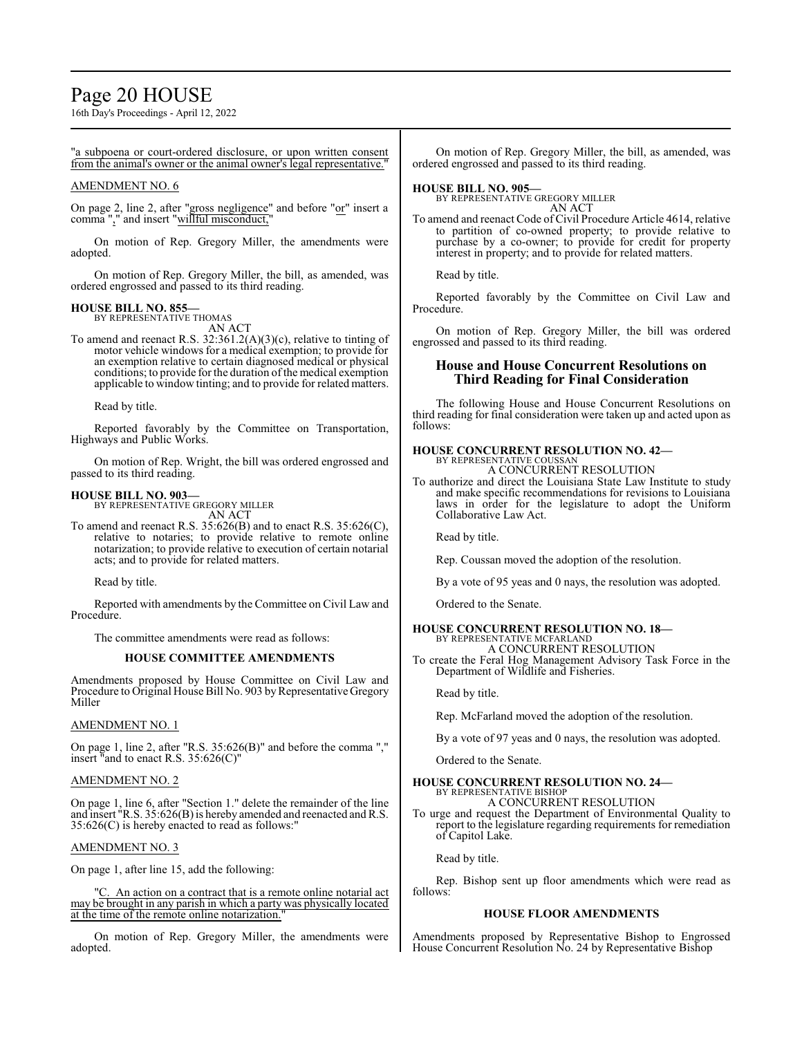"a subpoena or court-ordered disclosure, or upon written consent from the animal's owner or the animal owner's legal representative."

AMENDMENT NO. 6

On page 2, line 2, after "gross negligence" and before "or" insert a comma "," and insert "willful misconduct,"

On motion of Rep. Gregory Miller, the amendments were adopted.

On motion of Rep. Gregory Miller, the bill, as amended, was ordered engrossed and passed to its third reading.

**HOUSE BILL NO. 855—**
BY REPRESENTATIVE THOMAS
AN ACT

To amend and reenact R.S. 32:361.2(A)(3)(c), relative to tinting of motor vehicle windows for a medical exemption; to provide for an exemption relative to certain diagnosed medical or physical conditions; to provide for the duration of the medical exemption applicable to window tinting; and to provide for related matters.

Read by title.

Reported favorably by the Committee on Transportation, Highways and Public Works.

On motion of Rep. Wright, the bill was ordered engrossed and passed to its third reading.

**HOUSE BILL NO. 903—**
BY REPRESENTATIVE GREGORY MILLER
AN ACT

To amend and reenact R.S. 35:626(B) and to enact R.S. 35:626(C), relative to notaries; to provide relative to remote online notarization; to provide relative to execution of certain notarial acts; and to provide for related matters.

Read by title.

Reported with amendments by the Committee on Civil Law and Procedure.

The committee amendments were read as follows:

**HOUSE COMMITTEE AMENDMENTS**

Amendments proposed by House Committee on Civil Law and Procedure to Original House Bill No. 903 by Representative Gregory Miller

AMENDMENT NO. 1

On page 1, line 2, after "R.S. 35:626(B)" and before the comma "," insert "and to enact R.S. 35:626(C)"

AMENDMENT NO. 2

On page 1, line 6, after "Section 1." delete the remainder of the line and insert "R.S. 35:626(B) is hereby amended and reenacted and R.S. 35:626(C) is hereby enacted to read as follows:"

AMENDMENT NO. 3

On page 1, after line 15, add the following:

"C. An action on a contract that is a remote online notarial act may be brought in any parish in which a party was physically located at the time of the remote online notarization."

On motion of Rep. Gregory Miller, the amendments were adopted.

On motion of Rep. Gregory Miller, the bill, as amended, was ordered engrossed and passed to its third reading.

**HOUSE BILL NO. 905—**
BY REPRESENTATIVE GREGORY MILLER
AN ACT

To amend and reenact Code of Civil Procedure Article 4614, relative to partition of co-owned property; to provide relative to purchase by a co-owner; to provide for credit for property interest in property; and to provide for related matters.

Read by title.

Reported favorably by the Committee on Civil Law and Procedure.

On motion of Rep. Gregory Miller, the bill was ordered engrossed and passed to its third reading.

## House and House Concurrent Resolutions on Third Reading for Final Consideration

The following House and House Concurrent Resolutions on third reading for final consideration were taken up and acted upon as follows:

**HOUSE CONCURRENT RESOLUTION NO. 42—**
BY REPRESENTATIVE COUSSAN
A CONCURRENT RESOLUTION

To authorize and direct the Louisiana State Law Institute to study and make specific recommendations for revisions to Louisiana laws in order for the legislature to adopt the Uniform Collaborative Law Act.

Read by title.

Rep. Coussan moved the adoption of the resolution.

By a vote of 95 yeas and 0 nays, the resolution was adopted.

Ordered to the Senate.

**HOUSE CONCURRENT RESOLUTION NO. 18—**
BY REPRESENTATIVE MCFARLAND
A CONCURRENT RESOLUTION

To create the Feral Hog Management Advisory Task Force in the Department of Wildlife and Fisheries.

Read by title.

Rep. McFarland moved the adoption of the resolution.

By a vote of 97 yeas and 0 nays, the resolution was adopted.

Ordered to the Senate.

**HOUSE CONCURRENT RESOLUTION NO. 24—**
BY REPRESENTATIVE BISHOP
A CONCURRENT RESOLUTION

To urge and request the Department of Environmental Quality to report to the legislature regarding requirements for remediation of Capitol Lake.

Read by title.

Rep. Bishop sent up floor amendments which were read as follows:

**HOUSE FLOOR AMENDMENTS**

Amendments proposed by Representative Bishop to Engrossed House Concurrent Resolution No. 24 by Representative Bishop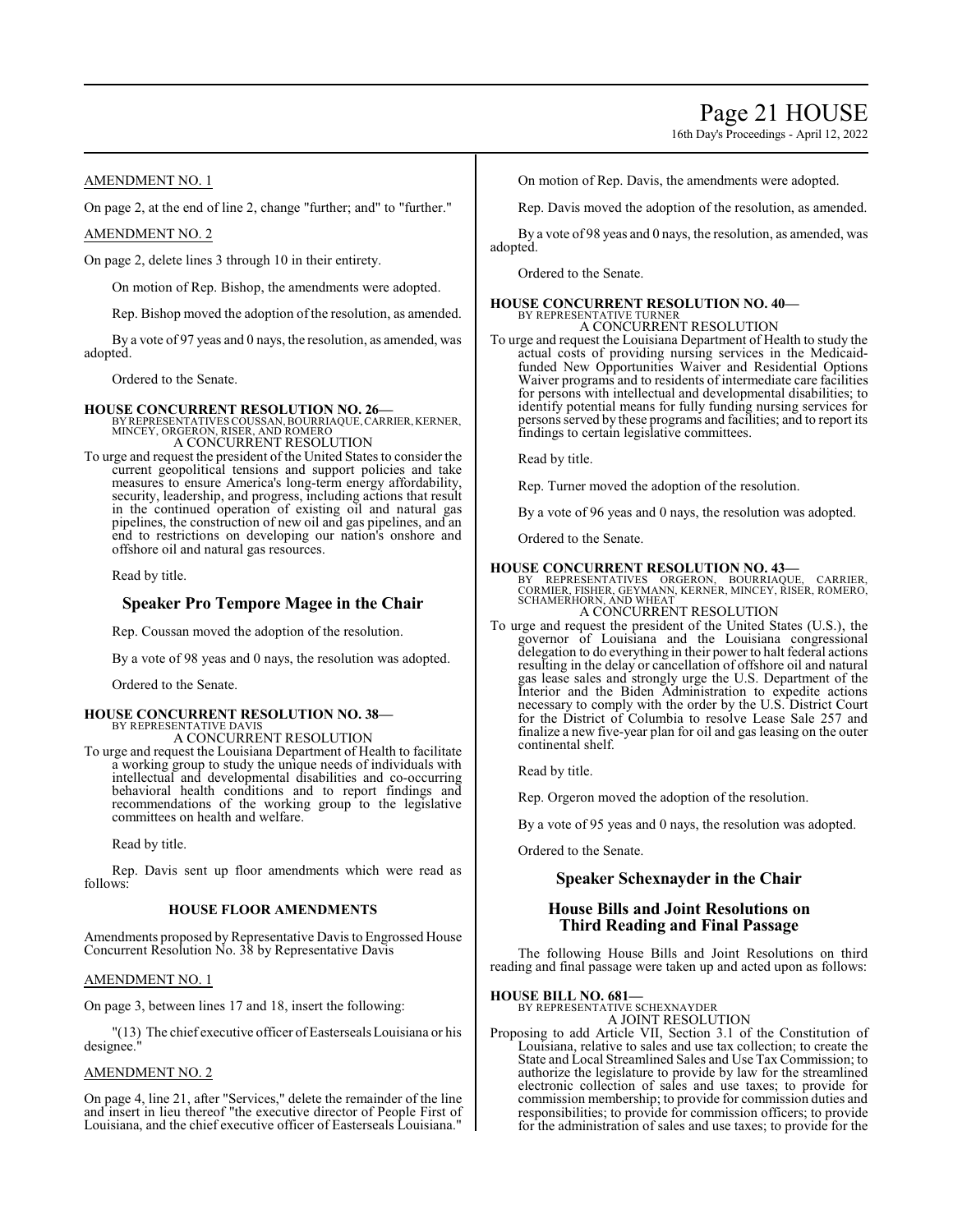AMENDMENT NO. 1

On page 2, at the end of line 2, change "further; and" to "further."

AMENDMENT NO. 2

On page 2, delete lines 3 through 10 in their entirety.

On motion of Rep. Bishop, the amendments were adopted.

Rep. Bishop moved the adoption of the resolution, as amended.

By a vote of 97 yeas and 0 nays, the resolution, as amended, was adopted.

Ordered to the Senate.

**HOUSE CONCURRENT RESOLUTION NO. 26—**
BY REPRESENTATIVES COUSSAN, BOURRIAQUE, CARRIER, KERNER, MINCEY, ORGERON, RISER, AND ROMERO
A CONCURRENT RESOLUTION

To urge and request the president of the United States to consider the current geopolitical tensions and support policies and take measures to ensure America's long-term energy affordability, security, leadership, and progress, including actions that result in the continued operation of existing oil and natural gas pipelines, the construction of new oil and gas pipelines, and an end to restrictions on developing our nation's onshore and offshore oil and natural gas resources.

Read by title.

## Speaker Pro Tempore Magee in the Chair

Rep. Coussan moved the adoption of the resolution.

By a vote of 98 yeas and 0 nays, the resolution was adopted.

Ordered to the Senate.

**HOUSE CONCURRENT RESOLUTION NO. 38—**
BY REPRESENTATIVE DAVIS
A CONCURRENT RESOLUTION

To urge and request the Louisiana Department of Health to facilitate a working group to study the unique needs of individuals with intellectual and developmental disabilities and co-occurring behavioral health conditions and to report findings and recommendations of the working group to the legislative committees on health and welfare.

Read by title.

Rep. Davis sent up floor amendments which were read as follows:

### HOUSE FLOOR AMENDMENTS

Amendments proposed by Representative Davis to Engrossed House Concurrent Resolution No. 38 by Representative Davis

AMENDMENT NO. 1

On page 3, between lines 17 and 18, insert the following:

"(13) The chief executive officer of Easterseals Louisiana or his designee."

AMENDMENT NO. 2

On page 4, line 21, after "Services," delete the remainder of the line and insert in lieu thereof "the executive director of People First of Louisiana, and the chief executive officer of Easterseals Louisiana."

On motion of Rep. Davis, the amendments were adopted.

Rep. Davis moved the adoption of the resolution, as amended.

By a vote of 98 yeas and 0 nays, the resolution, as amended, was adopted.

Ordered to the Senate.

**HOUSE CONCURRENT RESOLUTION NO. 40—**
BY REPRESENTATIVE TURNER
A CONCURRENT RESOLUTION

To urge and request the Louisiana Department of Health to study the actual costs of providing nursing services in the Medicaid-funded New Opportunities Waiver and Residential Options Waiver programs and to residents of intermediate care facilities for persons with intellectual and developmental disabilities; to identify potential means for fully funding nursing services for persons served by these programs and facilities; and to report its findings to certain legislative committees.

Read by title.

Rep. Turner moved the adoption of the resolution.

By a vote of 96 yeas and 0 nays, the resolution was adopted.

Ordered to the Senate.

**HOUSE CONCURRENT RESOLUTION NO. 43—**
BY REPRESENTATIVES ORGERON, BOURRIAQUE, CARRIER, CORMIER, FISHER, GEYMANN, KERNER, MINCEY, RISER, ROMERO, SCHAMERHORN, AND WHEAT
A CONCURRENT RESOLUTION

To urge and request the president of the United States (U.S.), the governor of Louisiana and the Louisiana congressional delegation to do everything in their power to halt federal actions resulting in the delay or cancellation of offshore oil and natural gas lease sales and strongly urge the U.S. Department of the Interior and the Biden Administration to expedite actions necessary to comply with the order by the U.S. District Court for the District of Columbia to resolve Lease Sale 257 and finalize a new five-year plan for oil and gas leasing on the outer continental shelf.

Read by title.

Rep. Orgeron moved the adoption of the resolution.

By a vote of 95 yeas and 0 nays, the resolution was adopted.

Ordered to the Senate.

## Speaker Schexnayder in the Chair

## House Bills and Joint Resolutions on Third Reading and Final Passage

The following House Bills and Joint Resolutions on third reading and final passage were taken up and acted upon as follows:

**HOUSE BILL NO. 681—**
BY REPRESENTATIVE SCHEXNAYDER
A JOINT RESOLUTION

Proposing to add Article VII, Section 3.1 of the Constitution of Louisiana, relative to sales and use tax collection; to create the State and Local Streamlined Sales and Use Tax Commission; to authorize the legislature to provide by law for the streamlined electronic collection of sales and use taxes; to provide for commission membership; to provide for commission duties and responsibilities; to provide for commission officers; to provide for the administration of sales and use taxes; to provide for the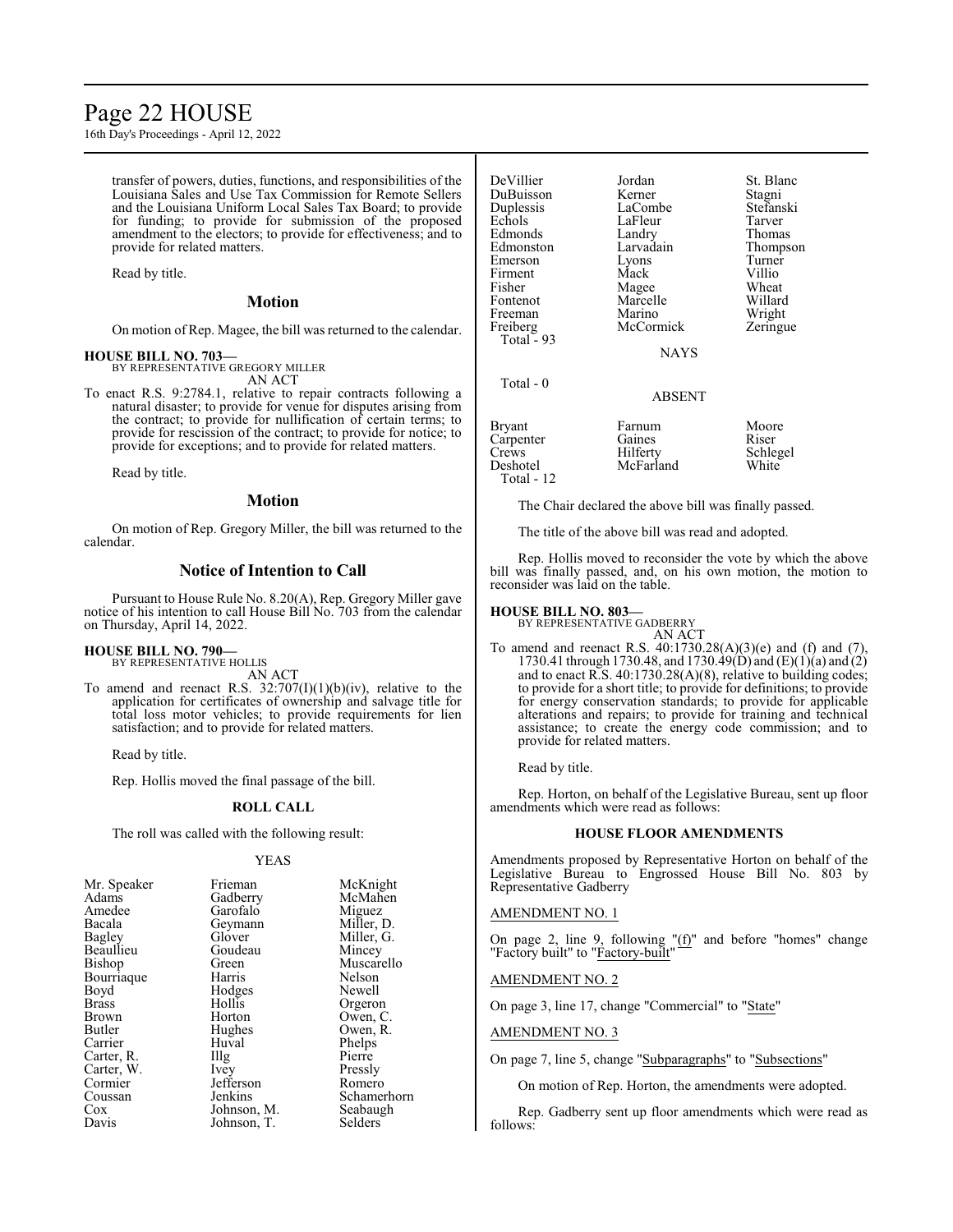transfer of powers, duties, functions, and responsibilities of the Louisiana Sales and Use Tax Commission for Remote Sellers and the Louisiana Uniform Local Sales Tax Board; to provide for funding; to provide for submission of the proposed amendment to the electors; to provide for effectiveness; and to provide for related matters.

Read by title.

## Motion

On motion of Rep. Magee, the bill was returned to the calendar.

**HOUSE BILL NO. 703—**
BY REPRESENTATIVE GREGORY MILLER
AN ACT

To enact R.S. 9:2784.1, relative to repair contracts following a natural disaster; to provide for venue for disputes arising from the contract; to provide for nullification of certain terms; to provide for rescission of the contract; to provide for notice; to provide for exceptions; and to provide for related matters.

Read by title.

## Motion

On motion of Rep. Gregory Miller, the bill was returned to the calendar.

## Notice of Intention to Call

Pursuant to House Rule No. 8.20(A), Rep. Gregory Miller gave notice of his intention to call House Bill No. 703 from the calendar on Thursday, April 14, 2022.

**HOUSE BILL NO. 790—**
BY REPRESENTATIVE HOLLIS
AN ACT

To amend and reenact R.S. 32:707(I)(1)(b)(iv), relative to the application for certificates of ownership and salvage title for total loss motor vehicles; to provide requirements for lien satisfaction; and to provide for related matters.

Read by title.

Rep. Hollis moved the final passage of the bill.

**ROLL CALL**

The roll was called with the following result:

YEAS

| | | |
|---|---|---|
| Mr. Speaker | Frieman | McKnight |
| Adams | Gadberry | McMahen |
| Amedee | Garofalo | Miguez |
| Bacala | Geymann | Miller, D. |
| Bagley | Glover | Miller, G. |
| Beaullieu | Goudeau | Mincey |
| Bishop | Green | Muscarello |
| Bourriaque | Harris | Nelson |
| Boyd | Hodges | Newell |
| Brass | Hollis | Orgeron |
| Brown | Horton | Owen, C. |
| Butler | Hughes | Owen, R. |
| Carrier | Huval | Phelps |
| Carter, R. | Illg | Pierre |
| Carter, W. | Ivey | Pressly |
| Cormier | Jefferson | Romero |
| Coussan | Jenkins | Schamerhorn |
| Cox | Johnson, M. | Seabaugh |
| Davis | Johnson, T. | Selders |
| DeVillier | Jordan | St. Blanc |
| DuBuisson | Kerner | Stagni |
| Duplessis | LaCombe | Stefanski |
| Echols | LaFleur | Tarver |
| Edmonds | Landry | Thomas |
| Edmonston | Larvadain | Thompson |
| Emerson | Lyons | Turner |
| Firment | Mack | Villio |
| Fisher | Magee | Wheat |
| Fontenot | Marcelle | Willard |
| Freeman | Marino | Wright |
| Freiberg | McCormick | Zeringue |

Total - 93

NAYS

Total - 0

ABSENT

| | | |
|---|---|---|
| Bryant | Farnum | Moore |
| Carpenter | Gaines | Riser |
| Crews | Hilferty | Schlegel |
| Deshotel | McFarland | White |

Total - 12

The Chair declared the above bill was finally passed.

The title of the above bill was read and adopted.

Rep. Hollis moved to reconsider the vote by which the above bill was finally passed, and, on his own motion, the motion to reconsider was laid on the table.

**HOUSE BILL NO. 803—**
BY REPRESENTATIVE GADBERRY
AN ACT

To amend and reenact R.S. 40:1730.28(A)(3)(e) and (f) and (7), 1730.41 through 1730.48, and 1730.49(D) and (E)(1)(a) and (2) and to enact R.S. 40:1730.28(A)(8), relative to building codes; to provide for a short title; to provide for definitions; to provide for energy conservation standards; to provide for applicable alterations and repairs; to provide for training and technical assistance; to create the energy code commission; and to provide for related matters.

Read by title.

Rep. Horton, on behalf of the Legislative Bureau, sent up floor amendments which were read as follows:

**HOUSE FLOOR AMENDMENTS**

Amendments proposed by Representative Horton on behalf of the Legislative Bureau to Engrossed House Bill No. 803 by Representative Gadberry

AMENDMENT NO. 1

On page 2, line 9, following "(f)" and before "homes" change "Factory built" to "Factory-built"

AMENDMENT NO. 2

On page 3, line 17, change "Commercial" to "State"

AMENDMENT NO. 3

On page 7, line 5, change "Subparagraphs" to "Subsections"

On motion of Rep. Horton, the amendments were adopted.

Rep. Gadberry sent up floor amendments which were read as follows: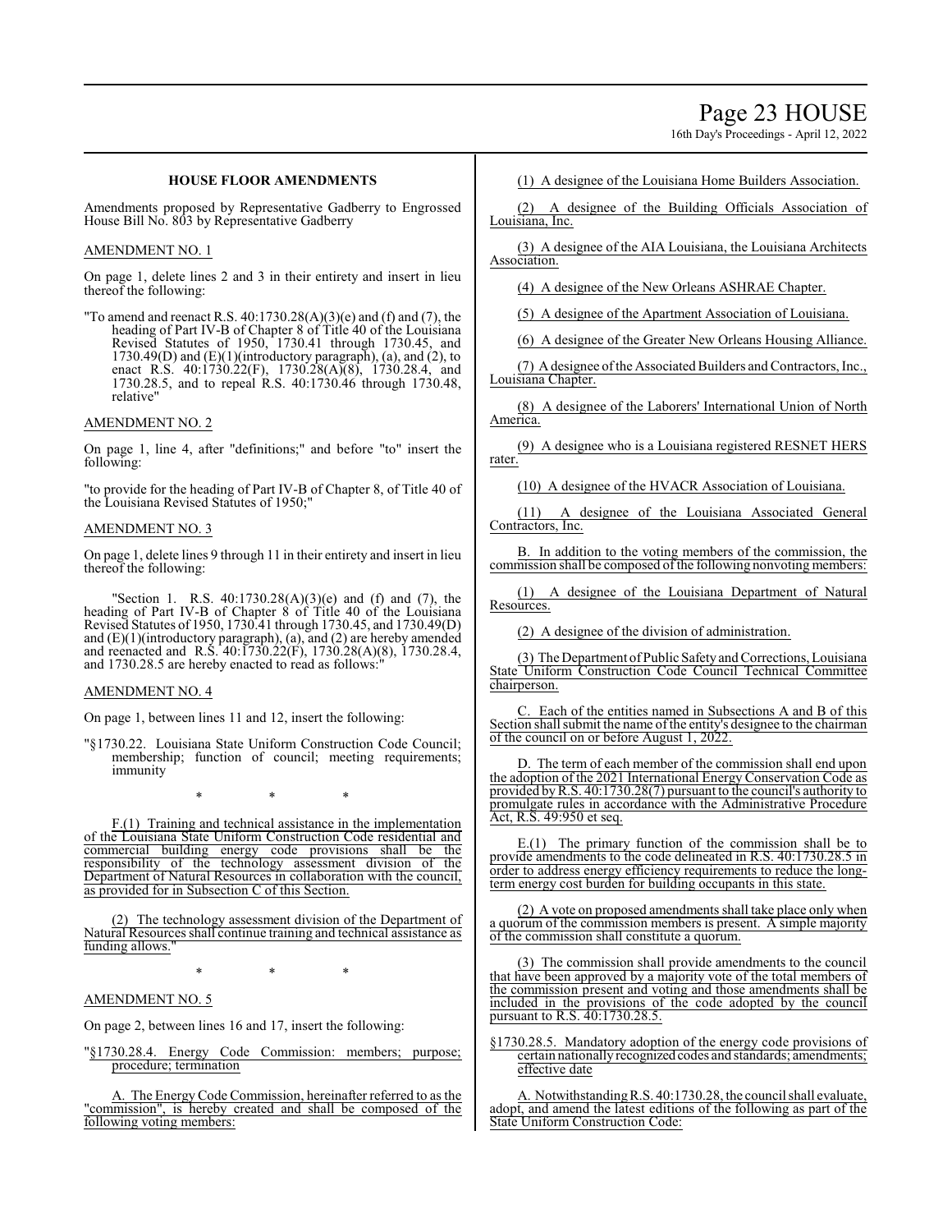**HOUSE FLOOR AMENDMENTS**

Amendments proposed by Representative Gadberry to Engrossed House Bill No. 803 by Representative Gadberry

AMENDMENT NO. 1

On page 1, delete lines 2 and 3 in their entirety and insert in lieu thereof the following:

"To amend and reenact R.S. 40:1730.28(A)(3)(e) and (f) and (7), the heading of Part IV-B of Chapter 8 of Title 40 of the Louisiana Revised Statutes of 1950, 1730.41 through 1730.45, and 1730.49(D) and (E)(1)(introductory paragraph), (a), and (2), to enact R.S. 40:1730.22(F), 1730.28(A)(8), 1730.28.4, and 1730.28.5, and to repeal R.S. 40:1730.46 through 1730.48, relative"

AMENDMENT NO. 2

On page 1, line 4, after "definitions;" and before "to" insert the following:

"to provide for the heading of Part IV-B of Chapter 8, of Title 40 of the Louisiana Revised Statutes of 1950;"

AMENDMENT NO. 3

On page 1, delete lines 9 through 11 in their entirety and insert in lieu thereof the following:

"Section 1. R.S. 40:1730.28(A)(3)(e) and (f) and (7), the heading of Part IV-B of Chapter 8 of Title 40 of the Louisiana Revised Statutes of 1950, 1730.41 through 1730.45, and 1730.49(D) and (E)(1)(introductory paragraph), (a), and (2) are hereby amended and reenacted and R.S. 40:1730.22(F), 1730.28(A)(8), 1730.28.4, and 1730.28.5 are hereby enacted to read as follows:"

AMENDMENT NO. 4

On page 1, between lines 11 and 12, insert the following:

"§1730.22. Louisiana State Uniform Construction Code Council; membership; function of council; meeting requirements; immunity

\* \* \*

F.(1) Training and technical assistance in the implementation of the Louisiana State Uniform Construction Code residential and commercial building energy code provisions shall be the responsibility of the technology assessment division of the Department of Natural Resources in collaboration with the council, as provided for in Subsection C of this Section.

(2) The technology assessment division of the Department of Natural Resources shall continue training and technical assistance as funding allows."

\* \* \*

AMENDMENT NO. 5

On page 2, between lines 16 and 17, insert the following:

"§1730.28.4. Energy Code Commission: members; purpose; procedure; termination

A. The Energy Code Commission, hereinafter referred to as the "commission", is hereby created and shall be composed of the following voting members:

(1) A designee of the Louisiana Home Builders Association.

(2) A designee of the Building Officials Association of Louisiana, Inc.

(3) A designee of the AIA Louisiana, the Louisiana Architects Association.

(4) A designee of the New Orleans ASHRAE Chapter.

(5) A designee of the Apartment Association of Louisiana.

(6) A designee of the Greater New Orleans Housing Alliance.

(7) A designee of the Associated Builders and Contractors, Inc., Louisiana Chapter.

(8) A designee of the Laborers' International Union of North America.

(9) A designee who is a Louisiana registered RESNET HERS rater.

(10) A designee of the HVACR Association of Louisiana.

(11) A designee of the Louisiana Associated General Contractors, Inc.

B. In addition to the voting members of the commission, the commission shall be composed of the following nonvoting members:

(1) A designee of the Louisiana Department of Natural Resources.

(2) A designee of the division of administration.

(3) The Department of Public Safety and Corrections, Louisiana State Uniform Construction Code Council Technical Committee chairperson.

C. Each of the entities named in Subsections A and B of this Section shall submit the name of the entity's designee to the chairman of the council on or before August 1, 2022.

D. The term of each member of the commission shall end upon the adoption of the 2021 International Energy Conservation Code as provided by R.S. 40:1730.28(7) pursuant to the council's authority to promulgate rules in accordance with the Administrative Procedure Act, R.S. 49:950 et seq.

E.(1) The primary function of the commission shall be to provide amendments to the code delineated in R.S. 40:1730.28.5 in order to address energy efficiency requirements to reduce the long-term energy cost burden for building occupants in this state.

(2) A vote on proposed amendments shall take place only when a quorum of the commission members is present. A simple majority of the commission shall constitute a quorum.

(3) The commission shall provide amendments to the council that have been approved by a majority vote of the total members of the commission present and voting and those amendments shall be included in the provisions of the code adopted by the council pursuant to R.S. 40:1730.28.5.

§1730.28.5. Mandatory adoption of the energy code provisions of certain nationally recognized codes and standards; amendments; effective date

A. Notwithstanding R.S. 40:1730.28, the council shall evaluate, adopt, and amend the latest editions of the following as part of the State Uniform Construction Code: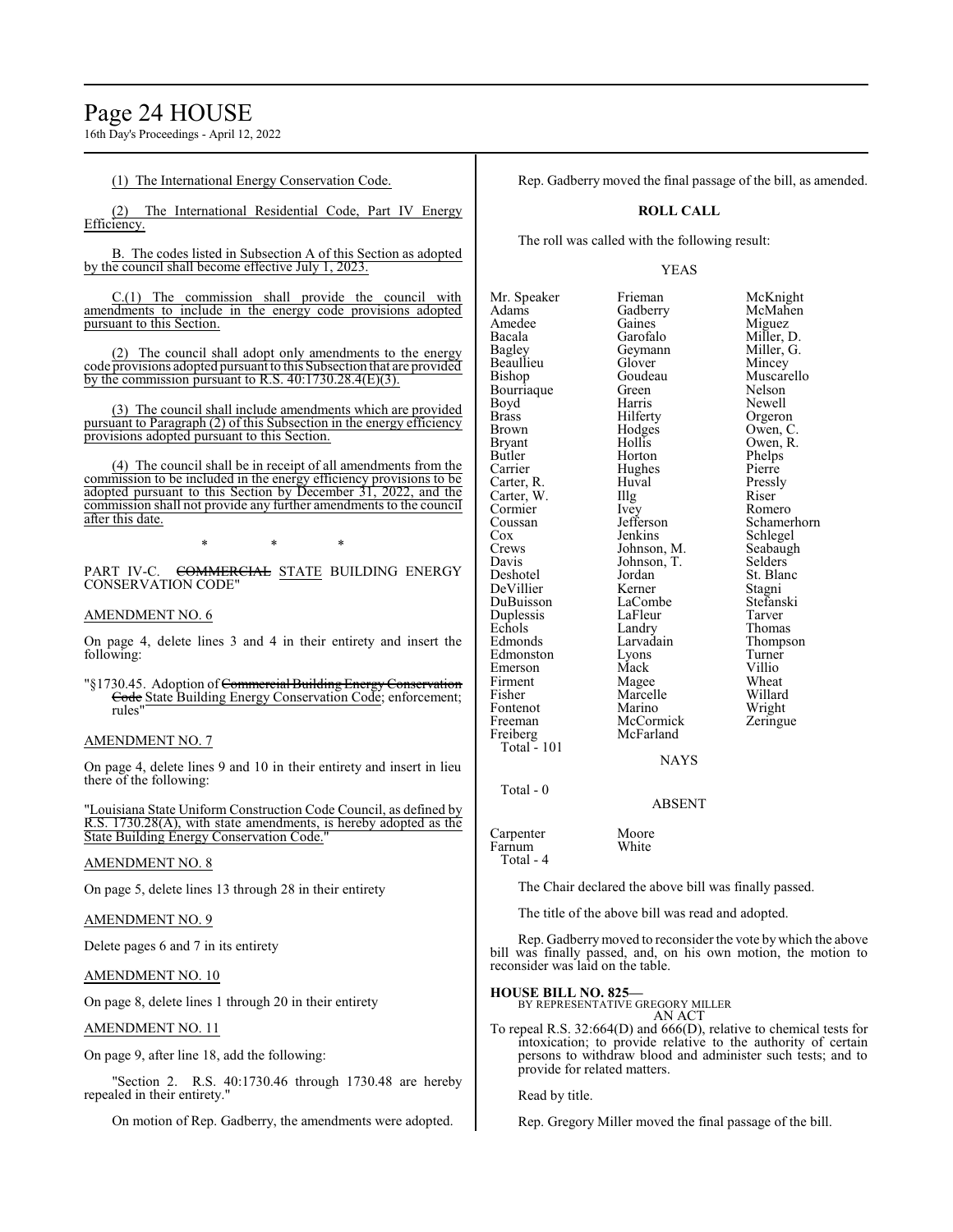(1) The International Energy Conservation Code.

(2) The International Residential Code, Part IV Energy Efficiency.

B. The codes listed in Subsection A of this Section as adopted by the council shall become effective July 1, 2023.

C.(1) The commission shall provide the council with amendments to include in the energy code provisions adopted pursuant to this Section.

(2) The council shall adopt only amendments to the energy code provisions adopted pursuant to this Subsection that are provided by the commission pursuant to R.S. 40:1730.28.4(E)(3).

(3) The council shall include amendments which are provided pursuant to Paragraph (2) of this Subsection in the energy efficiency provisions adopted pursuant to this Section.

(4) The council shall be in receipt of all amendments from the commission to be included in the energy efficiency provisions to be adopted pursuant to this Section by December 31, 2022, and the commission shall not provide any further amendments to the council after this date.

\* \* \*

PART IV-C. ~~COMMERCIAL~~ STATE BUILDING ENERGY CONSERVATION CODE"

AMENDMENT NO. 6

On page 4, delete lines 3 and 4 in their entirety and insert the following:

"§1730.45. Adoption of ~~Commercial Building Energy Conservation Code~~ State Building Energy Conservation Code; enforcement; rules"

AMENDMENT NO. 7

On page 4, delete lines 9 and 10 in their entirety and insert in lieu there of the following:

"Louisiana State Uniform Construction Code Council, as defined by R.S. 1730.28(A), with state amendments, is hereby adopted as the State Building Energy Conservation Code."

AMENDMENT NO. 8

On page 5, delete lines 13 through 28 in their entirety

AMENDMENT NO. 9

Delete pages 6 and 7 in its entirety

AMENDMENT NO. 10

On page 8, delete lines 1 through 20 in their entirety

AMENDMENT NO. 11

On page 9, after line 18, add the following:

"Section 2. R.S. 40:1730.46 through 1730.48 are hereby repealed in their entirety."

On motion of Rep. Gadberry, the amendments were adopted.

Rep. Gadberry moved the final passage of the bill, as amended.

**ROLL CALL**

The roll was called with the following result:

YEAS

| | | |
|---|---|---|
| Mr. Speaker | Frieman | McKnight |
| Adams | Gadberry | McMahen |
| Amedee | Gaines | Miguez |
| Bacala | Garofalo | Miller, D. |
| Bagley | Geymann | Miller, G. |
| Beaullieu | Glover | Mincey |
| Bishop | Goudeau | Muscarello |
| Bourriaque | Green | Nelson |
| Boyd | Harris | Newell |
| Brass | Hilferty | Orgeron |
| Brown | Hodges | Owen, C. |
| Bryant | Hollis | Owen, R. |
| Butler | Horton | Phelps |
| Carrier | Hughes | Pierre |
| Carter, R. | Huval | Pressly |
| Carter, W. | Illg | Riser |
| Cormier | Ivey | Romero |
| Coussan | Jefferson | Schamerhorn |
| Cox | Jenkins | Schlegel |
| Crews | Johnson, M. | Seabaugh |
| Davis | Johnson, T. | Selders |
| Deshotel | Jordan | St. Blanc |
| DeVillier | Kerner | Stagni |
| DuBuisson | LaCombe | Stefanski |
| Duplessis | LaFleur | Tarver |
| Echols | Landry | Thomas |
| Edmonds | Larvadain | Thompson |
| Edmonston | Lyons | Turner |
| Emerson | Mack | Villio |
| Firment | Magee | Wheat |
| Fisher | Marcelle | Willard |
| Fontenot | Marino | Wright |
| Freeman | McCormick | Zeringue |
| Freiberg | McFarland | |

Total - 101

NAYS

Total - 0

ABSENT

| | |
|---|---|
| Carpenter | Moore |
| Farnum | White |

Total - 4

The Chair declared the above bill was finally passed.

The title of the above bill was read and adopted.

Rep. Gadberry moved to reconsider the vote by which the above bill was finally passed, and, on his own motion, the motion to reconsider was laid on the table.

**HOUSE BILL NO. 825—**
BY REPRESENTATIVE GREGORY MILLER
AN ACT

To repeal R.S. 32:664(D) and 666(D), relative to chemical tests for intoxication; to provide relative to the authority of certain persons to withdraw blood and administer such tests; and to provide for related matters.

Read by title.

Rep. Gregory Miller moved the final passage of the bill.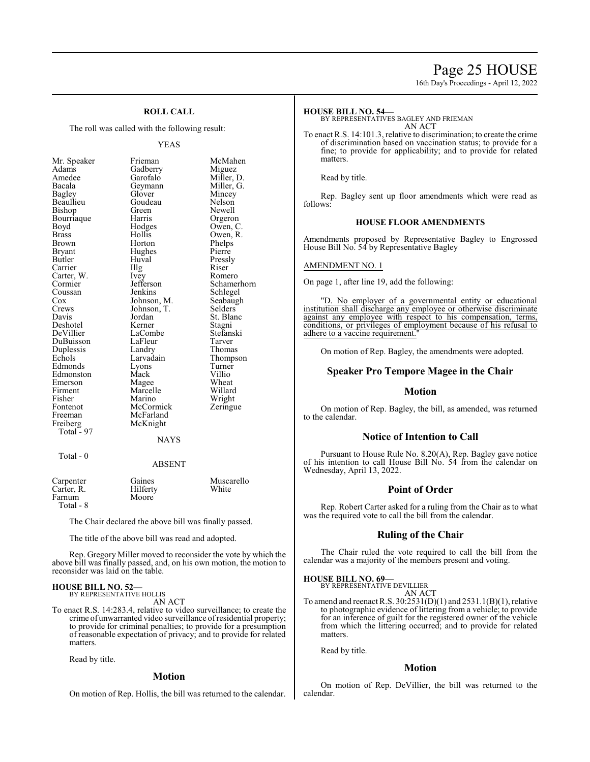## ROLL CALL

The roll was called with the following result:

YEAS

| | | |
|---|---|---|
| Mr. Speaker | Frieman | McMahen |
| Adams | Gadberry | Miguez |
| Amedee | Garofalo | Miller, D. |
| Bacala | Geymann | Miller, G. |
| Bagley | Glover | Mincey |
| Beaullieu | Goudeau | Nelson |
| Bishop | Green | Newell |
| Bourriaque | Harris | Orgeron |
| Boyd | Hodges | Owen, C. |
| Brass | Hollis | Owen, R. |
| Brown | Horton | Phelps |
| Bryant | Hughes | Pierre |
| Butler | Huval | Pressly |
| Carrier | Illg | Riser |
| Carter, W. | Ivey | Romero |
| Cormier | Jefferson | Schamerhorn |
| Coussan | Jenkins | Schlegel |
| Cox | Johnson, M. | Seabaugh |
| Crews | Johnson, T. | Selders |
| Davis | Jordan | St. Blanc |
| Deshotel | Kerner | Stagni |
| DeVillier | LaCombe | Stefanski |
| DuBuisson | LaFleur | Tarver |
| Duplessis | Landry | Thomas |
| Echols | Larvadain | Thompson |
| Edmonds | Lyons | Turner |
| Edmonston | Mack | Villio |
| Emerson | Magee | Wheat |
| Firment | Marcelle | Willard |
| Fisher | Marino | Wright |
| Fontenot | McCormick | Zeringue |
| Freeman | McFarland | |
| Freiberg | McKnight | |

Total - 97

NAYS

Total - 0

ABSENT

| | | |
|---|---|---|
| Carpenter | Gaines | Muscarello |
| Carter, R. | Hilferty | White |
| Farnum | Moore | |

Total - 8

The Chair declared the above bill was finally passed.

The title of the above bill was read and adopted.

Rep. Gregory Miller moved to reconsider the vote by which the above bill was finally passed, and, on his own motion, the motion to reconsider was laid on the table.

**HOUSE BILL NO. 52—**
BY REPRESENTATIVE HOLLIS
AN ACT
To enact R.S. 14:283.4, relative to video surveillance; to create the crime of unwarranted video surveillance of residential property; to provide for criminal penalties; to provide for a presumption of reasonable expectation of privacy; and to provide for related matters.

Read by title.

## Motion

On motion of Rep. Hollis, the bill was returned to the calendar.

**HOUSE BILL NO. 54—**
BY REPRESENTATIVES BAGLEY AND FRIEMAN
AN ACT
To enact R.S. 14:101.3, relative to discrimination; to create the crime of discrimination based on vaccination status; to provide for a fine; to provide for applicability; and to provide for related matters.

Read by title.

Rep. Bagley sent up floor amendments which were read as follows:

### HOUSE FLOOR AMENDMENTS

Amendments proposed by Representative Bagley to Engrossed House Bill No. 54 by Representative Bagley

AMENDMENT NO. 1

On page 1, after line 19, add the following:

"D. No employer of a governmental entity or educational institution shall discharge any employee or otherwise discriminate against any employee with respect to his compensation, terms, conditions, or privileges of employment because of his refusal to adhere to a vaccine requirement."

On motion of Rep. Bagley, the amendments were adopted.

## Speaker Pro Tempore Magee in the Chair

## Motion

On motion of Rep. Bagley, the bill, as amended, was returned to the calendar.

## Notice of Intention to Call

Pursuant to House Rule No. 8.20(A), Rep. Bagley gave notice of his intention to call House Bill No. 54 from the calendar on Wednesday, April 13, 2022.

## Point of Order

Rep. Robert Carter asked for a ruling from the Chair as to what was the required vote to call the bill from the calendar.

## Ruling of the Chair

The Chair ruled the vote required to call the bill from the calendar was a majority of the members present and voting.

**HOUSE BILL NO. 69—**
BY REPRESENTATIVE DEVILLIER
AN ACT
To amend and reenact R.S. 30:2531(D)(1) and 2531.1(B)(1), relative to photographic evidence of littering from a vehicle; to provide for an inference of guilt for the registered owner of the vehicle from which the littering occurred; and to provide for related matters.

Read by title.

## Motion

On motion of Rep. DeVillier, the bill was returned to the calendar.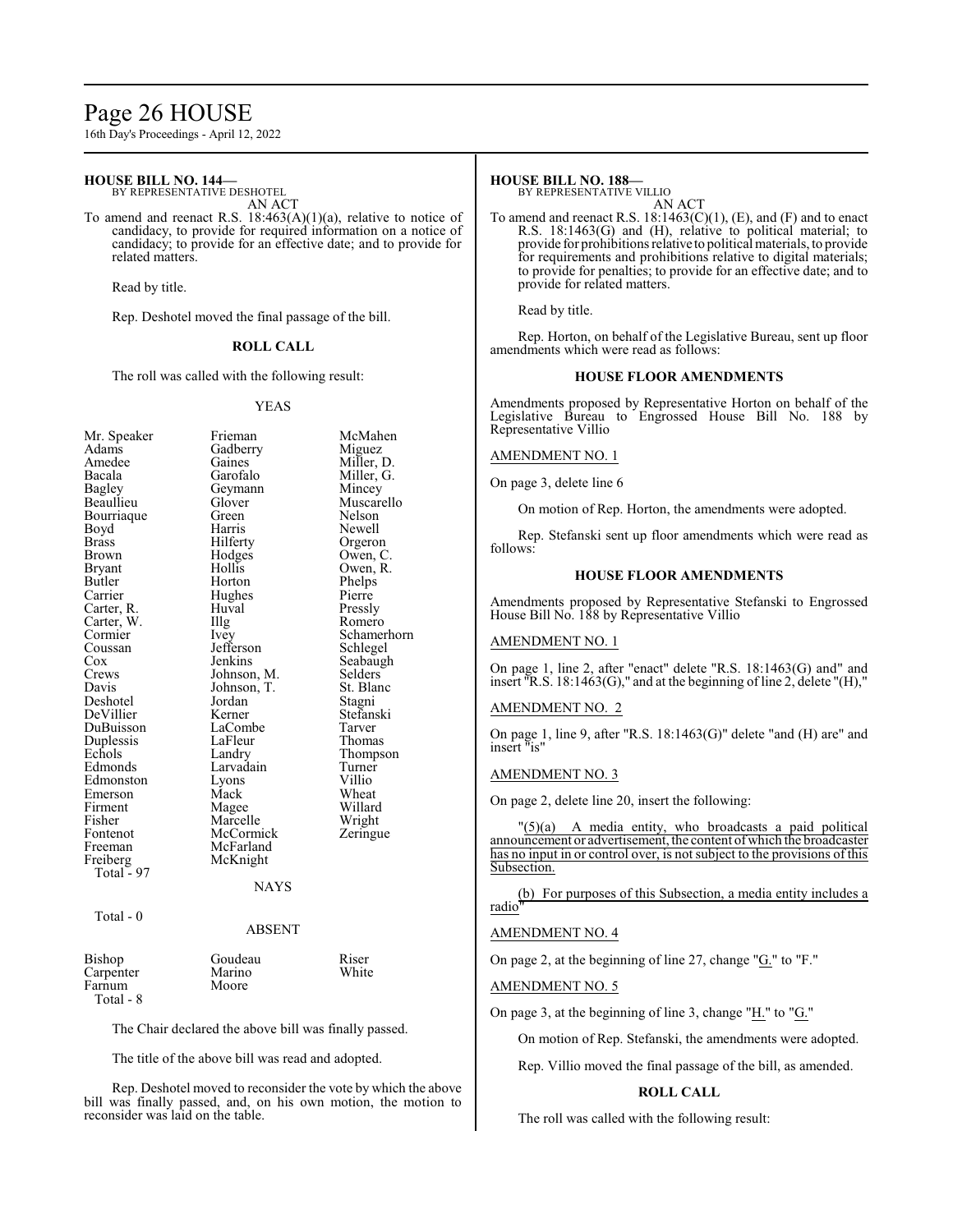**HOUSE BILL NO. 144—**
BY REPRESENTATIVE DESHOTEL

AN ACT

To amend and reenact R.S. 18:463(A)(1)(a), relative to notice of candidacy, to provide for required information on a notice of candidacy; to provide for an effective date; and to provide for related matters.

Read by title.

Rep. Deshotel moved the final passage of the bill.

**ROLL CALL**

The roll was called with the following result:

YEAS

| | | |
|---|---|---|
| Mr. Speaker | Frieman | McMahen |
| Adams | Gadberry | Miguez |
| Amedee | Gaines | Miller, D. |
| Bacala | Garofalo | Miller, G. |
| Bagley | Geymann | Mincey |
| Beaullieu | Glover | Muscarello |
| Bourriaque | Green | Nelson |
| Boyd | Harris | Newell |
| Brass | Hilferty | Orgeron |
| Brown | Hodges | Owen, C. |
| Bryant | Hollis | Owen, R. |
| Butler | Horton | Phelps |
| Carrier | Hughes | Pierre |
| Carter, R. | Huval | Pressly |
| Carter, W. | Illg | Romero |
| Cormier | Ivey | Schamerhorn |
| Coussan | Jefferson | Schlegel |
| Cox | Jenkins | Seabaugh |
| Crews | Johnson, M. | Selders |
| Davis | Johnson, T. | St. Blanc |
| Deshotel | Jordan | Stagni |
| DeVillier | Kerner | Stefanski |
| DuBuisson | LaCombe | Tarver |
| Duplessis | LaFleur | Thomas |
| Echols | Landry | Thompson |
| Edmonds | Larvadain | Turner |
| Edmonston | Lyons | Villio |
| Emerson | Mack | Wheat |
| Firment | Magee | Willard |
| Fisher | Marcelle | Wright |
| Fontenot | McCormick | Zeringue |
| Freeman | McFarland | |
| Freiberg | McKnight | |

Total - 97

NAYS

Total - 0

ABSENT

| | | |
|---|---|---|
| Bishop | Goudeau | Riser |
| Carpenter | Marino | White |
| Farnum | Moore | |

Total - 8

The Chair declared the above bill was finally passed.

The title of the above bill was read and adopted.

Rep. Deshotel moved to reconsider the vote by which the above bill was finally passed, and, on his own motion, the motion to reconsider was laid on the table.

**HOUSE BILL NO. 188—**
BY REPRESENTATIVE VILLIO

AN ACT

To amend and reenact R.S. 18:1463(C)(1), (E), and (F) and to enact R.S. 18:1463(G) and (H), relative to political material; to provide for prohibitions relative to political materials, to provide for requirements and prohibitions relative to digital materials; to provide for penalties; to provide for an effective date; and to provide for related matters.

Read by title.

Rep. Horton, on behalf of the Legislative Bureau, sent up floor amendments which were read as follows:

**HOUSE FLOOR AMENDMENTS**

Amendments proposed by Representative Horton on behalf of the Legislative Bureau to Engrossed House Bill No. 188 by Representative Villio

AMENDMENT NO. 1

On page 3, delete line 6

On motion of Rep. Horton, the amendments were adopted.

Rep. Stefanski sent up floor amendments which were read as follows:

**HOUSE FLOOR AMENDMENTS**

Amendments proposed by Representative Stefanski to Engrossed House Bill No. 188 by Representative Villio

AMENDMENT NO. 1

On page 1, line 2, after "enact" delete "R.S. 18:1463(G) and" and insert "R.S. 18:1463(G)," and at the beginning of line 2, delete "(H),"

AMENDMENT NO. 2

On page 1, line 9, after "R.S. 18:1463(G)" delete "and (H) are" and insert "is"

AMENDMENT NO. 3

On page 2, delete line 20, insert the following:

"(5)(a) A media entity, who broadcasts a paid political announcement or advertisement, the content of which the broadcaster has no input in or control over, is not subject to the provisions of this Subsection.

(b) For purposes of this Subsection, a media entity includes a radio"

AMENDMENT NO. 4

On page 2, at the beginning of line 27, change "G." to "F."

AMENDMENT NO. 5

On page 3, at the beginning of line 3, change "H." to "G."

On motion of Rep. Stefanski, the amendments were adopted.

Rep. Villio moved the final passage of the bill, as amended.

**ROLL CALL**

The roll was called with the following result: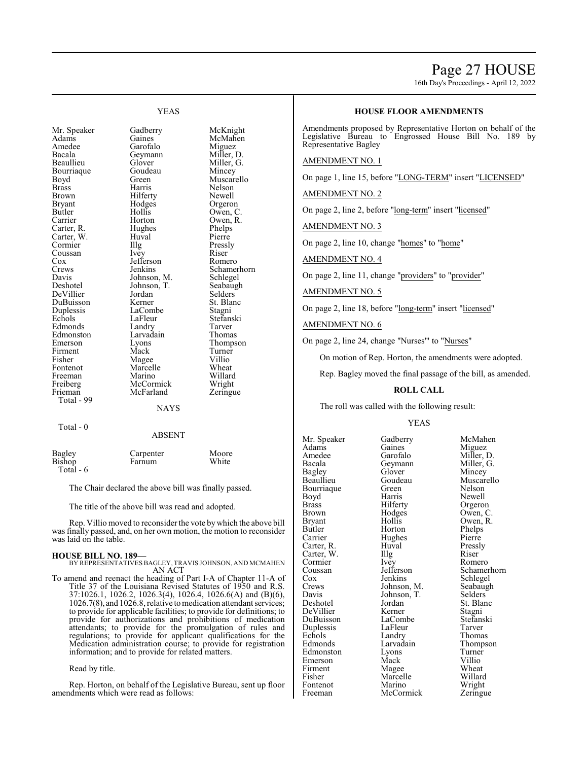YEAS

| | | |
|---|---|---|
| Mr. Speaker | Gadberry | McKnight |
| Adams | Gaines | McMahen |
| Amedee | Garofalo | Miguez |
| Bacala | Geymann | Miller, D. |
| Beaullieu | Glover | Miller, G. |
| Bourriaque | Goudeau | Mincey |
| Boyd | Green | Muscarello |
| Brass | Harris | Nelson |
| Brown | Hilferty | Newell |
| Bryant | Hodges | Orgeron |
| Butler | Hollis | Owen, C. |
| Carrier | Horton | Owen, R. |
| Carter, R. | Hughes | Phelps |
| Carter, W. | Huval | Pierre |
| Cormier | Illg | Pressly |
| Coussan | Ivey | Riser |
| Cox | Jefferson | Romero |
| Crews | Jenkins | Schamerhorn |
| Davis | Johnson, M. | Schlegel |
| Deshotel | Johnson, T. | Seabaugh |
| DeVillier | Jordan | Selders |
| DuBuisson | Kerner | St. Blanc |
| Duplessis | LaCombe | Stagni |
| Echols | LaFleur | Stefanski |
| Edmonds | Landry | Tarver |
| Edmonston | Larvadain | Thomas |
| Emerson | Lyons | Thompson |
| Firment | Mack | Turner |
| Fisher | Magee | Villio |
| Fontenot | Marcelle | Wheat |
| Freeman | Marino | Willard |
| Freiberg | McCormick | Wright |
| Frieman | McFarland | Zeringue |

Total - 99

NAYS

Total - 0

ABSENT

| | | |
|---|---|---|
| Bagley | Carpenter | Moore |
| Bishop | Farnum | White |

Total - 6

The Chair declared the above bill was finally passed.

The title of the above bill was read and adopted.

Rep. Villio moved to reconsider the vote by which the above bill was finally passed, and, on her own motion, the motion to reconsider was laid on the table.

**HOUSE BILL NO. 189—**

BY REPRESENTATIVES BAGLEY, TRAVIS JOHNSON, AND MCMAHEN
AN ACT

To amend and reenact the heading of Part I-A of Chapter 11-A of Title 37 of the Louisiana Revised Statutes of 1950 and R.S. 37:1026.1, 1026.2, 1026.3(4), 1026.4, 1026.6(A) and (B)(6), 1026.7(8), and 1026.8, relative to medication attendant services; to provide for applicable facilities; to provide for definitions; to provide for authorizations and prohibitions of medication attendants; to provide for the promulgation of rules and regulations; to provide for applicant qualifications for the Medication administration course; to provide for registration information; and to provide for related matters.

Read by title.

Rep. Horton, on behalf of the Legislative Bureau, sent up floor amendments which were read as follows:

**HOUSE FLOOR AMENDMENTS**

Amendments proposed by Representative Horton on behalf of the Legislative Bureau to Engrossed House Bill No. 189 by Representative Bagley

AMENDMENT NO. 1

On page 1, line 15, before "LONG-TERM" insert "LICENSED"

AMENDMENT NO. 2

On page 2, line 2, before "long-term" insert "licensed"

AMENDMENT NO. 3

On page 2, line 10, change "homes" to "home"

AMENDMENT NO. 4

On page 2, line 11, change "providers" to "provider"

AMENDMENT NO. 5

On page 2, line 18, before "long-term" insert "licensed"

AMENDMENT NO. 6

On page 2, line 24, change "Nurses'" to "Nurses"

On motion of Rep. Horton, the amendments were adopted.

Rep. Bagley moved the final passage of the bill, as amended.

**ROLL CALL**

The roll was called with the following result:

YEAS

| | | |
|---|---|---|
| Mr. Speaker | Gadberry | McMahen |
| Adams | Gaines | Miguez |
| Amedee | Garofalo | Miller, D. |
| Bacala | Geymann | Miller, G. |
| Bagley | Glover | Mincey |
| Beaullieu | Goudeau | Muscarello |
| Bourriaque | Green | Nelson |
| Boyd | Harris | Newell |
| Brass | Hilferty | Orgeron |
| Brown | Hodges | Owen, C. |
| Bryant | Hollis | Owen, R. |
| Butler | Horton | Phelps |
| Carrier | Hughes | Pierre |
| Carter, R. | Huval | Pressly |
| Carter, W. | Illg | Riser |
| Cormier | Ivey | Romero |
| Coussan | Jefferson | Schamerhorn |
| Cox | Jenkins | Schlegel |
| Crews | Johnson, M. | Seabaugh |
| Davis | Johnson, T. | Selders |
| Deshotel | Jordan | St. Blanc |
| DeVillier | Kerner | Stagni |
| DuBuisson | LaCombe | Stefanski |
| Duplessis | LaFleur | Tarver |
| Echols | Landry | Thomas |
| Edmonds | Larvadain | Thompson |
| Edmonston | Lyons | Turner |
| Emerson | Mack | Villio |
| Firment | Magee | Wheat |
| Fisher | Marcelle | Willard |
| Fontenot | Marino | Wright |
| Freeman | McCormick | Zeringue |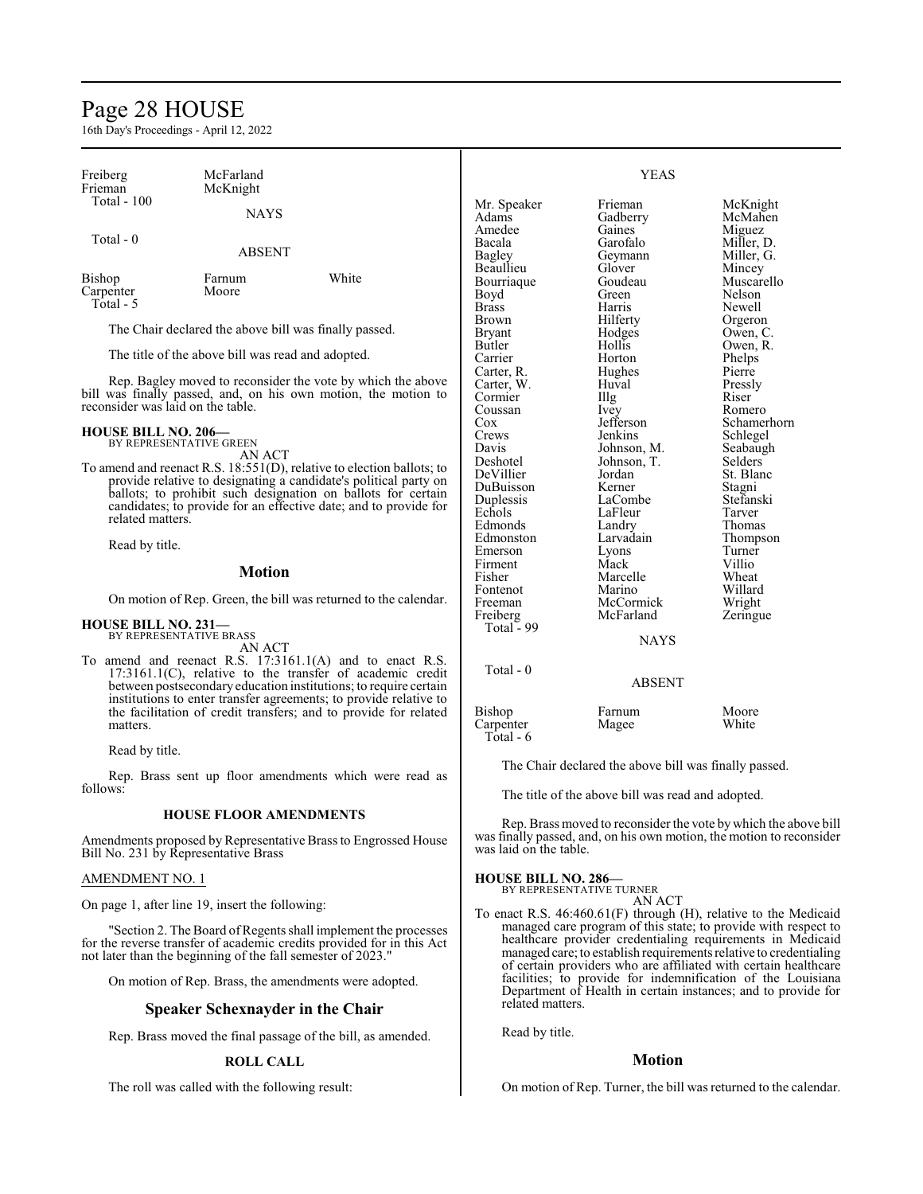| | |
|---|---|
| Freiberg | McFarland |
| Frieman | McKnight |
| Total - 100 | |

NAYS

Total - 0

ABSENT

| | | |
|---|---|---|
| Bishop | Farnum | White |
| Carpenter | Moore | |
| Total - 5 | | |

The Chair declared the above bill was finally passed.

The title of the above bill was read and adopted.

Rep. Bagley moved to reconsider the vote by which the above bill was finally passed, and, on his own motion, the motion to reconsider was laid on the table.

**HOUSE BILL NO. 206—**
BY REPRESENTATIVE GREEN
AN ACT

To amend and reenact R.S. 18:551(D), relative to election ballots; to provide relative to designating a candidate's political party on ballots; to prohibit such designation on ballots for certain candidates; to provide for an effective date; and to provide for related matters.

Read by title.

## Motion

On motion of Rep. Green, the bill was returned to the calendar.

**HOUSE BILL NO. 231—**
BY REPRESENTATIVE BRASS
AN ACT

To amend and reenact R.S. 17:3161.1(A) and to enact R.S. 17:3161.1(C), relative to the transfer of academic credit between postsecondary education institutions; to require certain institutions to enter transfer agreements; to provide relative to the facilitation of credit transfers; and to provide for related matters.

Read by title.

Rep. Brass sent up floor amendments which were read as follows:

**HOUSE FLOOR AMENDMENTS**

Amendments proposed by Representative Brass to Engrossed House Bill No. 231 by Representative Brass

AMENDMENT NO. 1

On page 1, after line 19, insert the following:

"Section 2. The Board of Regents shall implement the processes for the reverse transfer of academic credits provided for in this Act not later than the beginning of the fall semester of 2023."

On motion of Rep. Brass, the amendments were adopted.

## Speaker Schexnayder in the Chair

Rep. Brass moved the final passage of the bill, as amended.

**ROLL CALL**

The roll was called with the following result:

YEAS

| | | |
|---|---|---|
| Mr. Speaker | Frieman | McKnight |
| Adams | Gadberry | McMahen |
| Amedee | Gaines | Miguez |
| Bacala | Garofalo | Miller, D. |
| Bagley | Geymann | Miller, G. |
| Beaullieu | Glover | Mincey |
| Bourriaque | Goudeau | Muscarello |
| Boyd | Green | Nelson |
| Brass | Harris | Newell |
| Brown | Hilferty | Orgeron |
| Bryant | Hodges | Owen, C. |
| Butler | Hollis | Owen, R. |
| Carrier | Horton | Phelps |
| Carter, R. | Hughes | Pierre |
| Carter, W. | Huval | Pressly |
| Cormier | Illg | Riser |
| Coussan | Ivey | Romero |
| Cox | Jefferson | Schamerhorn |
| Crews | Jenkins | Schlegel |
| Davis | Johnson, M. | Seabaugh |
| Deshotel | Johnson, T. | Selders |
| DeVillier | Jordan | St. Blanc |
| DuBuisson | Kerner | Stagni |
| Duplessis | LaCombe | Stefanski |
| Echols | LaFleur | Tarver |
| Edmonds | Landry | Thomas |
| Edmonston | Larvadain | Thompson |
| Emerson | Lyons | Turner |
| Firment | Mack | Villio |
| Fisher | Marcelle | Wheat |
| Fontenot | Marino | Willard |
| Freeman | McCormick | Wright |
| Freiberg | McFarland | Zeringue |
| Total - 99 | | |

NAYS

Total - 0

ABSENT

| | | |
|---|---|---|
| Bishop | Farnum | Moore |
| Carpenter | Magee | White |
| Total - 6 | | |

The Chair declared the above bill was finally passed.

The title of the above bill was read and adopted.

Rep. Brass moved to reconsider the vote by which the above bill was finally passed, and, on his own motion, the motion to reconsider was laid on the table.

**HOUSE BILL NO. 286—**
BY REPRESENTATIVE TURNER
AN ACT

To enact R.S. 46:460.61(F) through (H), relative to the Medicaid managed care program of this state; to provide with respect to healthcare provider credentialing requirements in Medicaid managed care; to establish requirements relative to credentialing of certain providers who are affiliated with certain healthcare facilities; to provide for indemnification of the Louisiana Department of Health in certain instances; and to provide for related matters.

Read by title.

## Motion

On motion of Rep. Turner, the bill was returned to the calendar.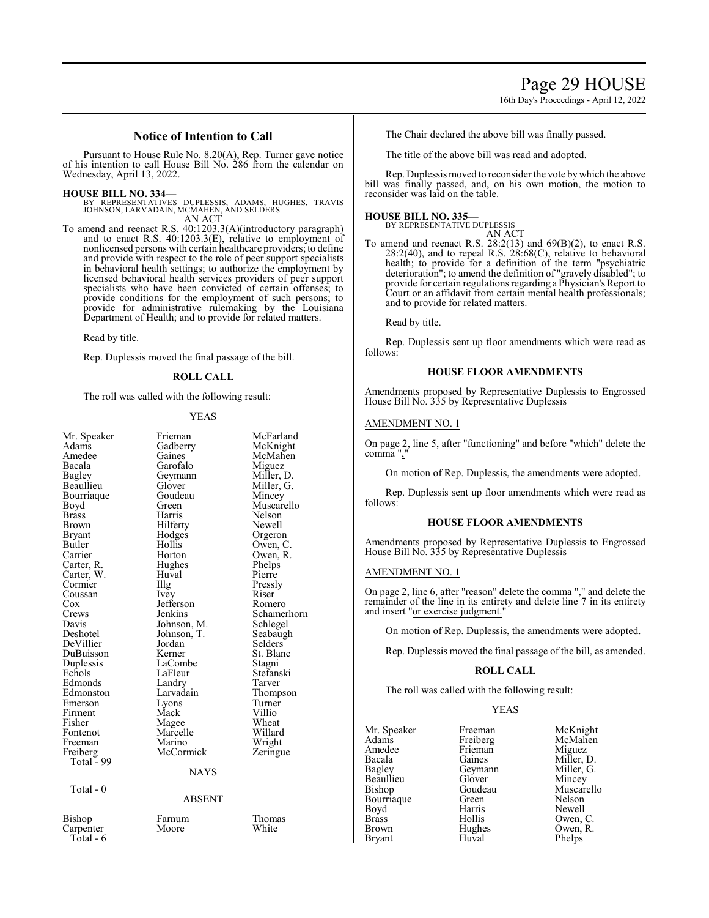## Notice of Intention to Call

Pursuant to House Rule No. 8.20(A), Rep. Turner gave notice of his intention to call House Bill No. 286 from the calendar on Wednesday, April 13, 2022.

**HOUSE BILL NO. 334—**
BY REPRESENTATIVES DUPLESSIS, ADAMS, HUGHES, TRAVIS JOHNSON, LARVADAIN, MCMAHEN, AND SELDERS
AN ACT

To amend and reenact R.S. 40:1203.3(A)(introductory paragraph) and to enact R.S. 40:1203.3(E), relative to employment of nonlicensed persons with certain healthcare providers; to define and provide with respect to the role of peer support specialists in behavioral health settings; to authorize the employment by licensed behavioral health services providers of peer support specialists who have been convicted of certain offenses; to provide conditions for the employment of such persons; to provide for administrative rulemaking by the Louisiana Department of Health; and to provide for related matters.

Read by title.

Rep. Duplessis moved the final passage of the bill.

### ROLL CALL

The roll was called with the following result:

YEAS

| | | |
|---|---|---|
| Mr. Speaker | Frieman | McFarland |
| Adams | Gadberry | McKnight |
| Amedee | Gaines | McMahen |
| Bacala | Garofalo | Miguez |
| Bagley | Geymann | Miller, D. |
| Beaullieu | Glover | Miller, G. |
| Bourriaque | Goudeau | Mincey |
| Boyd | Green | Muscarello |
| Brass | Harris | Nelson |
| Brown | Hilferty | Newell |
| Bryant | Hodges | Orgeron |
| Butler | Hollis | Owen, C. |
| Carrier | Horton | Owen, R. |
| Carter, R. | Hughes | Phelps |
| Carter, W. | Huval | Pierre |
| Cormier | Illg | Pressly |
| Coussan | Ivey | Riser |
| Cox | Jefferson | Romero |
| Crews | Jenkins | Schamerhorn |
| Davis | Johnson, M. | Schlegel |
| Deshotel | Johnson, T. | Seabaugh |
| DeVillier | Jordan | Selders |
| DuBuisson | Kerner | St. Blanc |
| Duplessis | LaCombe | Stagni |
| Echols | LaFleur | Stefanski |
| Edmonds | Landry | Tarver |
| Edmonston | Larvadain | Thompson |
| Emerson | Lyons | Turner |
| Firment | Mack | Villio |
| Fisher | Magee | Wheat |
| Fontenot | Marcelle | Willard |
| Freeman | Marino | Wright |
| Freiberg | McCormick | Zeringue |
| Total - 99 | | |

NAYS

Total - 0

ABSENT

| | | |
|---|---|---|
| Bishop | Farnum | Thomas |
| Carpenter | Moore | White |
| Total - 6 | | |

The Chair declared the above bill was finally passed.

The title of the above bill was read and adopted.

Rep. Duplessis moved to reconsider the vote by which the above bill was finally passed, and, on his own motion, the motion to reconsider was laid on the table.

**HOUSE BILL NO. 335—**
BY REPRESENTATIVE DUPLESSIS
AN ACT

To amend and reenact R.S. 28:2(13) and 69(B)(2), to enact R.S. 28:2(40), and to repeal R.S. 28:68(C), relative to behavioral health; to provide for a definition of the term "psychiatric deterioration"; to amend the definition of "gravely disabled"; to provide for certain regulations regarding a Physician's Report to Court or an affidavit from certain mental health professionals; and to provide for related matters.

Read by title.

Rep. Duplessis sent up floor amendments which were read as follows:

### HOUSE FLOOR AMENDMENTS

Amendments proposed by Representative Duplessis to Engrossed House Bill No. 335 by Representative Duplessis

AMENDMENT NO. 1

On page 2, line 5, after "functioning" and before "which" delete the comma ","

On motion of Rep. Duplessis, the amendments were adopted.

Rep. Duplessis sent up floor amendments which were read as follows:

### HOUSE FLOOR AMENDMENTS

Amendments proposed by Representative Duplessis to Engrossed House Bill No. 335 by Representative Duplessis

AMENDMENT NO. 1

On page 2, line 6, after "reason" delete the comma "," and delete the remainder of the line in its entirety and delete line 7 in its entirety and insert "or exercise judgment."

On motion of Rep. Duplessis, the amendments were adopted.

Rep. Duplessis moved the final passage of the bill, as amended.

### ROLL CALL

The roll was called with the following result:

YEAS

| | | |
|---|---|---|
| Mr. Speaker | Freeman | McKnight |
| Adams | Freiberg | McMahen |
| Amedee | Frieman | Miguez |
| Bacala | Gaines | Miller, D. |
| Bagley | Geymann | Miller, G. |
| Beaullieu | Glover | Mincey |
| Bishop | Goudeau | Muscarello |
| Bourriaque | Green | Nelson |
| Boyd | Harris | Newell |
| Brass | Hollis | Owen, C. |
| Brown | Hughes | Owen, R. |
| Bryant | Huval | Phelps |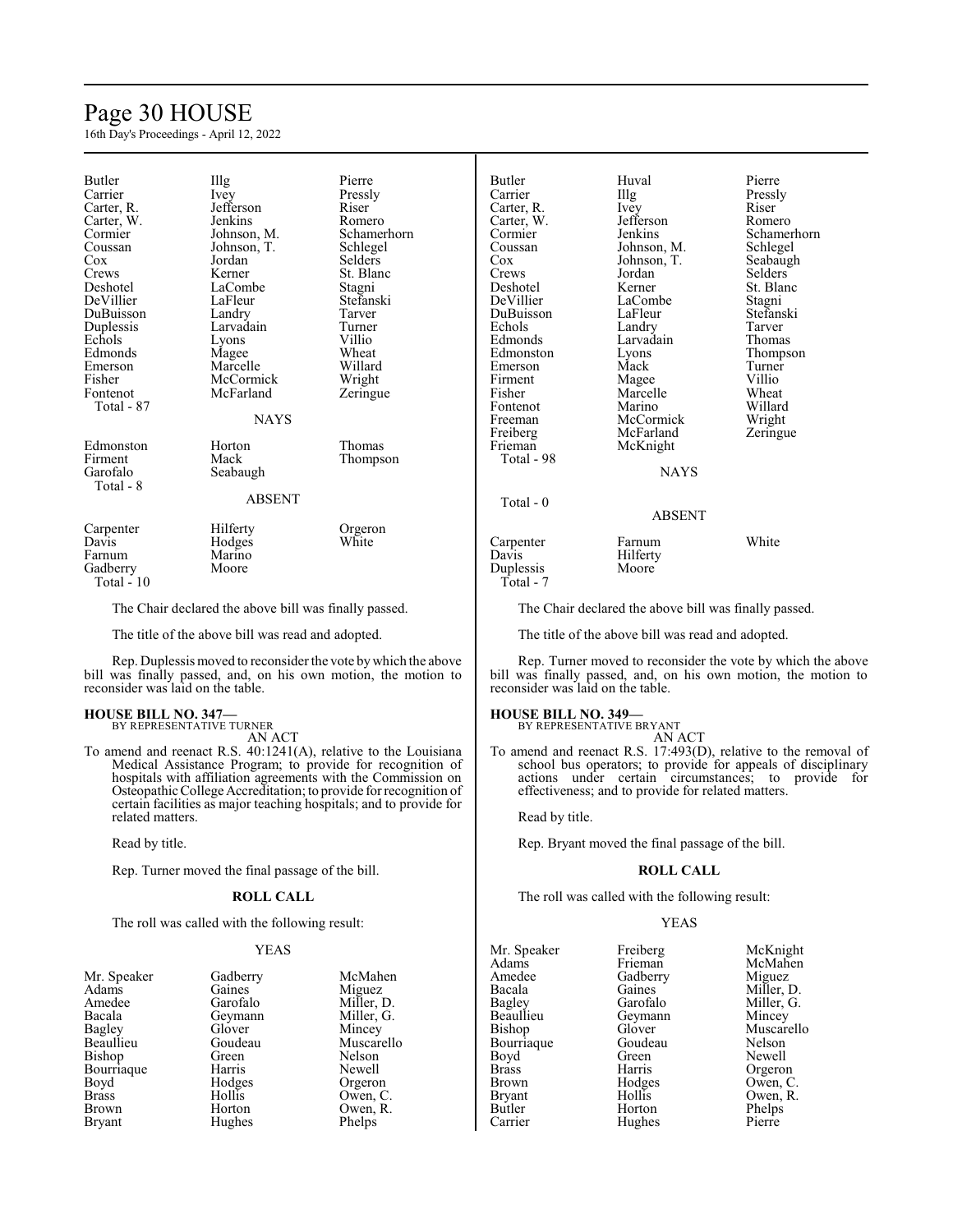| | | |
|---|---|---|
| Butler | Illg | Pierre |
| Carrier | Ivey | Pressly |
| Carter, R. | Jefferson | Riser |
| Carter, W. | Jenkins | Romero |
| Cormier | Johnson, M. | Schamerhorn |
| Coussan | Johnson, T. | Schlegel |
| Cox | Jordan | Selders |
| Crews | Kerner | St. Blanc |
| Deshotel | LaCombe | Stagni |
| DeVillier | LaFleur | Stefanski |
| DuBuisson | Landry | Tarver |
| Duplessis | Larvadain | Turner |
| Echols | Lyons | Villio |
| Edmonds | Magee | Wheat |
| Emerson | Marcelle | Willard |
| Fisher | McCormick | Wright |
| Fontenot | McFarland | Zeringue |

Total - 87

NAYS

| | | |
|---|---|---|
| Edmonston | Horton | Thomas |
| Firment | Mack | Thompson |
| Garofalo | Seabaugh | |

Total - 8

ABSENT

| | | |
|---|---|---|
| Carpenter | Hilferty | Orgeron |
| Davis | Hodges | White |
| Farnum | Marino | |
| Gadberry | Moore | |

Total - 10

The Chair declared the above bill was finally passed.

The title of the above bill was read and adopted.

Rep. Duplessis moved to reconsider the vote by which the above bill was finally passed, and, on his own motion, the motion to reconsider was laid on the table.

**HOUSE BILL NO. 347—**
BY REPRESENTATIVE TURNER

AN ACT

To amend and reenact R.S. 40:1241(A), relative to the Louisiana Medical Assistance Program; to provide for recognition of hospitals with affiliation agreements with the Commission on Osteopathic College Accreditation; to provide for recognition of certain facilities as major teaching hospitals; and to provide for related matters.

Read by title.

Rep. Turner moved the final passage of the bill.

**ROLL CALL**

The roll was called with the following result:

YEAS

| | | |
|---|---|---|
| Mr. Speaker | Gadberry | McMahen |
| Adams | Gaines | Miguez |
| Amedee | Garofalo | Miller, D. |
| Bacala | Geymann | Miller, G. |
| Bagley | Glover | Mincey |
| Beaullieu | Goudeau | Muscarello |
| Bishop | Green | Nelson |
| Bourriaque | Harris | Newell |
| Boyd | Hodges | Orgeron |
| Brass | Hollis | Owen, C. |
| Brown | Horton | Owen, R. |
| Bryant | Hughes | Phelps |
| Butler | Huval | Pierre |
| Carrier | Illg | Pressly |
| Carter, R. | Ivey | Riser |
| Carter, W. | Jefferson | Romero |
| Cormier | Jenkins | Schamerhorn |
| Coussan | Johnson, M. | Schlegel |
| Cox | Johnson, T. | Seabaugh |
| Crews | Jordan | Selders |
| Deshotel | Kerner | St. Blanc |
| DeVillier | LaCombe | Stagni |
| DuBuisson | LaFleur | Stefanski |
| Echols | Landry | Tarver |
| Edmonds | Larvadain | Thomas |
| Edmonston | Lyons | Thompson |
| Emerson | Mack | Turner |
| Firment | Magee | Villio |
| Fisher | Marcelle | Wheat |
| Fontenot | Marino | Willard |
| Freeman | McCormick | Wright |
| Freiberg | McFarland | Zeringue |
| Frieman | McKnight | |

Total - 98

NAYS

Total - 0

ABSENT

| | | |
|---|---|---|
| Carpenter | Farnum | White |
| Davis | Hilferty | |
| Duplessis | Moore | |

Total - 7

The Chair declared the above bill was finally passed.

The title of the above bill was read and adopted.

Rep. Turner moved to reconsider the vote by which the above bill was finally passed, and, on his own motion, the motion to reconsider was laid on the table.

**HOUSE BILL NO. 349—**
BY REPRESENTATIVE BRYANT

AN ACT

To amend and reenact R.S. 17:493(D), relative to the removal of school bus operators; to provide for appeals of disciplinary actions under certain circumstances; to provide for effectiveness; and to provide for related matters.

Read by title.

Rep. Bryant moved the final passage of the bill.

**ROLL CALL**

The roll was called with the following result:

YEAS

| | | |
|---|---|---|
| Mr. Speaker | Freiberg | McKnight |
| Adams | Frieman | McMahen |
| Amedee | Gadberry | Miguez |
| Bacala | Gaines | Miller, D. |
| Bagley | Garofalo | Miller, G. |
| Beaullieu | Geymann | Mincey |
| Bishop | Glover | Muscarello |
| Bourriaque | Goudeau | Nelson |
| Boyd | Green | Newell |
| Brass | Harris | Orgeron |
| Brown | Hodges | Owen, C. |
| Bryant | Hollis | Owen, R. |
| Butler | Horton | Phelps |
| Carrier | Hughes | Pierre |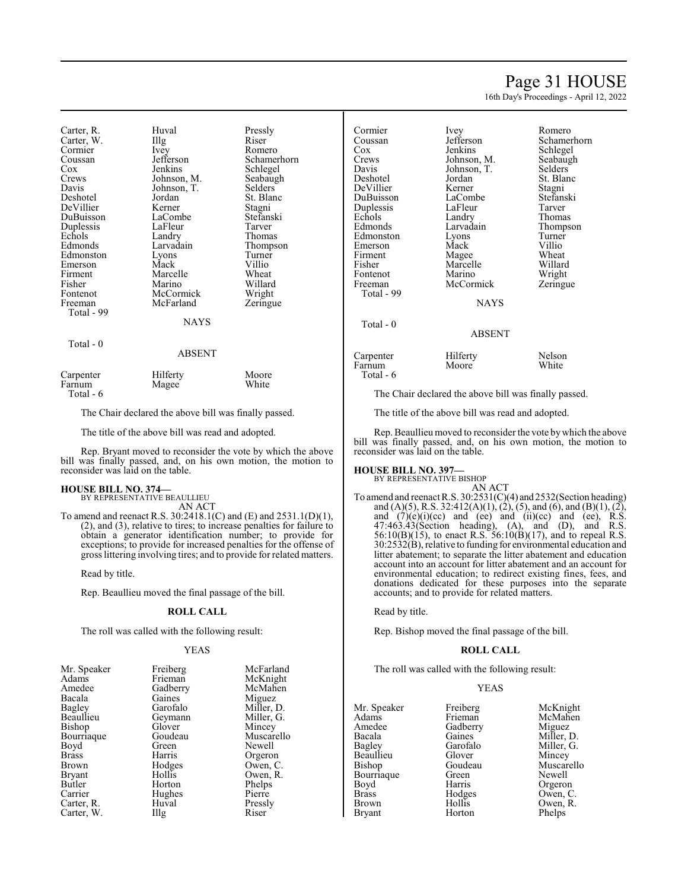| | | |
|---|---|---|
| Carter, R. | Huval | Pressly |
| Carter, W. | Illg | Riser |
| Cormier | Ivey | Romero |
| Coussan | Jefferson | Schamerhorn |
| Cox | Jenkins | Schlegel |
| Crews | Johnson, M. | Seabaugh |
| Davis | Johnson, T. | Selders |
| Deshotel | Jordan | St. Blanc |
| DeVillier | Kerner | Stagni |
| DuBuisson | LaCombe | Stefanski |
| Duplessis | LaFleur | Tarver |
| Echols | Landry | Thomas |
| Edmonds | Larvadain | Thompson |
| Edmonston | Lyons | Turner |
| Emerson | Mack | Villio |
| Firment | Marcelle | Wheat |
| Fisher | Marino | Willard |
| Fontenot | McCormick | Wright |
| Freeman | McFarland | Zeringue |

Total - 99

NAYS

Total - 0

ABSENT

| | | |
|---|---|---|
| Carpenter | Hilferty | Moore |
| Farnum | Magee | White |

Total - 6

The Chair declared the above bill was finally passed.

The title of the above bill was read and adopted.

Rep. Bryant moved to reconsider the vote by which the above bill was finally passed, and, on his own motion, the motion to reconsider was laid on the table.

**HOUSE BILL NO. 374—**
BY REPRESENTATIVE BEAULLIEU

AN ACT

To amend and reenact R.S. 30:2418.1(C) and (E) and 2531.1(D)(1), (2), and (3), relative to tires; to increase penalties for failure to obtain a generator identification number; to provide for exceptions; to provide for increased penalties for the offense of gross littering involving tires; and to provide for related matters.

Read by title.

Rep. Beaullieu moved the final passage of the bill.

**ROLL CALL**

The roll was called with the following result:

YEAS

| | | |
|---|---|---|
| Mr. Speaker | Freiberg | McFarland |
| Adams | Frieman | McKnight |
| Amedee | Gadberry | McMahen |
| Bacala | Gaines | Miguez |
| Bagley | Garofalo | Miller, D. |
| Beaullieu | Geymann | Miller, G. |
| Bishop | Glover | Mincey |
| Bourriaque | Goudeau | Muscarello |
| Boyd | Green | Newell |
| Brass | Harris | Orgeron |
| Brown | Hodges | Owen, C. |
| Bryant | Hollis | Owen, R. |
| Butler | Horton | Phelps |
| Carrier | Hughes | Pierre |
| Carter, R. | Huval | Pressly |
| Carter, W. | Illg | Riser |
| Cormier | Ivey | Romero |
| Coussan | Jefferson | Schamerhorn |
| Cox | Jenkins | Schlegel |
| Crews | Johnson, M. | Seabaugh |
| Davis | Johnson, T. | Selders |
| Deshotel | Jordan | St. Blanc |
| DeVillier | Kerner | Stagni |
| DuBuisson | LaCombe | Stefanski |
| Duplessis | LaFleur | Tarver |
| Echols | Landry | Thomas |
| Edmonds | Larvadain | Thompson |
| Edmonston | Lyons | Turner |
| Emerson | Mack | Villio |
| Firment | Magee | Wheat |
| Fisher | Marcelle | Willard |
| Fontenot | Marino | Wright |
| Freeman | McCormick | Zeringue |

Total - 99

NAYS

Total - 0

ABSENT

| | | |
|---|---|---|
| Carpenter | Hilferty | Nelson |
| Farnum | Moore | White |

Total - 6

The Chair declared the above bill was finally passed.

The title of the above bill was read and adopted.

Rep. Beaullieu moved to reconsider the vote by which the above bill was finally passed, and, on his own motion, the motion to reconsider was laid on the table.

**HOUSE BILL NO. 397—**
BY REPRESENTATIVE BISHOP

AN ACT

To amend and reenact R.S. 30:2531(C)(4) and 2532(Section heading) and (A)(5), R.S. 32:412(A)(1), (2), (5), and (6), and (B)(1), (2), and (7)(e)(i)(cc) and (ee) and (ii)(cc) and (ee), R.S. 47:463.43(Section heading), (A), and (D), and R.S. 56:10(B)(15), to enact R.S. 56:10(B)(17), and to repeal R.S. 30:2532(B), relative to funding for environmental education and litter abatement; to separate the litter abatement and education account into an account for litter abatement and an account for environmental education; to redirect existing fines, fees, and donations dedicated for these purposes into the separate accounts; and to provide for related matters.

Read by title.

Rep. Bishop moved the final passage of the bill.

**ROLL CALL**

The roll was called with the following result:

YEAS

| | | |
|---|---|---|
| Mr. Speaker | Freiberg | McKnight |
| Adams | Frieman | McMahen |
| Amedee | Gadberry | Miguez |
| Bacala | Gaines | Miller, D. |
| Bagley | Garofalo | Miller, G. |
| Beaullieu | Glover | Mincey |
| Bishop | Goudeau | Muscarello |
| Bourriaque | Green | Newell |
| Boyd | Harris | Orgeron |
| Brass | Hodges | Owen, C. |
| Brown | Hollis | Owen, R. |
| Bryant | Horton | Phelps |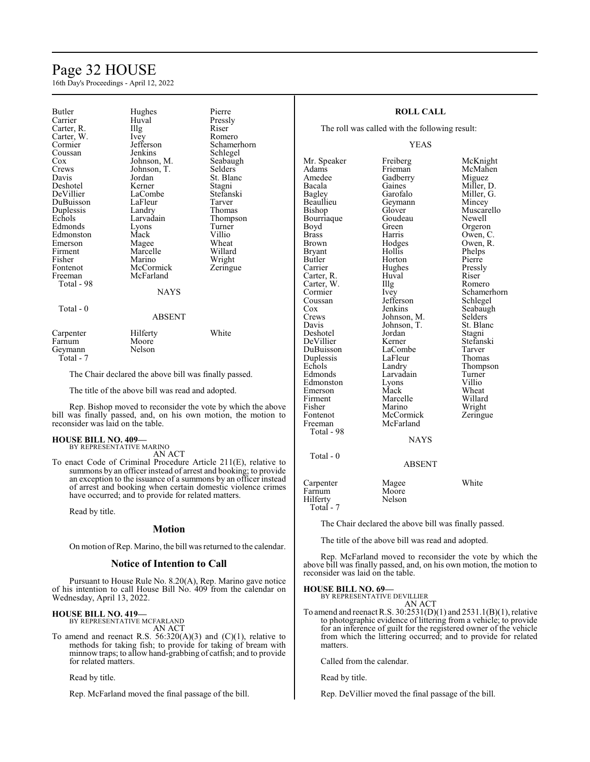| | | |
|---|---|---|
| Butler | Hughes | Pierre |
| Carrier | Huval | Pressly |
| Carter, R. | Illg | Riser |
| Carter, W. | Ivey | Romero |
| Cormier | Jefferson | Schamerhorn |
| Coussan | Jenkins | Schlegel |
| Cox | Johnson, M. | Seabaugh |
| Crews | Johnson, T. | Selders |
| Davis | Jordan | St. Blanc |
| Deshotel | Kerner | Stagni |
| DeVillier | LaCombe | Stefanski |
| DuBuisson | LaFleur | Tarver |
| Duplessis | Landry | Thomas |
| Echols | Larvadain | Thompson |
| Edmonds | Lyons | Turner |
| Edmonston | Mack | Villio |
| Emerson | Magee | Wheat |
| Firment | Marcelle | Willard |
| Fisher | Marino | Wright |
| Fontenot | McCormick | Zeringue |
| Freeman | McFarland | |

Total - 98

NAYS

Total - 0

ABSENT

| | | |
|---|---|---|
| Carpenter | Hilferty | White |
| Farnum | Moore | |
| Geymann | Nelson | |

Total - 7

The Chair declared the above bill was finally passed.

The title of the above bill was read and adopted.

Rep. Bishop moved to reconsider the vote by which the above bill was finally passed, and, on his own motion, the motion to reconsider was laid on the table.

**HOUSE BILL NO. 409—**
BY REPRESENTATIVE MARINO
AN ACT

To enact Code of Criminal Procedure Article 211(E), relative to summons by an officer instead of arrest and booking; to provide an exception to the issuance of a summons by an officer instead of arrest and booking when certain domestic violence crimes have occurred; and to provide for related matters.

Read by title.

## Motion

On motion of Rep. Marino, the bill was returned to the calendar.

## Notice of Intention to Call

Pursuant to House Rule No. 8.20(A), Rep. Marino gave notice of his intention to call House Bill No. 409 from the calendar on Wednesday, April 13, 2022.

**HOUSE BILL NO. 419—**
BY REPRESENTATIVE MCFARLAND
AN ACT

To amend and reenact R.S. 56:320(A)(3) and (C)(1), relative to methods for taking fish; to provide for taking of bream with minnow traps; to allow hand-grabbing of catfish; and to provide for related matters.

Read by title.

Rep. McFarland moved the final passage of the bill.

### ROLL CALL

The roll was called with the following result:

YEAS

| | | |
|---|---|---|
| Mr. Speaker | Freiberg | McKnight |
| Adams | Frieman | McMahen |
| Amedee | Gadberry | Miguez |
| Bacala | Gaines | Miller, D. |
| Bagley | Garofalo | Miller, G. |
| Beaullieu | Geymann | Mincey |
| Bishop | Glover | Muscarello |
| Bourriaque | Goudeau | Newell |
| Boyd | Green | Orgeron |
| Brass | Harris | Owen, C. |
| Brown | Hodges | Owen, R. |
| Bryant | Hollis | Phelps |
| Butler | Horton | Pierre |
| Carrier | Hughes | Pressly |
| Carter, R. | Huval | Riser |
| Carter, W. | Illg | Romero |
| Cormier | Ivey | Schamerhorn |
| Coussan | Jefferson | Schlegel |
| Cox | Jenkins | Seabaugh |
| Crews | Johnson, M. | Selders |
| Davis | Johnson, T. | St. Blanc |
| Deshotel | Jordan | Stagni |
| DeVillier | Kerner | Stefanski |
| DuBuisson | LaCombe | Tarver |
| Duplessis | LaFleur | Thomas |
| Echols | Landry | Thompson |
| Edmonds | Larvadain | Turner |
| Edmonston | Lyons | Villio |
| Emerson | Mack | Wheat |
| Firment | Marcelle | Willard |
| Fisher | Marino | Wright |
| Fontenot | McCormick | Zeringue |
| Freeman | McFarland | |

Total - 98

NAYS

Total - 0

ABSENT

| | | |
|---|---|---|
| Carpenter | Magee | White |
| Farnum | Moore | |
| Hilferty | Nelson | |

Total - 7

The Chair declared the above bill was finally passed.

The title of the above bill was read and adopted.

Rep. McFarland moved to reconsider the vote by which the above bill was finally passed, and, on his own motion, the motion to reconsider was laid on the table.

**HOUSE BILL NO. 69—**
BY REPRESENTATIVE DEVILLIER
AN ACT

To amend and reenact R.S. 30:2531(D)(1) and 2531.1(B)(1), relative to photographic evidence of littering from a vehicle; to provide for an inference of guilt for the registered owner of the vehicle from which the littering occurred; and to provide for related matters.

Called from the calendar.

Read by title.

Rep. DeVillier moved the final passage of the bill.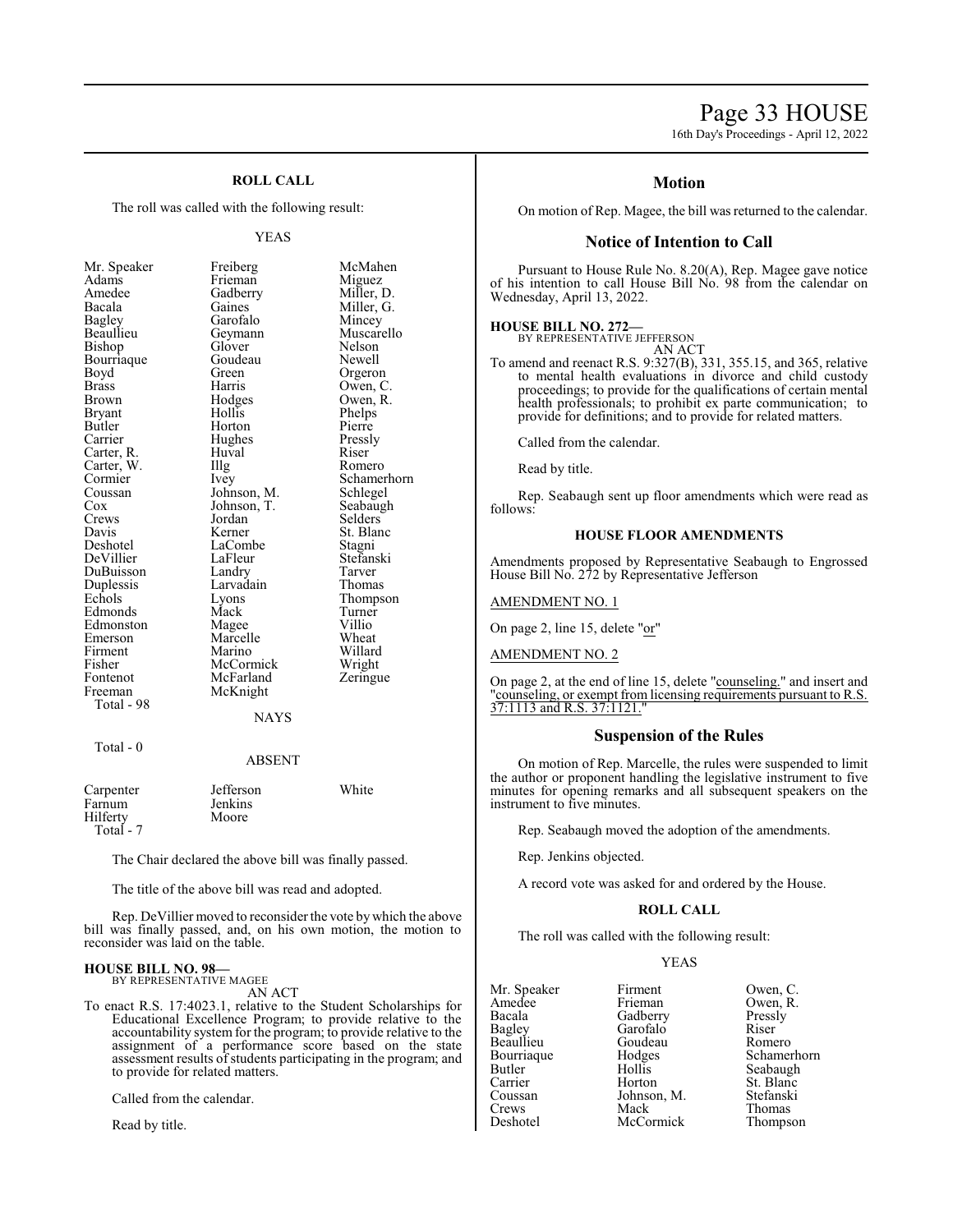**ROLL CALL**

The roll was called with the following result:

YEAS

| | | |
|---|---|---|
| Mr. Speaker | Freiberg | McMahen |
| Adams | Frieman | Miguez |
| Amedee | Gadberry | Miller, D. |
| Bacala | Gaines | Miller, G. |
| Bagley | Garofalo | Mincey |
| Beaullieu | Geymann | Muscarello |
| Bishop | Glover | Nelson |
| Bourriaque | Goudeau | Newell |
| Boyd | Green | Orgeron |
| Brass | Harris | Owen, C. |
| Brown | Hodges | Owen, R. |
| Bryant | Hollis | Phelps |
| Butler | Horton | Pierre |
| Carrier | Hughes | Pressly |
| Carter, R. | Huval | Riser |
| Carter, W. | Illg | Romero |
| Cormier | Ivey | Schamerhorn |
| Coussan | Johnson, M. | Schlegel |
| Cox | Johnson, T. | Seabaugh |
| Crews | Jordan | Selders |
| Davis | Kerner | St. Blanc |
| Deshotel | LaCombe | Stagni |
| DeVillier | LaFleur | Stefanski |
| DuBuisson | Landry | Tarver |
| Duplessis | Larvadain | Thomas |
| Echols | Lyons | Thompson |
| Edmonds | Mack | Turner |
| Edmonston | Magee | Villio |
| Emerson | Marcelle | Wheat |
| Firment | Marino | Willard |
| Fisher | McCormick | Wright |
| Fontenot | McFarland | Zeringue |
| Freeman | McKnight | |

Total - 98

NAYS

Total - 0

ABSENT

| | | |
|---|---|---|
| Carpenter | Jefferson | White |
| Farnum | Jenkins | |
| Hilferty | Moore | |

Total - 7

The Chair declared the above bill was finally passed.

The title of the above bill was read and adopted.

Rep. DeVillier moved to reconsider the vote by which the above bill was finally passed, and, on his own motion, the motion to reconsider was laid on the table.

**HOUSE BILL NO. 98—**
BY REPRESENTATIVE MAGEE
AN ACT

To enact R.S. 17:4023.1, relative to the Student Scholarships for Educational Excellence Program; to provide relative to the accountability system for the program; to provide relative to the assignment of a performance score based on the state assessment results of students participating in the program; and to provide for related matters.

Called from the calendar.

Read by title.

## Motion

On motion of Rep. Magee, the bill was returned to the calendar.

## Notice of Intention to Call

Pursuant to House Rule No. 8.20(A), Rep. Magee gave notice of his intention to call House Bill No. 98 from the calendar on Wednesday, April 13, 2022.

**HOUSE BILL NO. 272—**
BY REPRESENTATIVE JEFFERSON
AN ACT

To amend and reenact R.S. 9:327(B), 331, 355.15, and 365, relative to mental health evaluations in divorce and child custody proceedings; to provide for the qualifications of certain mental health professionals; to prohibit ex parte communication; to provide for definitions; and to provide for related matters.

Called from the calendar.

Read by title.

Rep. Seabaugh sent up floor amendments which were read as follows:

**HOUSE FLOOR AMENDMENTS**

Amendments proposed by Representative Seabaugh to Engrossed House Bill No. 272 by Representative Jefferson

AMENDMENT NO. 1

On page 2, line 15, delete "or"

AMENDMENT NO. 2

On page 2, at the end of line 15, delete "counseling." and insert and "counseling, or exempt from licensing requirements pursuant to R.S. 37:1113 and R.S. 37:1121."

## Suspension of the Rules

On motion of Rep. Marcelle, the rules were suspended to limit the author or proponent handling the legislative instrument to five minutes for opening remarks and all subsequent speakers on the instrument to five minutes.

Rep. Seabaugh moved the adoption of the amendments.

Rep. Jenkins objected.

A record vote was asked for and ordered by the House.

**ROLL CALL**

The roll was called with the following result:

YEAS

| | | |
|---|---|---|
| Mr. Speaker | Firment | Owen, C. |
| Amedee | Frieman | Owen, R. |
| Bacala | Gadberry | Pressly |
| Bagley | Garofalo | Riser |
| Beaullieu | Goudeau | Romero |
| Bourriaque | Hodges | Schamerhorn |
| Butler | Hollis | Seabaugh |
| Carrier | Horton | St. Blanc |
| Coussan | Johnson, M. | Stefanski |
| Crews | Mack | Thomas |
| Deshotel | McCormick | Thompson |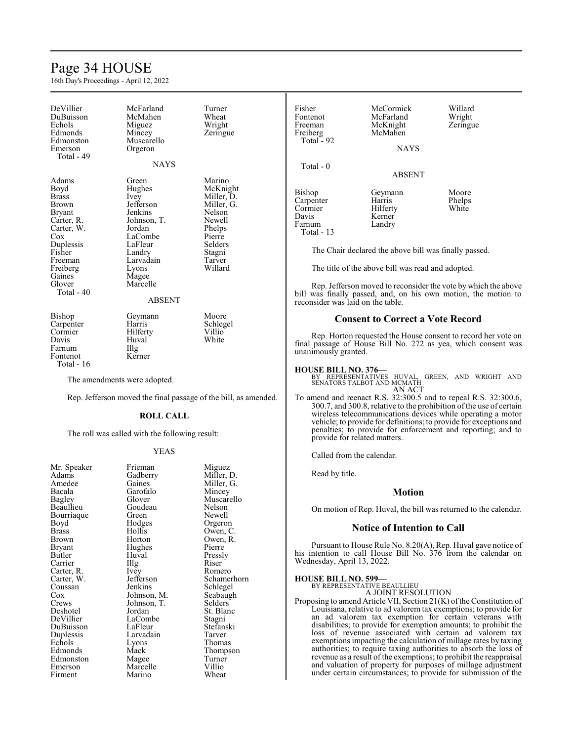| | | |
|---|---|---|
| DeVillier | McFarland | Turner |
| DuBuisson | McMahen | Wheat |
| Echols | Miguez | Wright |
| Edmonds | Mincey | Zeringue |
| Edmonston | Muscarello | |
| Emerson | Orgeron | |
| Total - 49 | | |

NAYS

| | | |
|---|---|---|
| Adams | Green | Marino |
| Boyd | Hughes | McKnight |
| Brass | Ivey | Miller, D. |
| Brown | Jefferson | Miller, G. |
| Bryant | Jenkins | Nelson |
| Carter, R. | Johnson, T. | Newell |
| Carter, W. | Jordan | Phelps |
| Cox | LaCombe | Pierre |
| Duplessis | LaFleur | Selders |
| Fisher | Landry | Stagni |
| Freeman | Larvadain | Tarver |
| Freiberg | Lyons | Willard |
| Gaines | Magee | |
| Glover | Marcelle | |
| Total - 40 | | |

ABSENT

| | | |
|---|---|---|
| Bishop | Geymann | Moore |
| Carpenter | Harris | Schlegel |
| Cormier | Hilferty | Villio |
| Davis | Huval | White |
| Farnum | Illg | |
| Fontenot | Kerner | |
| Total - 16 | | |

The amendments were adopted.

Rep. Jefferson moved the final passage of the bill, as amended.

**ROLL CALL**

The roll was called with the following result:

YEAS

| | | |
|---|---|---|
| Mr. Speaker | Frieman | Miguez |
| Adams | Gadberry | Miller, D. |
| Amedee | Gaines | Miller, G. |
| Bacala | Garofalo | Mincey |
| Bagley | Glover | Muscarello |
| Beaullieu | Goudeau | Nelson |
| Bourriaque | Green | Newell |
| Boyd | Hodges | Orgeron |
| Brass | Hollis | Owen, C. |
| Brown | Horton | Owen, R. |
| Bryant | Hughes | Pierre |
| Butler | Huval | Pressly |
| Carrier | Illg | Riser |
| Carter, R. | Ivey | Romero |
| Carter, W. | Jefferson | Schamerhorn |
| Coussan | Jenkins | Schlegel |
| Cox | Johnson, M. | Seabaugh |
| Crews | Johnson, T. | Selders |
| Deshotel | Jordan | St. Blanc |
| DeVillier | LaCombe | Stagni |
| DuBuisson | LaFleur | Stefanski |
| Duplessis | Larvadain | Tarver |
| Echols | Lyons | Thomas |
| Edmonds | Mack | Thompson |
| Edmonston | Magee | Turner |
| Emerson | Marcelle | Villio |
| Firment | Marino | Wheat |
| Fisher | McCormick | Willard |
| Fontenot | McFarland | Wright |
| Freeman | McKnight | Zeringue |
| Freiberg | McMahen | |
| Total - 92 | | |

NAYS

Total - 0

ABSENT

| | | |
|---|---|---|
| Bishop | Geymann | Moore |
| Carpenter | Harris | Phelps |
| Cormier | Hilferty | White |
| Davis | Kerner | |
| Farnum | Landry | |
| Total - 13 | | |

The Chair declared the above bill was finally passed.

The title of the above bill was read and adopted.

Rep. Jefferson moved to reconsider the vote by which the above bill was finally passed, and, on his own motion, the motion to reconsider was laid on the table.

## Consent to Correct a Vote Record

Rep. Horton requested the House consent to record her vote on final passage of House Bill No. 272 as yea, which consent was unanimously granted.

**HOUSE BILL NO. 376—**
BY REPRESENTATIVES HUVAL, GREEN, AND WRIGHT AND SENATORS TALBOT AND MCMATH
AN ACT

To amend and reenact R.S. 32:300.5 and to repeal R.S. 32:300.6, 300.7, and 300.8, relative to the prohibition of the use of certain wireless telecommunications devices while operating a motor vehicle; to provide for definitions; to provide for exceptions and penalties; to provide for enforcement and reporting; and to provide for related matters.

Called from the calendar.

Read by title.

## Motion

On motion of Rep. Huval, the bill was returned to the calendar.

## Notice of Intention to Call

Pursuant to House Rule No. 8.20(A), Rep. Huval gave notice of his intention to call House Bill No. 376 from the calendar on Wednesday, April 13, 2022.

**HOUSE BILL NO. 599—**
BY REPRESENTATIVE BEAULLIEU
A JOINT RESOLUTION

Proposing to amend Article VII, Section 21(K) of the Constitution of Louisiana, relative to ad valorem tax exemptions; to provide for an ad valorem tax exemption for certain veterans with disabilities; to provide for exemption amounts; to prohibit the loss of revenue associated with certain ad valorem tax exemptions impacting the calculation of millage rates by taxing authorities; to require taxing authorities to absorb the loss of revenue as a result of the exemptions; to prohibit the reappraisal and valuation of property for purposes of millage adjustment under certain circumstances; to provide for submission of the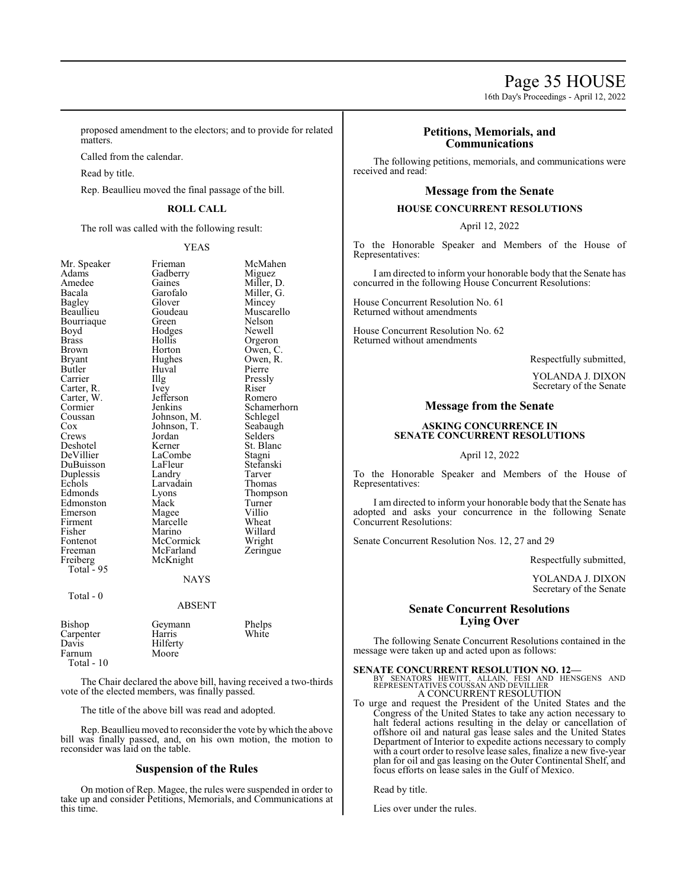proposed amendment to the electors; and to provide for related matters.

Called from the calendar.

Read by title.

Rep. Beaullieu moved the final passage of the bill.

**ROLL CALL**

The roll was called with the following result:

YEAS

| | | |
|---|---|---|
| Mr. Speaker | Frieman | McMahen |
| Adams | Gadberry | Miguez |
| Amedee | Gaines | Miller, D. |
| Bacala | Garofalo | Miller, G. |
| Bagley | Glover | Mincey |
| Beaullieu | Goudeau | Muscarello |
| Bourriaque | Green | Nelson |
| Boyd | Hodges | Newell |
| Brass | Hollis | Orgeron |
| Brown | Horton | Owen, C. |
| Bryant | Hughes | Owen, R. |
| Butler | Huval | Pierre |
| Carrier | Illg | Pressly |
| Carter, R. | Ivey | Riser |
| Carter, W. | Jefferson | Romero |
| Cormier | Jenkins | Schamerhorn |
| Coussan | Johnson, M. | Schlegel |
| Cox | Johnson, T. | Seabaugh |
| Crews | Jordan | Selders |
| Deshotel | Kerner | St. Blanc |
| DeVillier | LaCombe | Stagni |
| DuBuisson | LaFleur | Stefanski |
| Duplessis | Landry | Tarver |
| Echols | Larvadain | Thomas |
| Edmonds | Lyons | Thompson |
| Edmonston | Mack | Turner |
| Emerson | Magee | Villio |
| Firment | Marcelle | Wheat |
| Fisher | Marino | Willard |
| Fontenot | McCormick | Wright |
| Freeman | McFarland | Zeringue |
| Freiberg | McKnight | |

Total - 95

NAYS

Total - 0

ABSENT

| | | |
|---|---|---|
| Bishop | Geymann | Phelps |
| Carpenter | Harris | White |
| Davis | Hilferty | |
| Farnum | Moore | |

Total - 10

The Chair declared the above bill, having received a two-thirds vote of the elected members, was finally passed.

The title of the above bill was read and adopted.

Rep. Beaullieu moved to reconsider the vote by which the above bill was finally passed, and, on his own motion, the motion to reconsider was laid on the table.

## Suspension of the Rules

On motion of Rep. Magee, the rules were suspended in order to take up and consider Petitions, Memorials, and Communications at this time.

## Petitions, Memorials, and Communications

The following petitions, memorials, and communications were received and read:

## Message from the Senate

### HOUSE CONCURRENT RESOLUTIONS

April 12, 2022

To the Honorable Speaker and Members of the House of Representatives:

I am directed to inform your honorable body that the Senate has concurred in the following House Concurrent Resolutions:

House Concurrent Resolution No. 61
Returned without amendments

House Concurrent Resolution No. 62
Returned without amendments

Respectfully submitted,

YOLANDA J. DIXON
Secretary of the Senate

## Message from the Senate

### ASKING CONCURRENCE IN SENATE CONCURRENT RESOLUTIONS

April 12, 2022

To the Honorable Speaker and Members of the House of Representatives:

I am directed to inform your honorable body that the Senate has adopted and asks your concurrence in the following Senate Concurrent Resolutions:

Senate Concurrent Resolution Nos. 12, 27 and 29

Respectfully submitted,

YOLANDA J. DIXON
Secretary of the Senate

## Senate Concurrent Resolutions Lying Over

The following Senate Concurrent Resolutions contained in the message were taken up and acted upon as follows:

**SENATE CONCURRENT RESOLUTION NO. 12—**
BY SENATORS HEWITT, ALLAIN, FESI AND HENSGENS AND REPRESENTATIVES COUSSAN AND DEVILLIER
A CONCURRENT RESOLUTION
To urge and request the President of the United States and the Congress of the United States to take any action necessary to halt federal actions resulting in the delay or cancellation of offshore oil and natural gas lease sales and the United States Department of Interior to expedite actions necessary to comply with a court order to resolve lease sales, finalize a new five-year plan for oil and gas leasing on the Outer Continental Shelf, and focus efforts on lease sales in the Gulf of Mexico.

Read by title.

Lies over under the rules.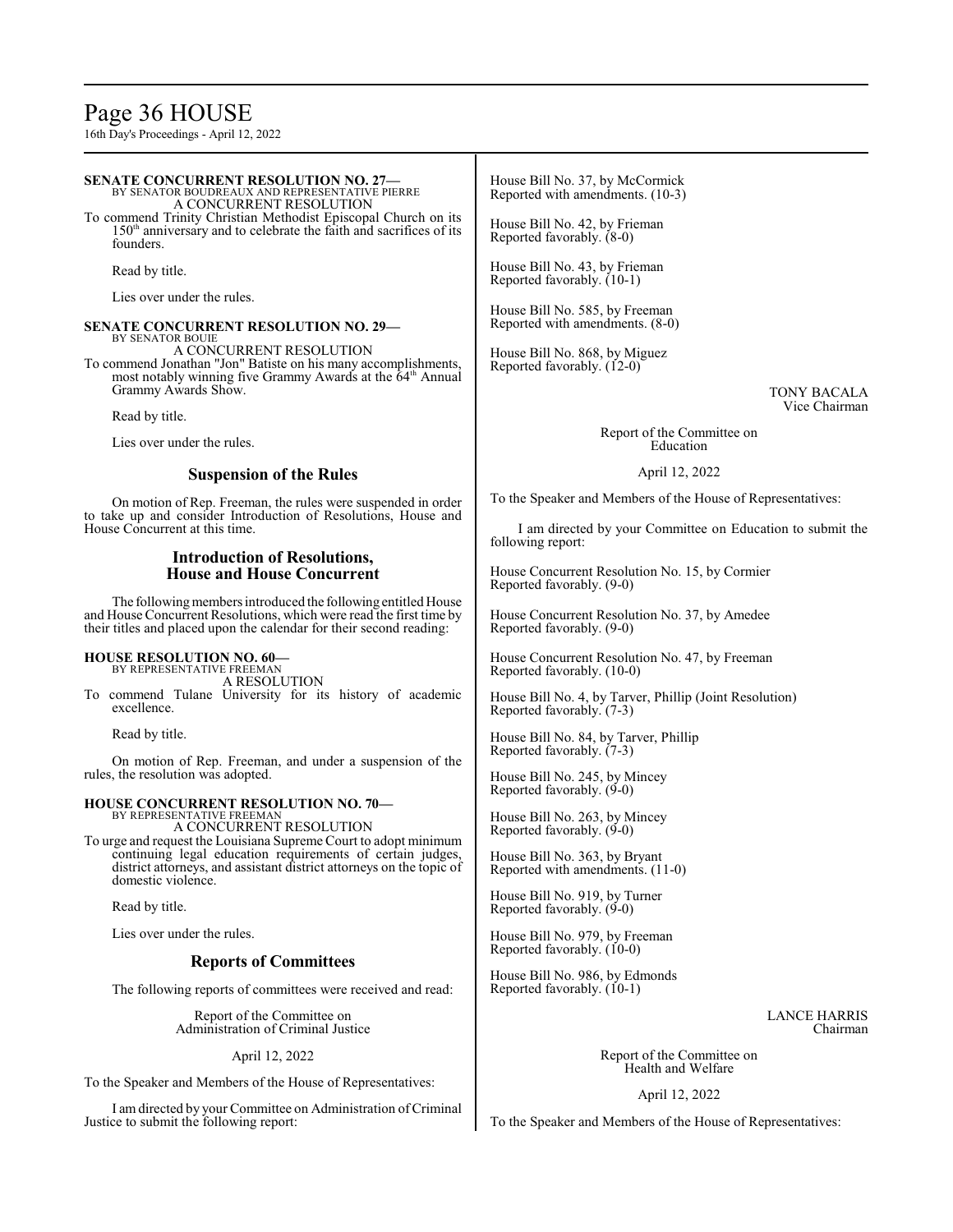**SENATE CONCURRENT RESOLUTION NO. 27—**
BY SENATOR BOUDREAUX AND REPRESENTATIVE PIERRE
A CONCURRENT RESOLUTION

To commend Trinity Christian Methodist Episcopal Church on its 150th anniversary and to celebrate the faith and sacrifices of its founders.

Read by title.

Lies over under the rules.

**SENATE CONCURRENT RESOLUTION NO. 29—**
BY SENATOR BOUIE
A CONCURRENT RESOLUTION

To commend Jonathan "Jon" Batiste on his many accomplishments, most notably winning five Grammy Awards at the 64th Annual Grammy Awards Show.

Read by title.

Lies over under the rules.

## Suspension of the Rules

On motion of Rep. Freeman, the rules were suspended in order to take up and consider Introduction of Resolutions, House and House Concurrent at this time.

## Introduction of Resolutions, House and House Concurrent

The following members introduced the following entitled House and House Concurrent Resolutions, which were read the first time by their titles and placed upon the calendar for their second reading:

**HOUSE RESOLUTION NO. 60—**
BY REPRESENTATIVE FREEMAN
A RESOLUTION

To commend Tulane University for its history of academic excellence.

Read by title.

On motion of Rep. Freeman, and under a suspension of the rules, the resolution was adopted.

**HOUSE CONCURRENT RESOLUTION NO. 70—**
BY REPRESENTATIVE FREEMAN
A CONCURRENT RESOLUTION

To urge and request the Louisiana Supreme Court to adopt minimum continuing legal education requirements of certain judges, district attorneys, and assistant district attorneys on the topic of domestic violence.

Read by title.

Lies over under the rules.

## Reports of Committees

The following reports of committees were received and read:

Report of the Committee on
Administration of Criminal Justice

April 12, 2022

To the Speaker and Members of the House of Representatives:

I am directed by your Committee on Administration of Criminal Justice to submit the following report:

House Bill No. 37, by McCormick
Reported with amendments. (10-3)

House Bill No. 42, by Frieman
Reported favorably. (8-0)

House Bill No. 43, by Frieman
Reported favorably. (10-1)

House Bill No. 585, by Freeman
Reported with amendments. (8-0)

House Bill No. 868, by Miguez
Reported favorably. (12-0)

TONY BACALA
Vice Chairman

Report of the Committee on
Education

April 12, 2022

To the Speaker and Members of the House of Representatives:

I am directed by your Committee on Education to submit the following report:

House Concurrent Resolution No. 15, by Cormier
Reported favorably. (9-0)

House Concurrent Resolution No. 37, by Amedee
Reported favorably. (9-0)

House Concurrent Resolution No. 47, by Freeman
Reported favorably. (10-0)

House Bill No. 4, by Tarver, Phillip (Joint Resolution)
Reported favorably. (7-3)

House Bill No. 84, by Tarver, Phillip
Reported favorably. (7-3)

House Bill No. 245, by Mincey
Reported favorably. (9-0)

House Bill No. 263, by Mincey
Reported favorably. (9-0)

House Bill No. 363, by Bryant
Reported with amendments. (11-0)

House Bill No. 919, by Turner
Reported favorably. (9-0)

House Bill No. 979, by Freeman
Reported favorably. (10-0)

House Bill No. 986, by Edmonds
Reported favorably. (10-1)

LANCE HARRIS
Chairman

Report of the Committee on
Health and Welfare

April 12, 2022

To the Speaker and Members of the House of Representatives: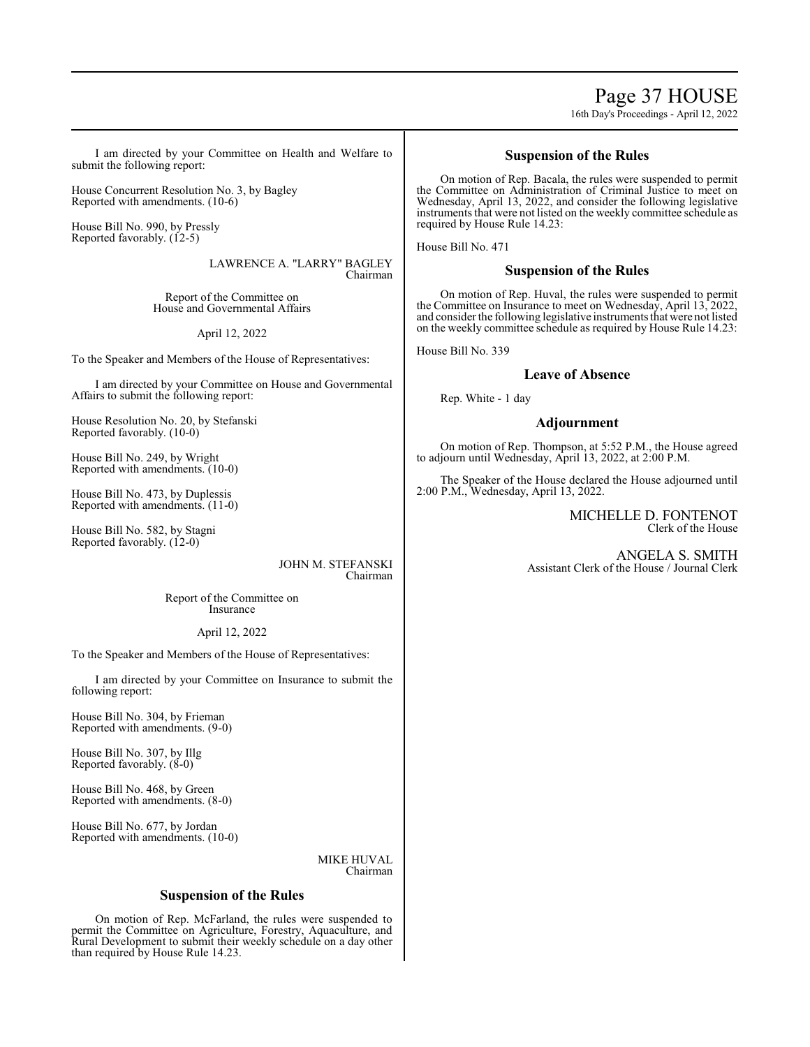I am directed by your Committee on Health and Welfare to submit the following report:

House Concurrent Resolution No. 3, by Bagley
Reported with amendments. (10-6)

House Bill No. 990, by Pressly
Reported favorably. (12-5)

LAWRENCE A. "LARRY" BAGLEY
Chairman

Report of the Committee on
House and Governmental Affairs

April 12, 2022

To the Speaker and Members of the House of Representatives:

I am directed by your Committee on House and Governmental Affairs to submit the following report:

House Resolution No. 20, by Stefanski
Reported favorably. (10-0)

House Bill No. 249, by Wright
Reported with amendments. (10-0)

House Bill No. 473, by Duplessis
Reported with amendments. (11-0)

House Bill No. 582, by Stagni
Reported favorably. (12-0)

JOHN M. STEFANSKI
Chairman

Report of the Committee on
Insurance

April 12, 2022

To the Speaker and Members of the House of Representatives:

I am directed by your Committee on Insurance to submit the following report:

House Bill No. 304, by Frieman
Reported with amendments. (9-0)

House Bill No. 307, by Illg
Reported favorably. (8-0)

House Bill No. 468, by Green
Reported with amendments. (8-0)

House Bill No. 677, by Jordan
Reported with amendments. (10-0)

MIKE HUVAL
Chairman

## Suspension of the Rules

On motion of Rep. McFarland, the rules were suspended to permit the Committee on Agriculture, Forestry, Aquaculture, and Rural Development to submit their weekly schedule on a day other than required by House Rule 14.23.

## Suspension of the Rules

On motion of Rep. Bacala, the rules were suspended to permit the Committee on Administration of Criminal Justice to meet on Wednesday, April 13, 2022, and consider the following legislative instruments that were not listed on the weekly committee schedule as required by House Rule 14.23:

House Bill No. 471

## Suspension of the Rules

On motion of Rep. Huval, the rules were suspended to permit the Committee on Insurance to meet on Wednesday, April 13, 2022, and consider the following legislative instruments that were not listed on the weekly committee schedule as required by House Rule 14.23:

House Bill No. 339

## Leave of Absence

Rep. White - 1 day

## Adjournment

On motion of Rep. Thompson, at 5:52 P.M., the House agreed to adjourn until Wednesday, April 13, 2022, at 2:00 P.M.

The Speaker of the House declared the House adjourned until 2:00 P.M., Wednesday, April 13, 2022.

MICHELLE D. FONTENOT
Clerk of the House

ANGELA S. SMITH
Assistant Clerk of the House / Journal Clerk